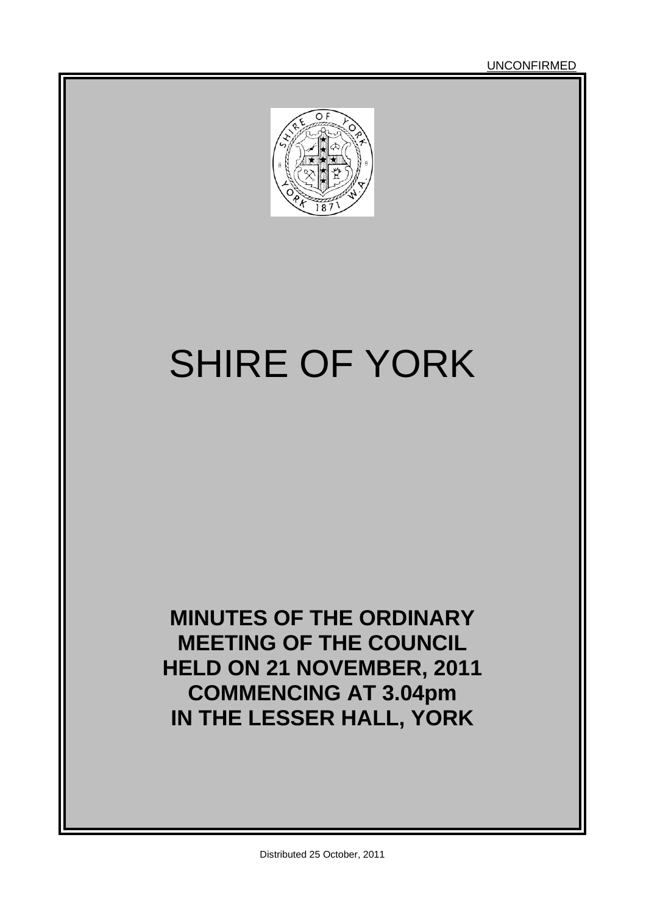UNCONFIRMED

# SHIRE OF YORK

**MINUTES OF THE ORDINARY MEETING OF THE COUNCIL HELD ON 21 NOVEMBER, 2011 COMMENCING AT 3.04pm IN THE LESSER HALL, YORK**

Distributed 25 October, 2011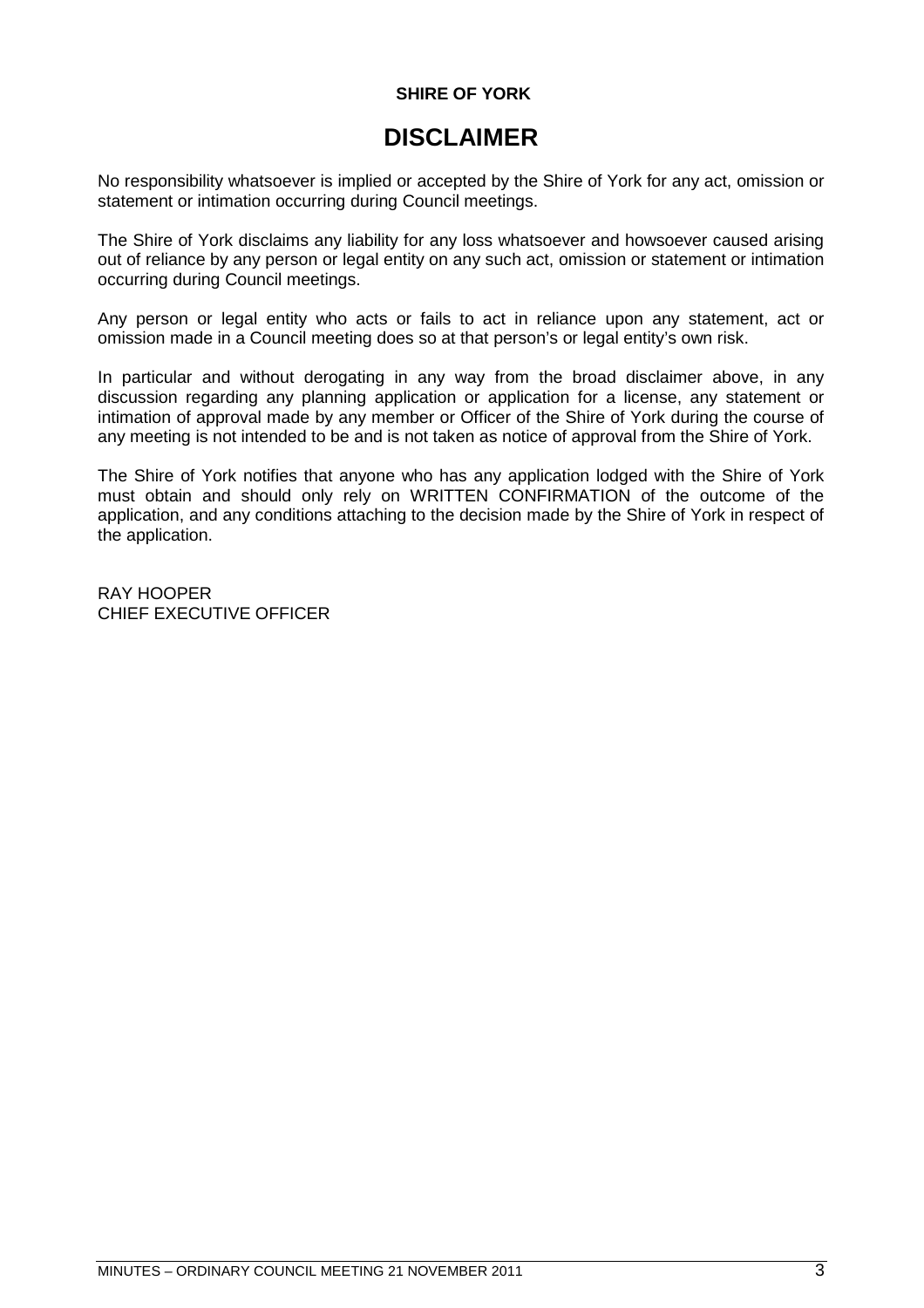**SHIRE OF YORK**

# DISCLAIMER

No responsibility whatsoever is implied or accepted by the Shire of York for any act, omission or statement or intimation occurring during Council meetings.

The Shire of York disclaims any liability for any loss whatsoever and howsoever caused arising out of reliance by any person or legal entity on any such act, omission or statement or intimation occurring during Council meetings.

Any person or legal entity who acts or fails to act in reliance upon any statement, act or omission made in a Council meeting does so at that person's or legal entity's own risk.

In particular and without derogating in any way from the broad disclaimer above, in any discussion regarding any planning application or application for a license, any statement or intimation of approval made by any member or Officer of the Shire of York during the course of any meeting is not intended to be and is not taken as notice of approval from the Shire of York.

The Shire of York notifies that anyone who has any application lodged with the Shire of York must obtain and should only rely on WRITTEN CONFIRMATION of the outcome of the application, and any conditions attaching to the decision made by the Shire of York in respect of the application.

RAY HOOPER
CHIEF EXECUTIVE OFFICER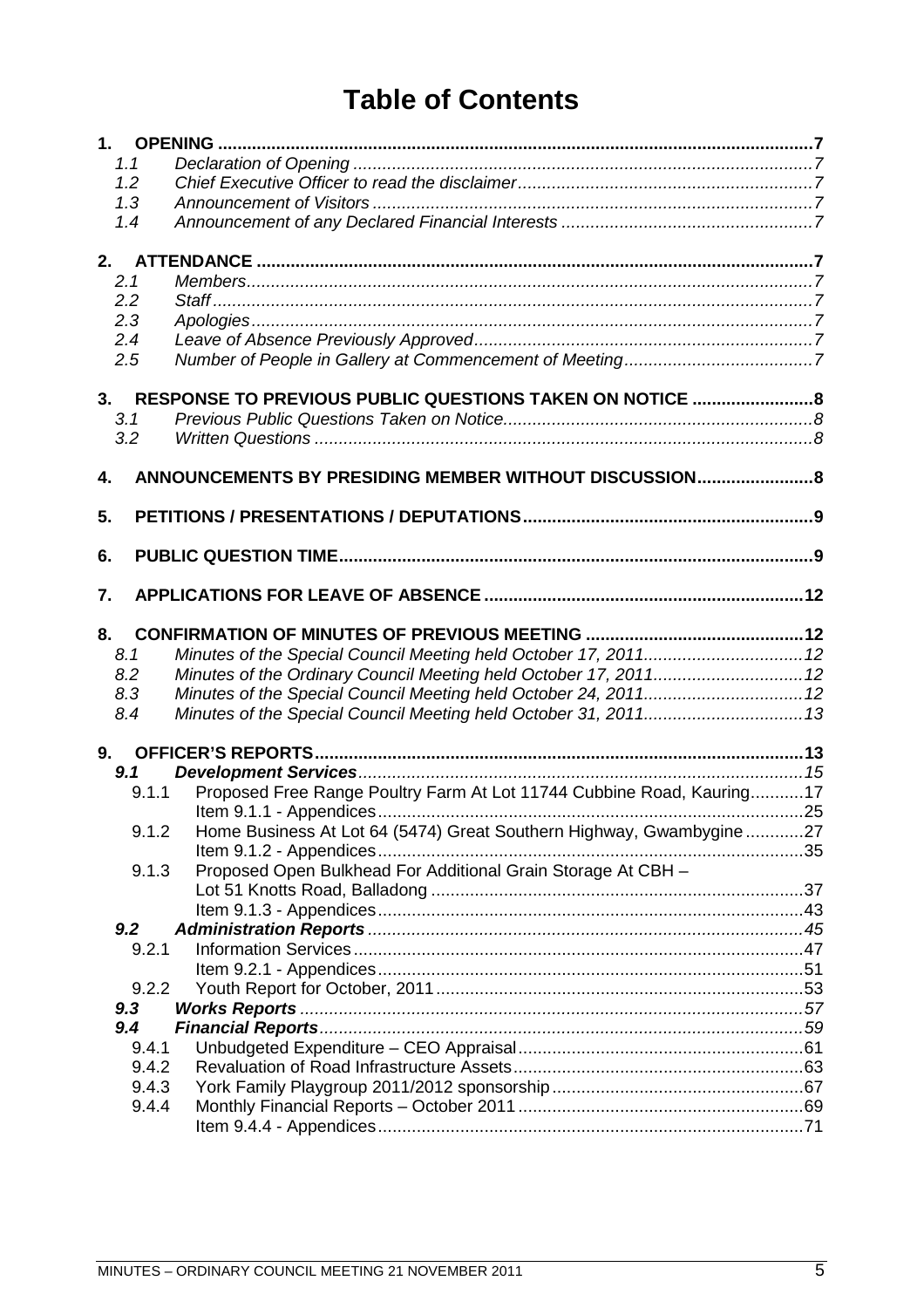# Table of Contents

**1. OPENING** ........ 7
- *1.1 Declaration of Opening* ........ 7
- *1.2 Chief Executive Officer to read the disclaimer* ........ 7
- *1.3 Announcement of Visitors* ........ 7
- *1.4 Announcement of any Declared Financial Interests* ........ 7

**2. ATTENDANCE** ........ 7
- *2.1 Members* ........ 7
- *2.2 Staff* ........ 7
- *2.3 Apologies* ........ 7
- *2.4 Leave of Absence Previously Approved* ........ 7
- *2.5 Number of People in Gallery at Commencement of Meeting* ........ 7

**3. RESPONSE TO PREVIOUS PUBLIC QUESTIONS TAKEN ON NOTICE** ........ 8
- *3.1 Previous Public Questions Taken on Notice* ........ 8
- *3.2 Written Questions* ........ 8

**4. ANNOUNCEMENTS BY PRESIDING MEMBER WITHOUT DISCUSSION** ........ 8

**5. PETITIONS / PRESENTATIONS / DEPUTATIONS** ........ 9

**6. PUBLIC QUESTION TIME** ........ 9

**7. APPLICATIONS FOR LEAVE OF ABSENCE** ........ 12

**8. CONFIRMATION OF MINUTES OF PREVIOUS MEETING** ........ 12
- *8.1 Minutes of the Special Council Meeting held October 17, 2011* ........ 12
- *8.2 Minutes of the Ordinary Council Meeting held October 17, 2011* ........ 12
- *8.3 Minutes of the Special Council Meeting held October 24, 2011* ........ 12
- *8.4 Minutes of the Special Council Meeting held October 31, 2011* ........ 13

**9. OFFICER'S REPORTS** ........ 13
- ***9.1 Development Services*** ........ 15
  - 9.1.1 Proposed Free Range Poultry Farm At Lot 11744 Cubbine Road, Kauring ........ 17
    - Item 9.1.1 - Appendices ........ 25
  - 9.1.2 Home Business At Lot 64 (5474) Great Southern Highway, Gwambygine ........ 27
    - Item 9.1.2 - Appendices ........ 35
  - 9.1.3 Proposed Open Bulkhead For Additional Grain Storage At CBH – Lot 51 Knotts Road, Balladong ........ 37
    - Item 9.1.3 - Appendices ........ 43
- ***9.2 Administration Reports*** ........ 45
  - 9.2.1 Information Services ........ 47
    - Item 9.2.1 - Appendices ........ 51
  - 9.2.2 Youth Report for October, 2011 ........ 53
- ***9.3 Works Reports*** ........ 57
- ***9.4 Financial Reports*** ........ 59
  - 9.4.1 Unbudgeted Expenditure – CEO Appraisal ........ 61
  - 9.4.2 Revaluation of Road Infrastructure Assets ........ 63
  - 9.4.3 York Family Playgroup 2011/2012 sponsorship ........ 67
  - 9.4.4 Monthly Financial Reports – October 2011 ........ 69
    - Item 9.4.4 - Appendices ........ 71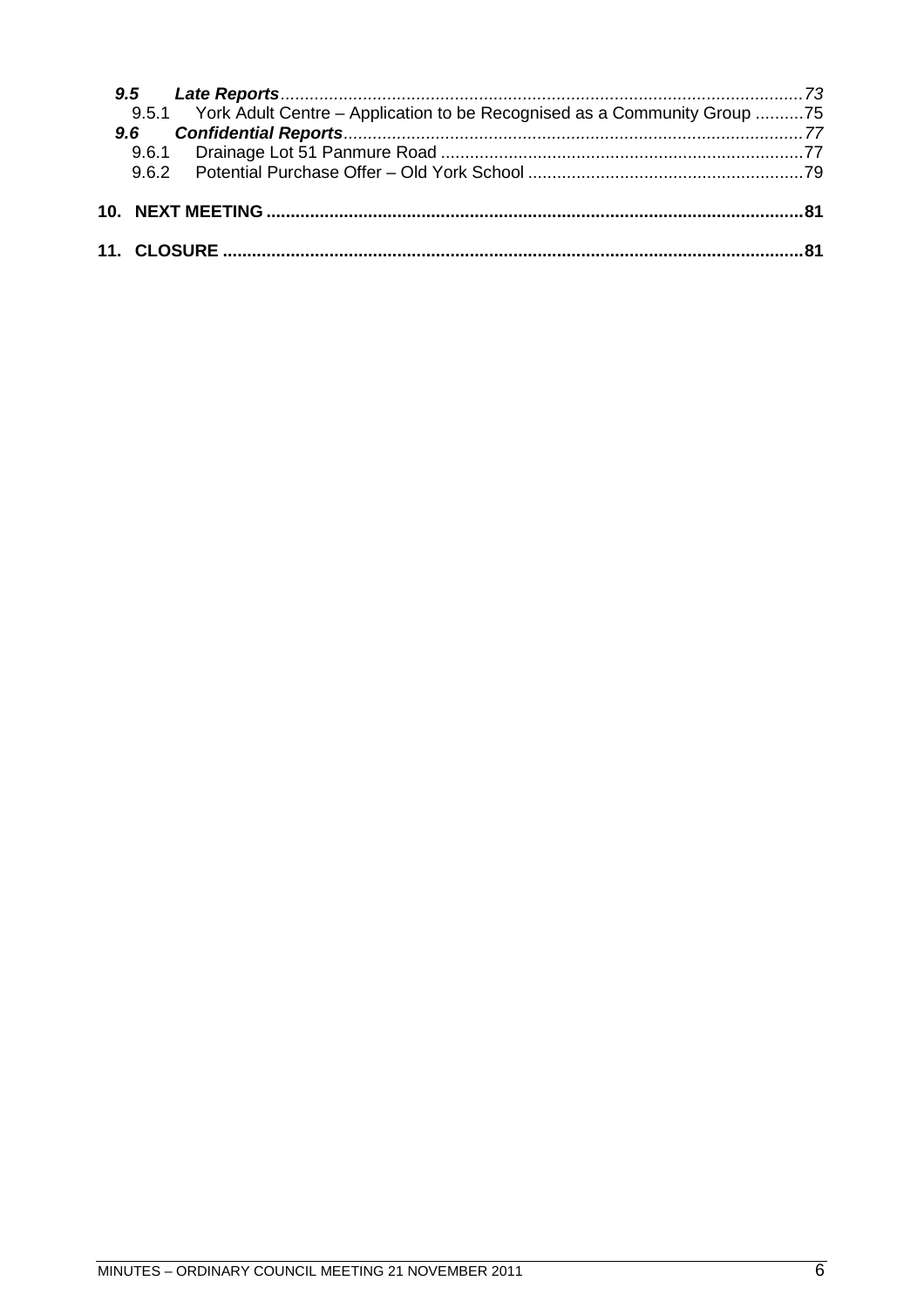*9.5 Late Reports* ..................................................................................................................73

9.5.1 York Adult Centre – Application to be Recognised as a Community Group ..........75

*9.6 Confidential Reports* ..............................................................................................77

9.6.1 Drainage Lot 51 Panmure Road ..........................................................................77

9.6.2 Potential Purchase Offer – Old York School .........................................................79

**10. NEXT MEETING ..............................................................................................................81**

**11. CLOSURE .......................................................................................................................81**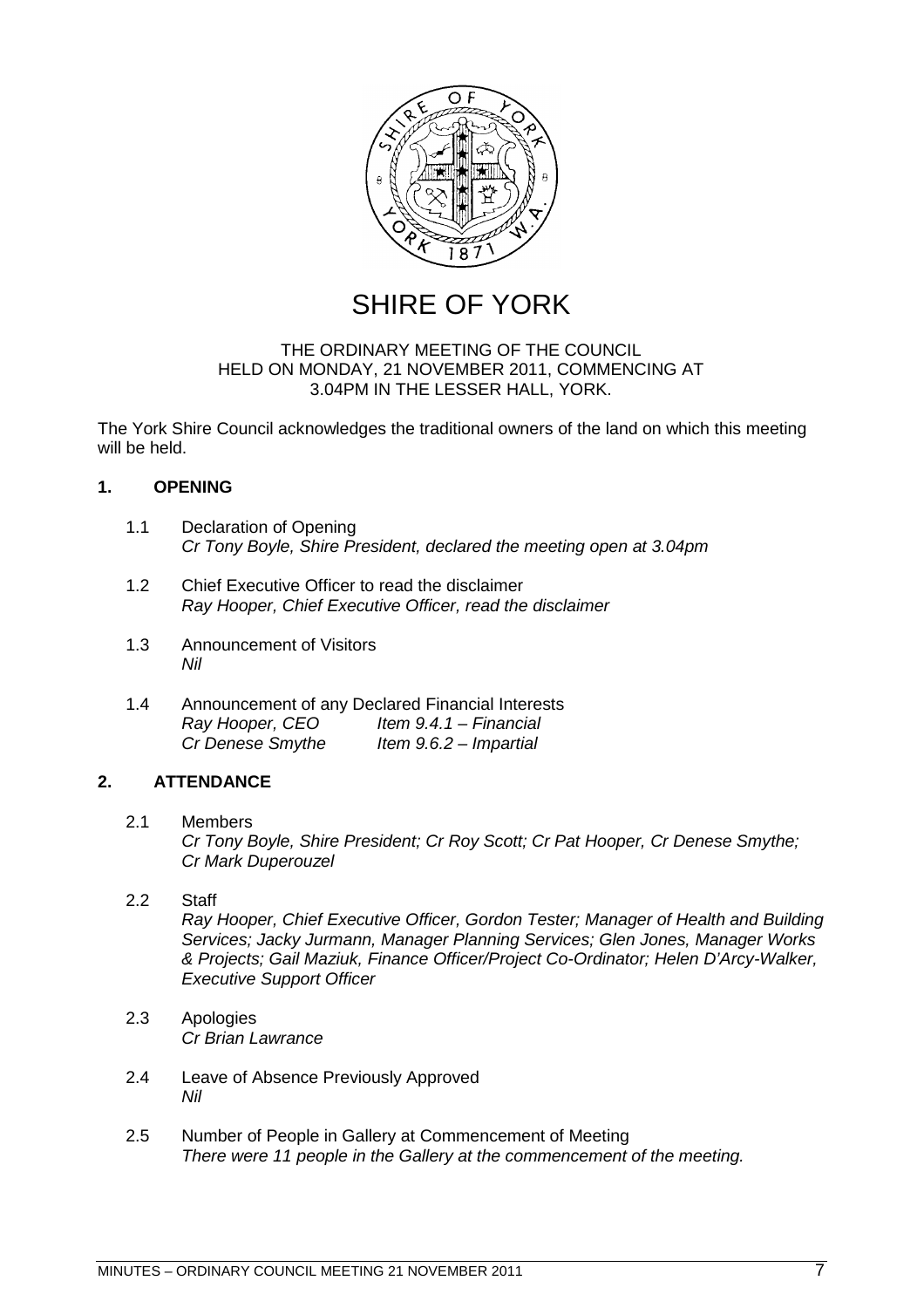# SHIRE OF YORK

THE ORDINARY MEETING OF THE COUNCIL
HELD ON MONDAY, 21 NOVEMBER 2011, COMMENCING AT
3.04PM IN THE LESSER HALL, YORK.

The York Shire Council acknowledges the traditional owners of the land on which this meeting will be held.

## 1. OPENING

1.1 Declaration of Opening
*Cr Tony Boyle, Shire President, declared the meeting open at 3.04pm*

1.2 Chief Executive Officer to read the disclaimer
*Ray Hooper, Chief Executive Officer, read the disclaimer*

1.3 Announcement of Visitors
*Nil*

1.4 Announcement of any Declared Financial Interests
*Ray Hooper, CEO* — *Item 9.4.1 – Financial*
*Cr Denese Smythe* — *Item 9.6.2 – Impartial*

## 2. ATTENDANCE

2.1 Members
*Cr Tony Boyle, Shire President; Cr Roy Scott; Cr Pat Hooper, Cr Denese Smythe; Cr Mark Duperouzel*

2.2 Staff
*Ray Hooper, Chief Executive Officer, Gordon Tester; Manager of Health and Building Services; Jacky Jurmann, Manager Planning Services; Glen Jones, Manager Works & Projects; Gail Maziuk, Finance Officer/Project Co-Ordinator; Helen D'Arcy-Walker, Executive Support Officer*

2.3 Apologies
*Cr Brian Lawrance*

2.4 Leave of Absence Previously Approved
*Nil*

2.5 Number of People in Gallery at Commencement of Meeting
*There were 11 people in the Gallery at the commencement of the meeting.*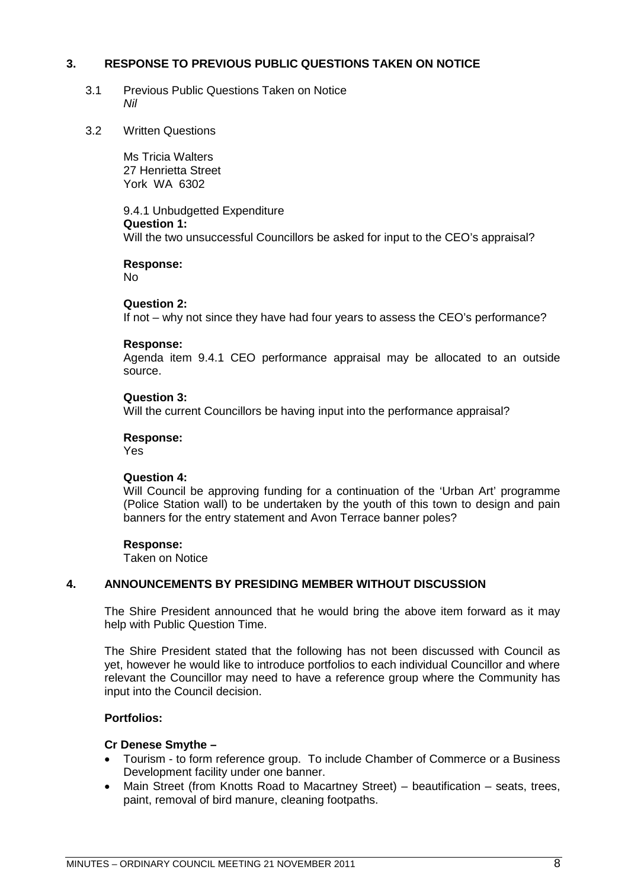## 3. RESPONSE TO PREVIOUS PUBLIC QUESTIONS TAKEN ON NOTICE

3.1 Previous Public Questions Taken on Notice
*Nil*

3.2 Written Questions

Ms Tricia Walters
27 Henrietta Street
York WA 6302

9.4.1 Unbudgetted Expenditure
**Question 1:**
Will the two unsuccessful Councillors be asked for input to the CEO's appraisal?

**Response:**
No

**Question 2:**
If not – why not since they have had four years to assess the CEO's performance?

**Response:**
Agenda item 9.4.1 CEO performance appraisal may be allocated to an outside source.

**Question 3:**
Will the current Councillors be having input into the performance appraisal?

**Response:**
Yes

**Question 4:**
Will Council be approving funding for a continuation of the 'Urban Art' programme (Police Station wall) to be undertaken by the youth of this town to design and pain banners for the entry statement and Avon Terrace banner poles?

**Response:**
Taken on Notice

## 4. ANNOUNCEMENTS BY PRESIDING MEMBER WITHOUT DISCUSSION

The Shire President announced that he would bring the above item forward as it may help with Public Question Time.

The Shire President stated that the following has not been discussed with Council as yet, however he would like to introduce portfolios to each individual Councillor and where relevant the Councillor may need to have a reference group where the Community has input into the Council decision.

**Portfolios:**

**Cr Denese Smythe –**

- Tourism - to form reference group. To include Chamber of Commerce or a Business Development facility under one banner.
- Main Street (from Knotts Road to Macartney Street) – beautification – seats, trees, paint, removal of bird manure, cleaning footpaths.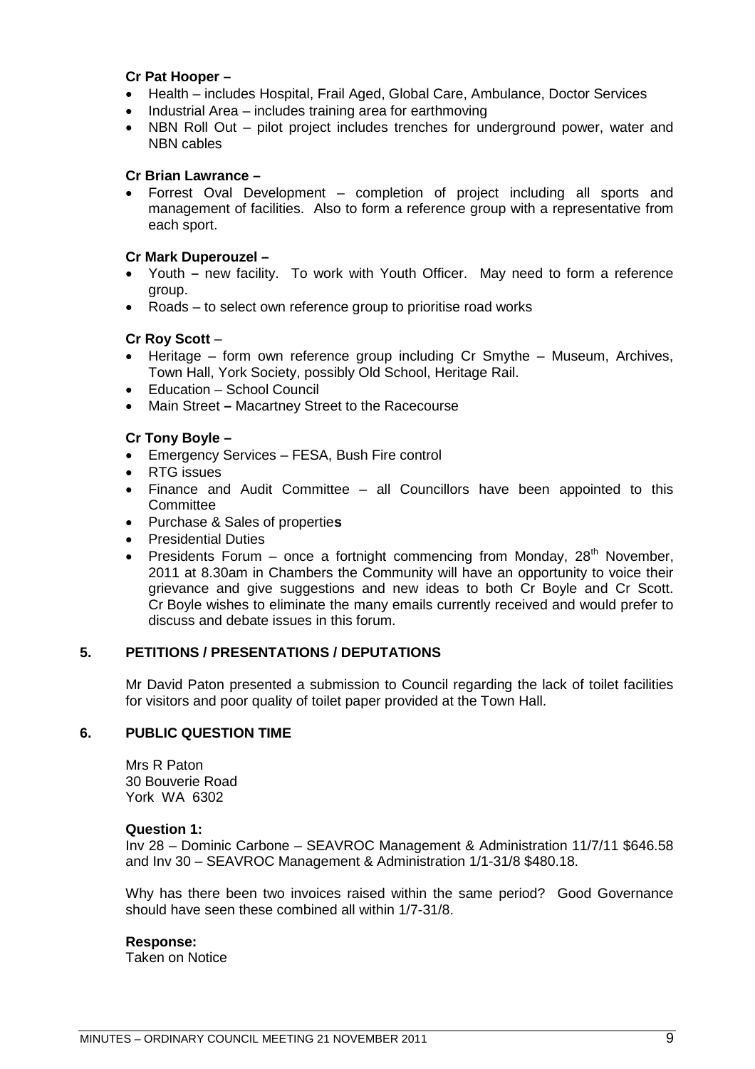**Cr Pat Hooper –**

- Health – includes Hospital, Frail Aged, Global Care, Ambulance, Doctor Services
- Industrial Area – includes training area for earthmoving
- NBN Roll Out – pilot project includes trenches for underground power, water and NBN cables

**Cr Brian Lawrance –**

- Forrest Oval Development – completion of project including all sports and management of facilities. Also to form a reference group with a representative from each sport.

**Cr Mark Duperouzel –**

- Youth **–** new facility. To work with Youth Officer. May need to form a reference group.
- Roads – to select own reference group to prioritise road works

**Cr Roy Scott** –

- Heritage – form own reference group including Cr Smythe – Museum, Archives, Town Hall, York Society, possibly Old School, Heritage Rail.
- Education – School Council
- Main Street **–** Macartney Street to the Racecourse

**Cr Tony Boyle –**

- Emergency Services – FESA, Bush Fire control
- RTG issues
- Finance and Audit Committee – all Councillors have been appointed to this Committee
- Purchase & Sales of propertie**s**
- Presidential Duties
- Presidents Forum – once a fortnight commencing from Monday, 28th November, 2011 at 8.30am in Chambers the Community will have an opportunity to voice their grievance and give suggestions and new ideas to both Cr Boyle and Cr Scott. Cr Boyle wishes to eliminate the many emails currently received and would prefer to discuss and debate issues in this forum.

## 5. PETITIONS / PRESENTATIONS / DEPUTATIONS

Mr David Paton presented a submission to Council regarding the lack of toilet facilities for visitors and poor quality of toilet paper provided at the Town Hall.

## 6. PUBLIC QUESTION TIME

Mrs R Paton
30 Bouverie Road
York WA 6302

**Question 1:**
Inv 28 – Dominic Carbone – SEAVROC Management & Administration 11/7/11 $646.58 and Inv 30 – SEAVROC Management & Administration 1/1-31/8 $480.18.

Why has there been two invoices raised within the same period? Good Governance should have seen these combined all within 1/7-31/8.

**Response:**
Taken on Notice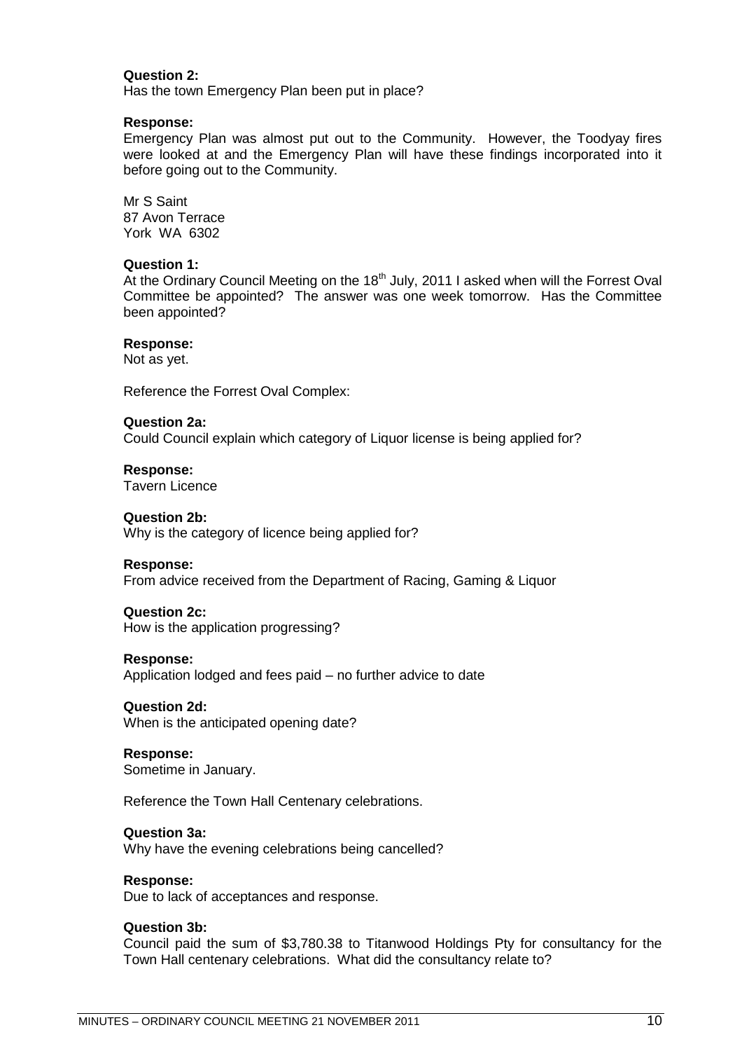**Question 2:**
Has the town Emergency Plan been put in place?

**Response:**
Emergency Plan was almost put out to the Community. However, the Toodyay fires were looked at and the Emergency Plan will have these findings incorporated into it before going out to the Community.

Mr S Saint
87 Avon Terrace
York WA 6302

**Question 1:**
At the Ordinary Council Meeting on the 18th July, 2011 I asked when will the Forrest Oval Committee be appointed? The answer was one week tomorrow. Has the Committee been appointed?

**Response:**
Not as yet.

Reference the Forrest Oval Complex:

**Question 2a:**
Could Council explain which category of Liquor license is being applied for?

**Response:**
Tavern Licence

**Question 2b:**
Why is the category of licence being applied for?

**Response:**
From advice received from the Department of Racing, Gaming & Liquor

**Question 2c:**
How is the application progressing?

**Response:**
Application lodged and fees paid – no further advice to date

**Question 2d:**
When is the anticipated opening date?

**Response:**
Sometime in January.

Reference the Town Hall Centenary celebrations.

**Question 3a:**
Why have the evening celebrations being cancelled?

**Response:**
Due to lack of acceptances and response.

**Question 3b:**
Council paid the sum of $3,780.38 to Titanwood Holdings Pty for consultancy for the Town Hall centenary celebrations. What did the consultancy relate to?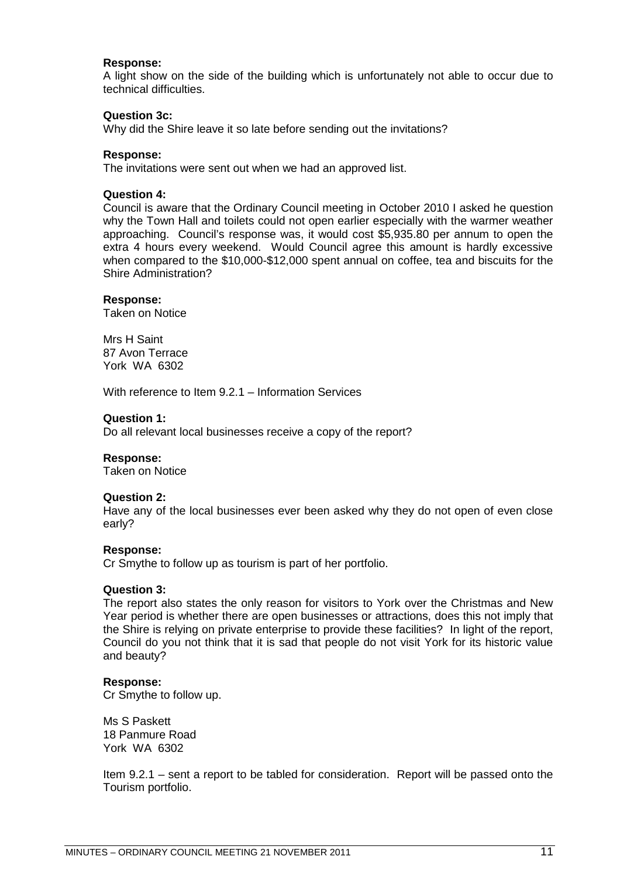**Response:**
A light show on the side of the building which is unfortunately not able to occur due to technical difficulties.

**Question 3c:**
Why did the Shire leave it so late before sending out the invitations?

**Response:**
The invitations were sent out when we had an approved list.

**Question 4:**
Council is aware that the Ordinary Council meeting in October 2010 I asked he question why the Town Hall and toilets could not open earlier especially with the warmer weather approaching. Council's response was, it would cost $5,935.80 per annum to open the extra 4 hours every weekend. Would Council agree this amount is hardly excessive when compared to the $10,000-$12,000 spent annual on coffee, tea and biscuits for the Shire Administration?

**Response:**
Taken on Notice

Mrs H Saint
87 Avon Terrace
York WA 6302

With reference to Item 9.2.1 – Information Services

**Question 1:**
Do all relevant local businesses receive a copy of the report?

**Response:**
Taken on Notice

**Question 2:**
Have any of the local businesses ever been asked why they do not open of even close early?

**Response:**
Cr Smythe to follow up as tourism is part of her portfolio.

**Question 3:**
The report also states the only reason for visitors to York over the Christmas and New Year period is whether there are open businesses or attractions, does this not imply that the Shire is relying on private enterprise to provide these facilities? In light of the report, Council do you not think that it is sad that people do not visit York for its historic value and beauty?

**Response:**
Cr Smythe to follow up.

Ms S Paskett
18 Panmure Road
York WA 6302

Item 9.2.1 – sent a report to be tabled for consideration. Report will be passed onto the Tourism portfolio.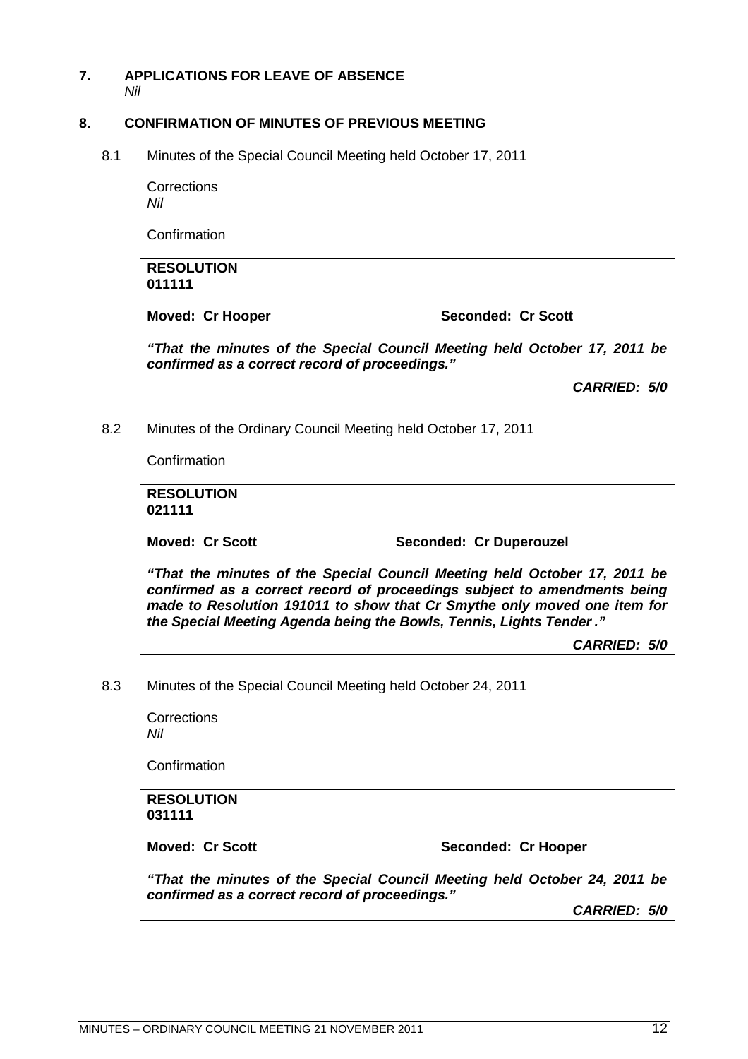## 7. APPLICATIONS FOR LEAVE OF ABSENCE

*Nil*

## 8. CONFIRMATION OF MINUTES OF PREVIOUS MEETING

8.1 Minutes of the Special Council Meeting held October 17, 2011

Corrections
*Nil*

Confirmation

> **RESOLUTION**
> **011111**
>
> **Moved: Cr Hooper** **Seconded: Cr Scott**
>
> ***"That the minutes of the Special Council Meeting held October 17, 2011 be confirmed as a correct record of proceedings."***
>
> ***CARRIED: 5/0***

8.2 Minutes of the Ordinary Council Meeting held October 17, 2011

Confirmation

> **RESOLUTION**
> **021111**
>
> **Moved: Cr Scott** **Seconded: Cr Duperouzel**
>
> ***"That the minutes of the Special Council Meeting held October 17, 2011 be confirmed as a correct record of proceedings subject to amendments being made to Resolution 191011 to show that Cr Smythe only moved one item for the Special Meeting Agenda being the Bowls, Tennis, Lights Tender ."***
>
> ***CARRIED: 5/0***

8.3 Minutes of the Special Council Meeting held October 24, 2011

Corrections
*Nil*

Confirmation

> **RESOLUTION**
> **031111**
>
> **Moved: Cr Scott** **Seconded: Cr Hooper**
>
> ***"That the minutes of the Special Council Meeting held October 24, 2011 be confirmed as a correct record of proceedings."***
>
> ***CARRIED: 5/0***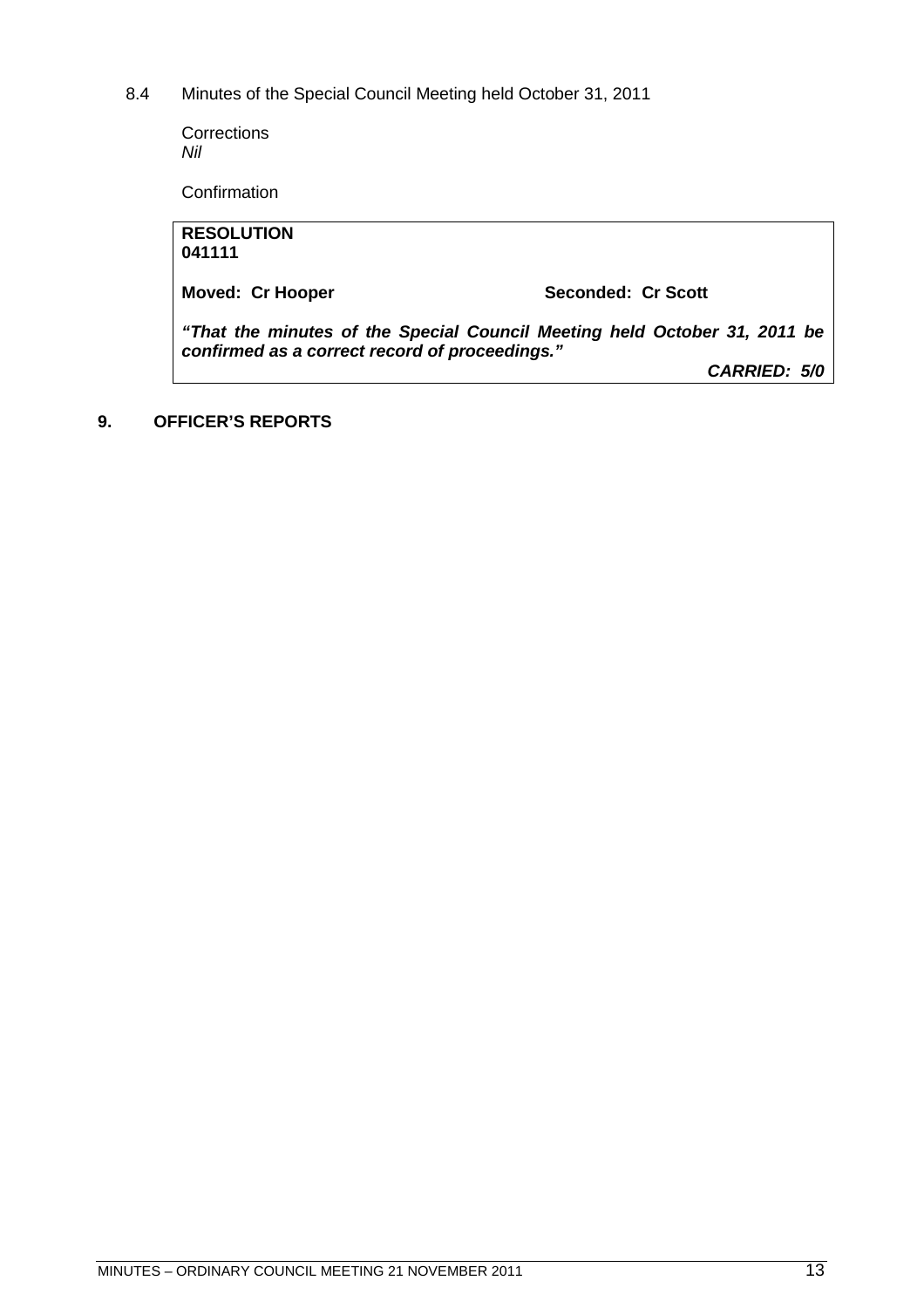8.4 Minutes of the Special Council Meeting held October 31, 2011

Corrections
*Nil*

Confirmation

**RESOLUTION**
**041111**

**Moved: Cr Hooper** **Seconded: Cr Scott**

***"That the minutes of the Special Council Meeting held October 31, 2011 be confirmed as a correct record of proceedings."***

***CARRIED: 5/0***

## 9. OFFICER'S REPORTS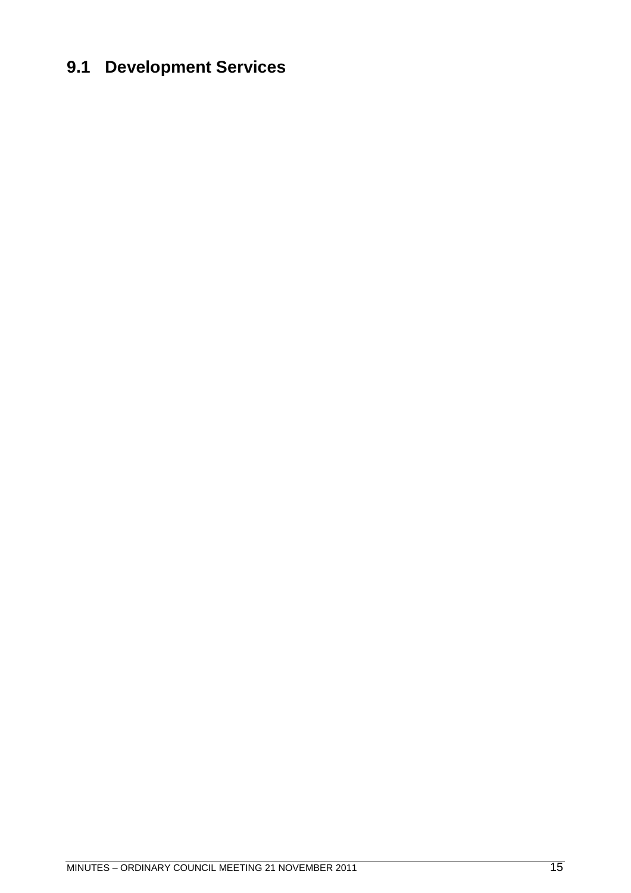## 9.1 Development Services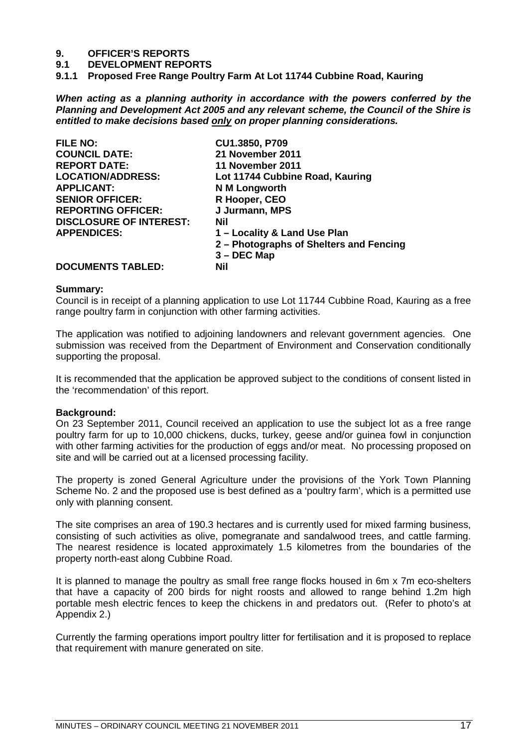# 9. OFFICER'S REPORTS

## 9.1 DEVELOPMENT REPORTS

### 9.1.1 Proposed Free Range Poultry Farm At Lot 11744 Cubbine Road, Kauring

***When acting as a planning authority in accordance with the powers conferred by the Planning and Development Act 2005 and any relevant scheme, the Council of the Shire is entitled to make decisions based only on proper planning considerations.***

| | |
|---|---|
| **FILE NO:** | **CU1.3850, P709** |
| **COUNCIL DATE:** | **21 November 2011** |
| **REPORT DATE:** | **11 November 2011** |
| **LOCATION/ADDRESS:** | **Lot 11744 Cubbine Road, Kauring** |
| **APPLICANT:** | **N M Longworth** |
| **SENIOR OFFICER:** | **R Hooper, CEO** |
| **REPORTING OFFICER:** | **J Jurmann, MPS** |
| **DISCLOSURE OF INTEREST:** | **Nil** |
| **APPENDICES:** | **1 – Locality & Land Use Plan**<br>**2 – Photographs of Shelters and Fencing**<br>**3 – DEC Map** |
| **DOCUMENTS TABLED:** | **Nil** |

**Summary:**
Council is in receipt of a planning application to use Lot 11744 Cubbine Road, Kauring as a free range poultry farm in conjunction with other farming activities.

The application was notified to adjoining landowners and relevant government agencies. One submission was received from the Department of Environment and Conservation conditionally supporting the proposal.

It is recommended that the application be approved subject to the conditions of consent listed in the 'recommendation' of this report.

**Background:**
On 23 September 2011, Council received an application to use the subject lot as a free range poultry farm for up to 10,000 chickens, ducks, turkey, geese and/or guinea fowl in conjunction with other farming activities for the production of eggs and/or meat. No processing proposed on site and will be carried out at a licensed processing facility.

The property is zoned General Agriculture under the provisions of the York Town Planning Scheme No. 2 and the proposed use is best defined as a 'poultry farm', which is a permitted use only with planning consent.

The site comprises an area of 190.3 hectares and is currently used for mixed farming business, consisting of such activities as olive, pomegranate and sandalwood trees, and cattle farming. The nearest residence is located approximately 1.5 kilometres from the boundaries of the property north-east along Cubbine Road.

It is planned to manage the poultry as small free range flocks housed in 6m x 7m eco-shelters that have a capacity of 200 birds for night roosts and allowed to range behind 1.2m high portable mesh electric fences to keep the chickens in and predators out. (Refer to photo's at Appendix 2.)

Currently the farming operations import poultry litter for fertilisation and it is proposed to replace that requirement with manure generated on site.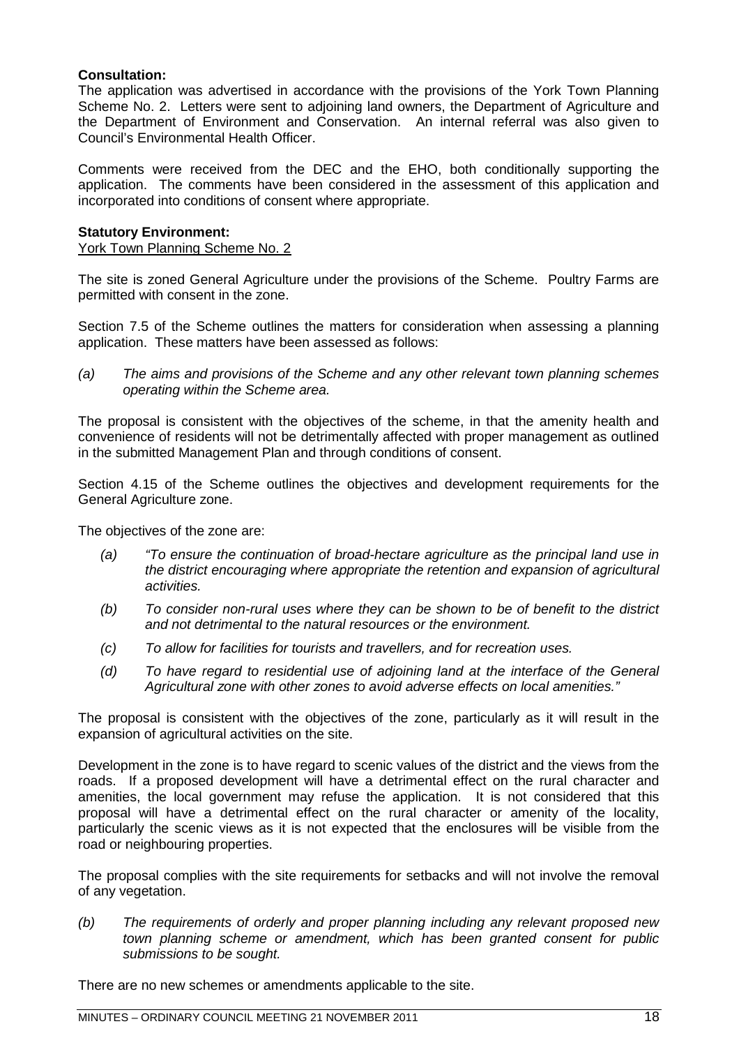**Consultation:**
The application was advertised in accordance with the provisions of the York Town Planning Scheme No. 2. Letters were sent to adjoining land owners, the Department of Agriculture and the Department of Environment and Conservation. An internal referral was also given to Council's Environmental Health Officer.

Comments were received from the DEC and the EHO, both conditionally supporting the application. The comments have been considered in the assessment of this application and incorporated into conditions of consent where appropriate.

**Statutory Environment:**
York Town Planning Scheme No. 2

The site is zoned General Agriculture under the provisions of the Scheme. Poultry Farms are permitted with consent in the zone.

Section 7.5 of the Scheme outlines the matters for consideration when assessing a planning application. These matters have been assessed as follows:

*(a) The aims and provisions of the Scheme and any other relevant town planning schemes operating within the Scheme area.*

The proposal is consistent with the objectives of the scheme, in that the amenity health and convenience of residents will not be detrimentally affected with proper management as outlined in the submitted Management Plan and through conditions of consent.

Section 4.15 of the Scheme outlines the objectives and development requirements for the General Agriculture zone.

The objectives of the zone are:

*(a) "To ensure the continuation of broad-hectare agriculture as the principal land use in the district encouraging where appropriate the retention and expansion of agricultural activities.*

*(b) To consider non-rural uses where they can be shown to be of benefit to the district and not detrimental to the natural resources or the environment.*

*(c) To allow for facilities for tourists and travellers, and for recreation uses.*

*(d) To have regard to residential use of adjoining land at the interface of the General Agricultural zone with other zones to avoid adverse effects on local amenities."*

The proposal is consistent with the objectives of the zone, particularly as it will result in the expansion of agricultural activities on the site.

Development in the zone is to have regard to scenic values of the district and the views from the roads. If a proposed development will have a detrimental effect on the rural character and amenities, the local government may refuse the application. It is not considered that this proposal will have a detrimental effect on the rural character or amenity of the locality, particularly the scenic views as it is not expected that the enclosures will be visible from the road or neighbouring properties.

The proposal complies with the site requirements for setbacks and will not involve the removal of any vegetation.

*(b) The requirements of orderly and proper planning including any relevant proposed new town planning scheme or amendment, which has been granted consent for public submissions to be sought.*

There are no new schemes or amendments applicable to the site.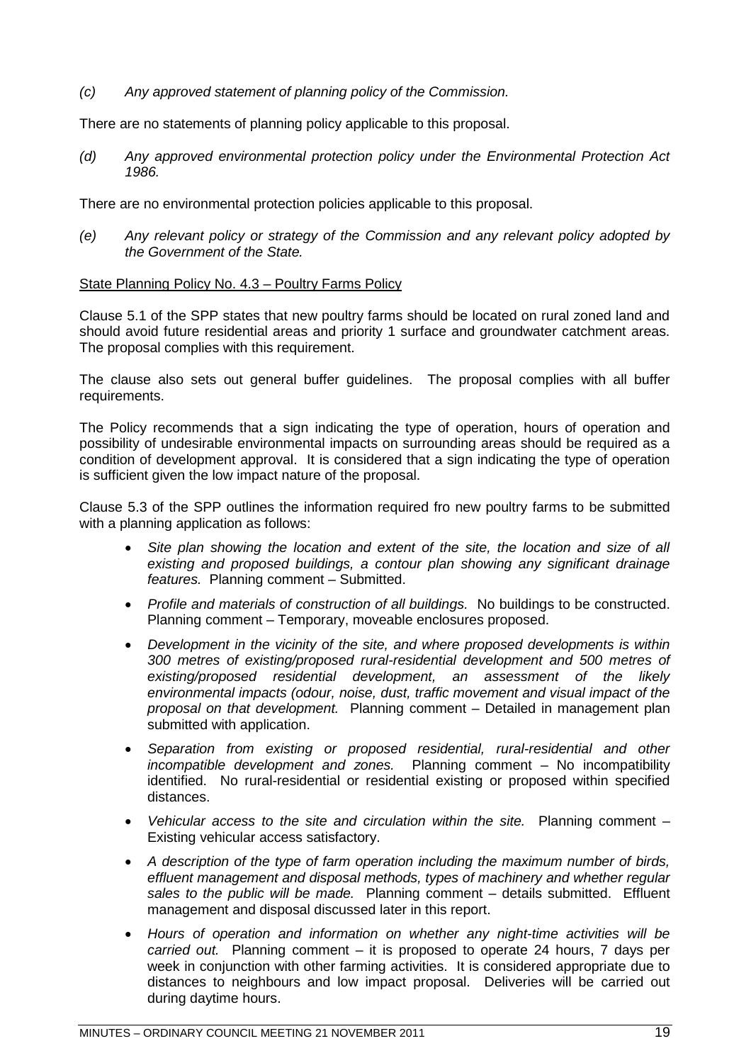*(c) Any approved statement of planning policy of the Commission.*

There are no statements of planning policy applicable to this proposal.

*(d) Any approved environmental protection policy under the Environmental Protection Act 1986.*

There are no environmental protection policies applicable to this proposal.

*(e) Any relevant policy or strategy of the Commission and any relevant policy adopted by the Government of the State.*

State Planning Policy No. 4.3 – Poultry Farms Policy

Clause 5.1 of the SPP states that new poultry farms should be located on rural zoned land and should avoid future residential areas and priority 1 surface and groundwater catchment areas. The proposal complies with this requirement.

The clause also sets out general buffer guidelines. The proposal complies with all buffer requirements.

The Policy recommends that a sign indicating the type of operation, hours of operation and possibility of undesirable environmental impacts on surrounding areas should be required as a condition of development approval. It is considered that a sign indicating the type of operation is sufficient given the low impact nature of the proposal.

Clause 5.3 of the SPP outlines the information required fro new poultry farms to be submitted with a planning application as follows:

- *Site plan showing the location and extent of the site, the location and size of all existing and proposed buildings, a contour plan showing any significant drainage features.* Planning comment – Submitted.
- *Profile and materials of construction of all buildings.* No buildings to be constructed. Planning comment – Temporary, moveable enclosures proposed.
- *Development in the vicinity of the site, and where proposed developments is within 300 metres of existing/proposed rural-residential development and 500 metres of existing/proposed residential development, an assessment of the likely environmental impacts (odour, noise, dust, traffic movement and visual impact of the proposal on that development.* Planning comment – Detailed in management plan submitted with application.
- *Separation from existing or proposed residential, rural-residential and other incompatible development and zones.* Planning comment – No incompatibility identified. No rural-residential or residential existing or proposed within specified distances.
- *Vehicular access to the site and circulation within the site.* Planning comment – Existing vehicular access satisfactory.
- *A description of the type of farm operation including the maximum number of birds, effluent management and disposal methods, types of machinery and whether regular sales to the public will be made.* Planning comment – details submitted. Effluent management and disposal discussed later in this report.
- *Hours of operation and information on whether any night-time activities will be carried out.* Planning comment – it is proposed to operate 24 hours, 7 days per week in conjunction with other farming activities. It is considered appropriate due to distances to neighbours and low impact proposal. Deliveries will be carried out during daytime hours.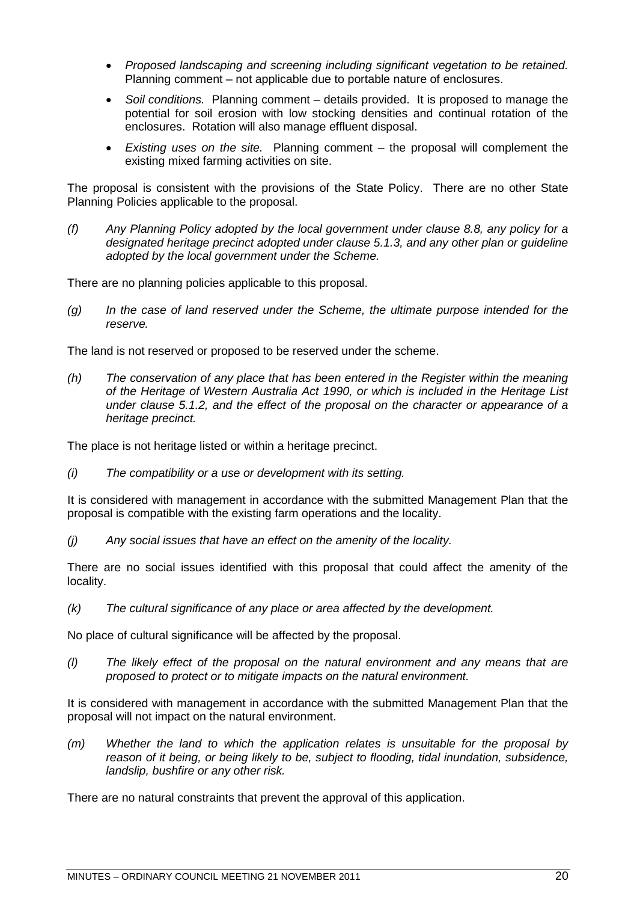- *Proposed landscaping and screening including significant vegetation to be retained.* Planning comment – not applicable due to portable nature of enclosures.
- *Soil conditions.* Planning comment – details provided. It is proposed to manage the potential for soil erosion with low stocking densities and continual rotation of the enclosures. Rotation will also manage effluent disposal.
- *Existing uses on the site.* Planning comment – the proposal will complement the existing mixed farming activities on site.

The proposal is consistent with the provisions of the State Policy. There are no other State Planning Policies applicable to the proposal.

*(f) Any Planning Policy adopted by the local government under clause 8.8, any policy for a designated heritage precinct adopted under clause 5.1.3, and any other plan or guideline adopted by the local government under the Scheme.*

There are no planning policies applicable to this proposal.

*(g) In the case of land reserved under the Scheme, the ultimate purpose intended for the reserve.*

The land is not reserved or proposed to be reserved under the scheme.

*(h) The conservation of any place that has been entered in the Register within the meaning of the Heritage of Western Australia Act 1990, or which is included in the Heritage List under clause 5.1.2, and the effect of the proposal on the character or appearance of a heritage precinct.*

The place is not heritage listed or within a heritage precinct.

*(i) The compatibility or a use or development with its setting.*

It is considered with management in accordance with the submitted Management Plan that the proposal is compatible with the existing farm operations and the locality.

*(j) Any social issues that have an effect on the amenity of the locality.*

There are no social issues identified with this proposal that could affect the amenity of the locality.

*(k) The cultural significance of any place or area affected by the development.*

No place of cultural significance will be affected by the proposal.

*(l) The likely effect of the proposal on the natural environment and any means that are proposed to protect or to mitigate impacts on the natural environment.*

It is considered with management in accordance with the submitted Management Plan that the proposal will not impact on the natural environment.

*(m) Whether the land to which the application relates is unsuitable for the proposal by reason of it being, or being likely to be, subject to flooding, tidal inundation, subsidence, landslip, bushfire or any other risk.*

There are no natural constraints that prevent the approval of this application.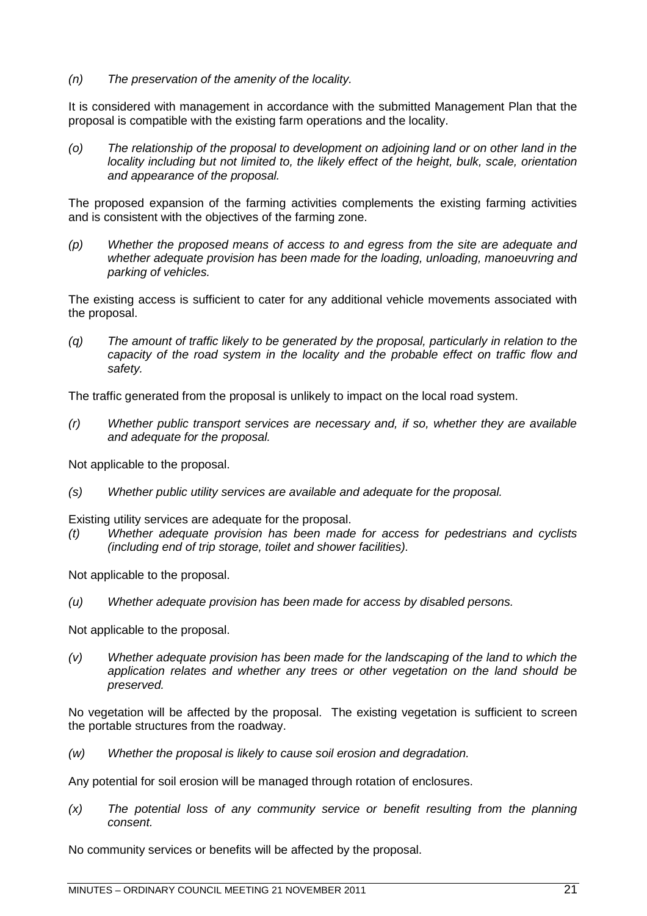*(n) The preservation of the amenity of the locality.*

It is considered with management in accordance with the submitted Management Plan that the proposal is compatible with the existing farm operations and the locality.

*(o) The relationship of the proposal to development on adjoining land or on other land in the locality including but not limited to, the likely effect of the height, bulk, scale, orientation and appearance of the proposal.*

The proposed expansion of the farming activities complements the existing farming activities and is consistent with the objectives of the farming zone.

*(p) Whether the proposed means of access to and egress from the site are adequate and whether adequate provision has been made for the loading, unloading, manoeuvring and parking of vehicles.*

The existing access is sufficient to cater for any additional vehicle movements associated with the proposal.

*(q) The amount of traffic likely to be generated by the proposal, particularly in relation to the capacity of the road system in the locality and the probable effect on traffic flow and safety.*

The traffic generated from the proposal is unlikely to impact on the local road system.

*(r) Whether public transport services are necessary and, if so, whether they are available and adequate for the proposal.*

Not applicable to the proposal.

*(s) Whether public utility services are available and adequate for the proposal.*

Existing utility services are adequate for the proposal.

*(t) Whether adequate provision has been made for access for pedestrians and cyclists (including end of trip storage, toilet and shower facilities).*

Not applicable to the proposal.

*(u) Whether adequate provision has been made for access by disabled persons.*

Not applicable to the proposal.

*(v) Whether adequate provision has been made for the landscaping of the land to which the application relates and whether any trees or other vegetation on the land should be preserved.*

No vegetation will be affected by the proposal. The existing vegetation is sufficient to screen the portable structures from the roadway.

*(w) Whether the proposal is likely to cause soil erosion and degradation.*

Any potential for soil erosion will be managed through rotation of enclosures.

*(x) The potential loss of any community service or benefit resulting from the planning consent.*

No community services or benefits will be affected by the proposal.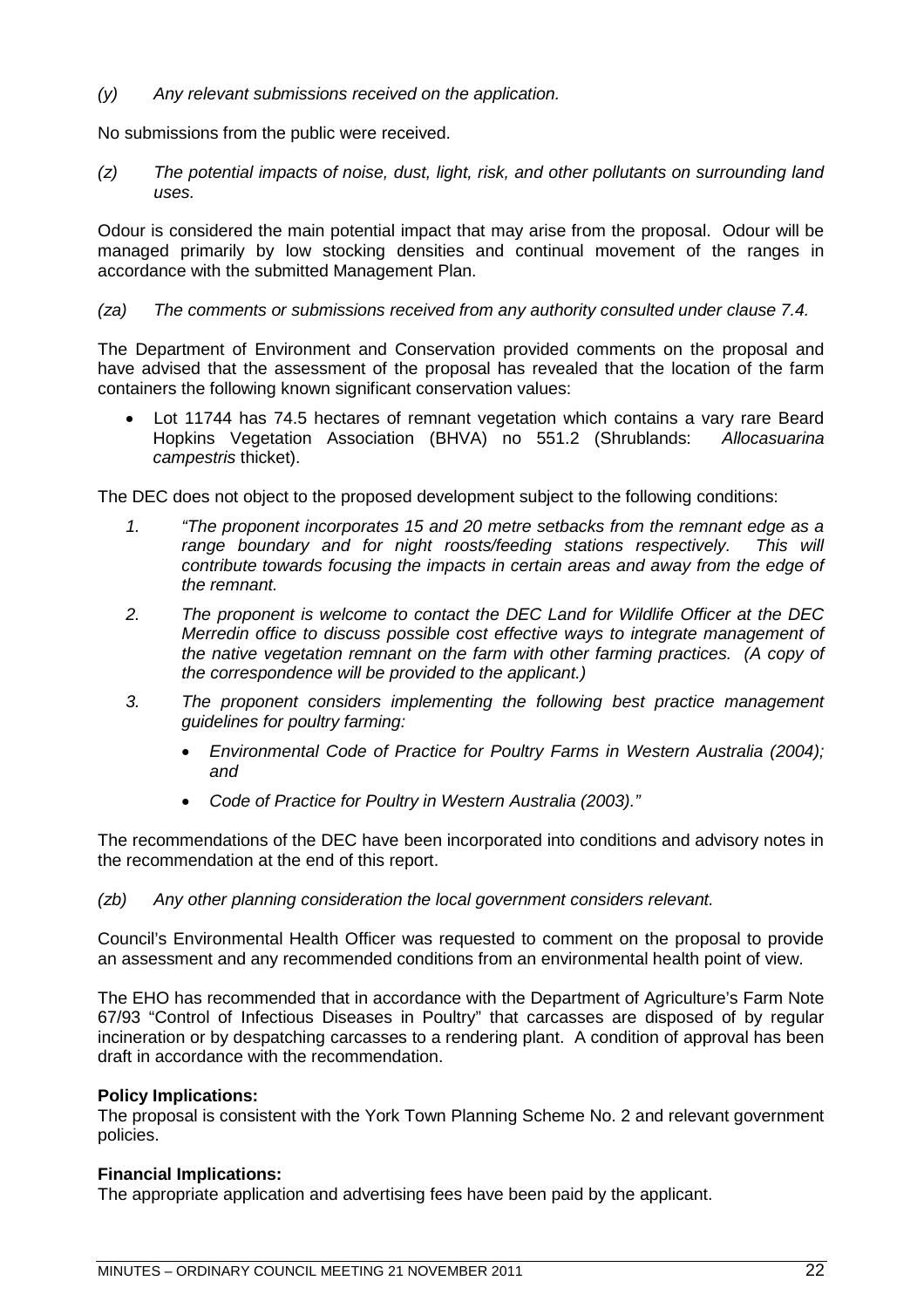*(y) Any relevant submissions received on the application.*

No submissions from the public were received.

*(z) The potential impacts of noise, dust, light, risk, and other pollutants on surrounding land uses.*

Odour is considered the main potential impact that may arise from the proposal. Odour will be managed primarily by low stocking densities and continual movement of the ranges in accordance with the submitted Management Plan.

*(za) The comments or submissions received from any authority consulted under clause 7.4.*

The Department of Environment and Conservation provided comments on the proposal and have advised that the assessment of the proposal has revealed that the location of the farm containers the following known significant conservation values:

- Lot 11744 has 74.5 hectares of remnant vegetation which contains a vary rare Beard Hopkins Vegetation Association (BHVA) no 551.2 (Shrublands: *Allocasuarina campestris* thicket).

The DEC does not object to the proposed development subject to the following conditions:

1. *"The proponent incorporates 15 and 20 metre setbacks from the remnant edge as a range boundary and for night roosts/feeding stations respectively. This will contribute towards focusing the impacts in certain areas and away from the edge of the remnant.*
2. *The proponent is welcome to contact the DEC Land for Wildlife Officer at the DEC Merredin office to discuss possible cost effective ways to integrate management of the native vegetation remnant on the farm with other farming practices. (A copy of the correspondence will be provided to the applicant.)*
3. *The proponent considers implementing the following best practice management guidelines for poultry farming:*
   - *Environmental Code of Practice for Poultry Farms in Western Australia (2004); and*
   - *Code of Practice for Poultry in Western Australia (2003)."*

The recommendations of the DEC have been incorporated into conditions and advisory notes in the recommendation at the end of this report.

*(zb) Any other planning consideration the local government considers relevant.*

Council's Environmental Health Officer was requested to comment on the proposal to provide an assessment and any recommended conditions from an environmental health point of view.

The EHO has recommended that in accordance with the Department of Agriculture's Farm Note 67/93 "Control of Infectious Diseases in Poultry" that carcasses are disposed of by regular incineration or by despatching carcasses to a rendering plant. A condition of approval has been draft in accordance with the recommendation.

**Policy Implications:**
The proposal is consistent with the York Town Planning Scheme No. 2 and relevant government policies.

**Financial Implications:**
The appropriate application and advertising fees have been paid by the applicant.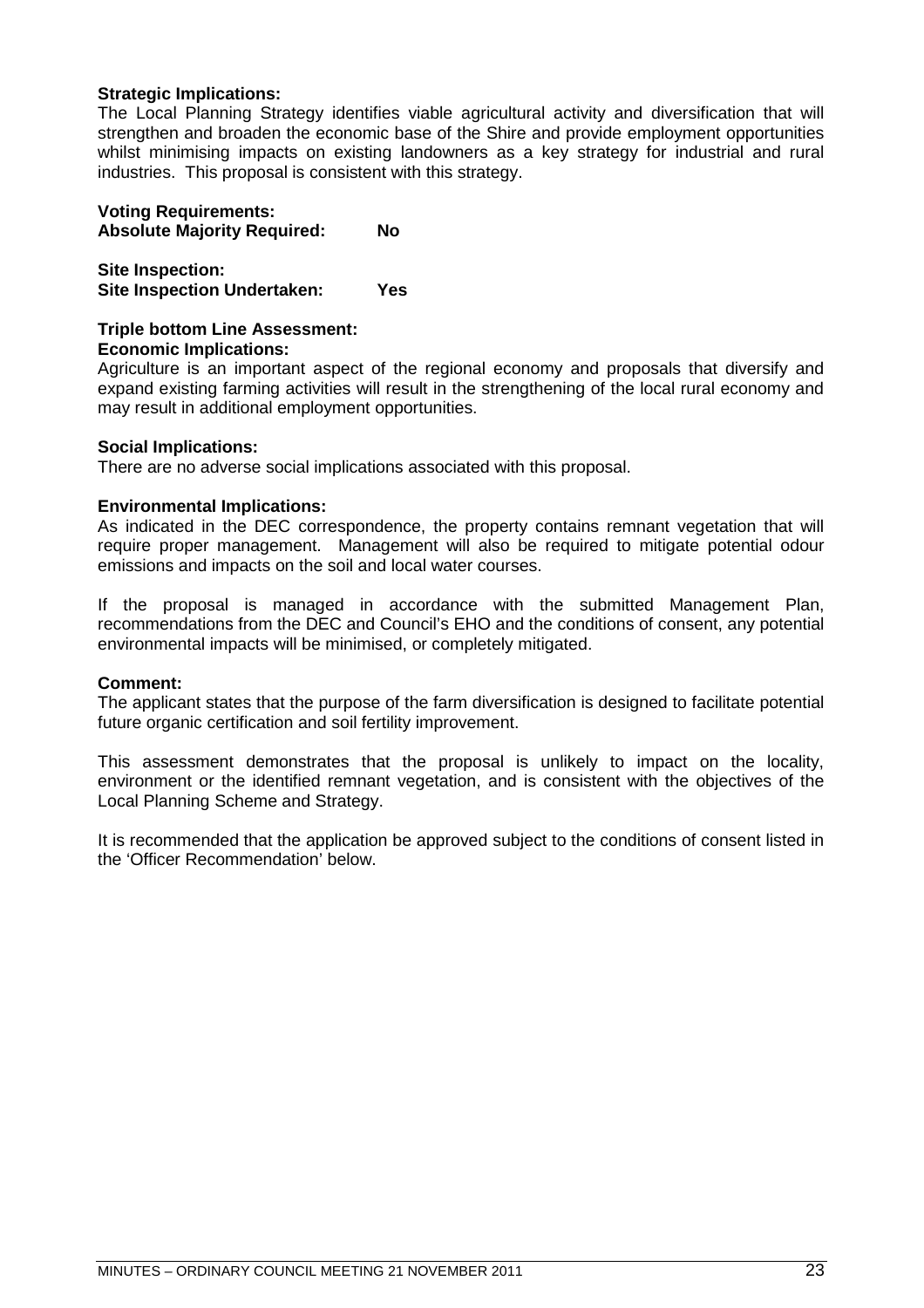**Strategic Implications:**
The Local Planning Strategy identifies viable agricultural activity and diversification that will strengthen and broaden the economic base of the Shire and provide employment opportunities whilst minimising impacts on existing landowners as a key strategy for industrial and rural industries. This proposal is consistent with this strategy.

**Voting Requirements:**
**Absolute Majority Required: No**

**Site Inspection:**
**Site Inspection Undertaken: Yes**

**Triple bottom Line Assessment:**
**Economic Implications:**
Agriculture is an important aspect of the regional economy and proposals that diversify and expand existing farming activities will result in the strengthening of the local rural economy and may result in additional employment opportunities.

**Social Implications:**
There are no adverse social implications associated with this proposal.

**Environmental Implications:**
As indicated in the DEC correspondence, the property contains remnant vegetation that will require proper management. Management will also be required to mitigate potential odour emissions and impacts on the soil and local water courses.

If the proposal is managed in accordance with the submitted Management Plan, recommendations from the DEC and Council's EHO and the conditions of consent, any potential environmental impacts will be minimised, or completely mitigated.

**Comment:**
The applicant states that the purpose of the farm diversification is designed to facilitate potential future organic certification and soil fertility improvement.

This assessment demonstrates that the proposal is unlikely to impact on the locality, environment or the identified remnant vegetation, and is consistent with the objectives of the Local Planning Scheme and Strategy.

It is recommended that the application be approved subject to the conditions of consent listed in the 'Officer Recommendation' below.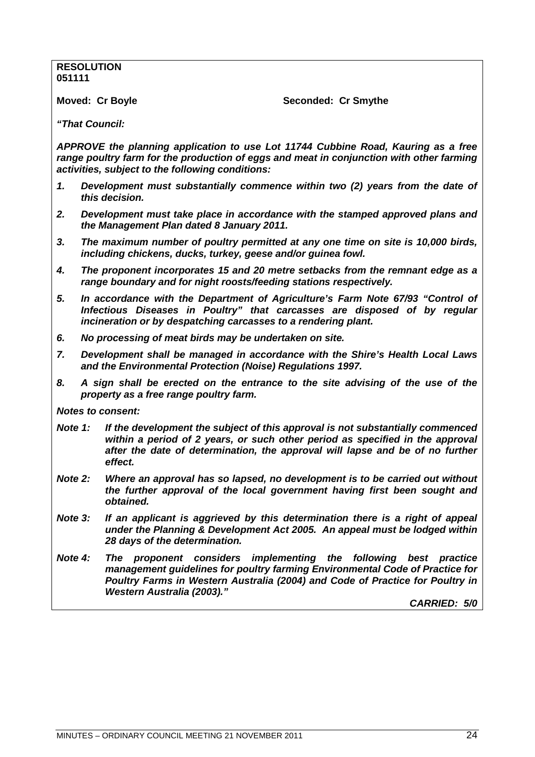**RESOLUTION**
**051111**

**Moved: Cr Boyle** **Seconded: Cr Smythe**

***"That Council:***

***APPROVE the planning application to use Lot 11744 Cubbine Road, Kauring as a free range poultry farm for the production of eggs and meat in conjunction with other farming activities, subject to the following conditions:***

1. ***Development must substantially commence within two (2) years from the date of this decision.***
2. ***Development must take place in accordance with the stamped approved plans and the Management Plan dated 8 January 2011.***
3. ***The maximum number of poultry permitted at any one time on site is 10,000 birds, including chickens, ducks, turkey, geese and/or guinea fowl.***
4. ***The proponent incorporates 15 and 20 metre setbacks from the remnant edge as a range boundary and for night roosts/feeding stations respectively.***
5. ***In accordance with the Department of Agriculture's Farm Note 67/93 "Control of Infectious Diseases in Poultry" that carcasses are disposed of by regular incineration or by despatching carcasses to a rendering plant.***
6. ***No processing of meat birds may be undertaken on site.***
7. ***Development shall be managed in accordance with the Shire's Health Local Laws and the Environmental Protection (Noise) Regulations 1997.***
8. ***A sign shall be erected on the entrance to the site advising of the use of the property as a free range poultry farm.***

***Notes to consent:***

***Note 1:*** ***If the development the subject of this approval is not substantially commenced within a period of 2 years, or such other period as specified in the approval after the date of determination, the approval will lapse and be of no further effect.***

***Note 2:*** ***Where an approval has so lapsed, no development is to be carried out without the further approval of the local government having first been sought and obtained.***

***Note 3:*** ***If an applicant is aggrieved by this determination there is a right of appeal under the Planning & Development Act 2005. An appeal must be lodged within 28 days of the determination.***

***Note 4:*** ***The proponent considers implementing the following best practice management guidelines for poultry farming Environmental Code of Practice for Poultry Farms in Western Australia (2004) and Code of Practice for Poultry in Western Australia (2003)."***

***CARRIED: 5/0***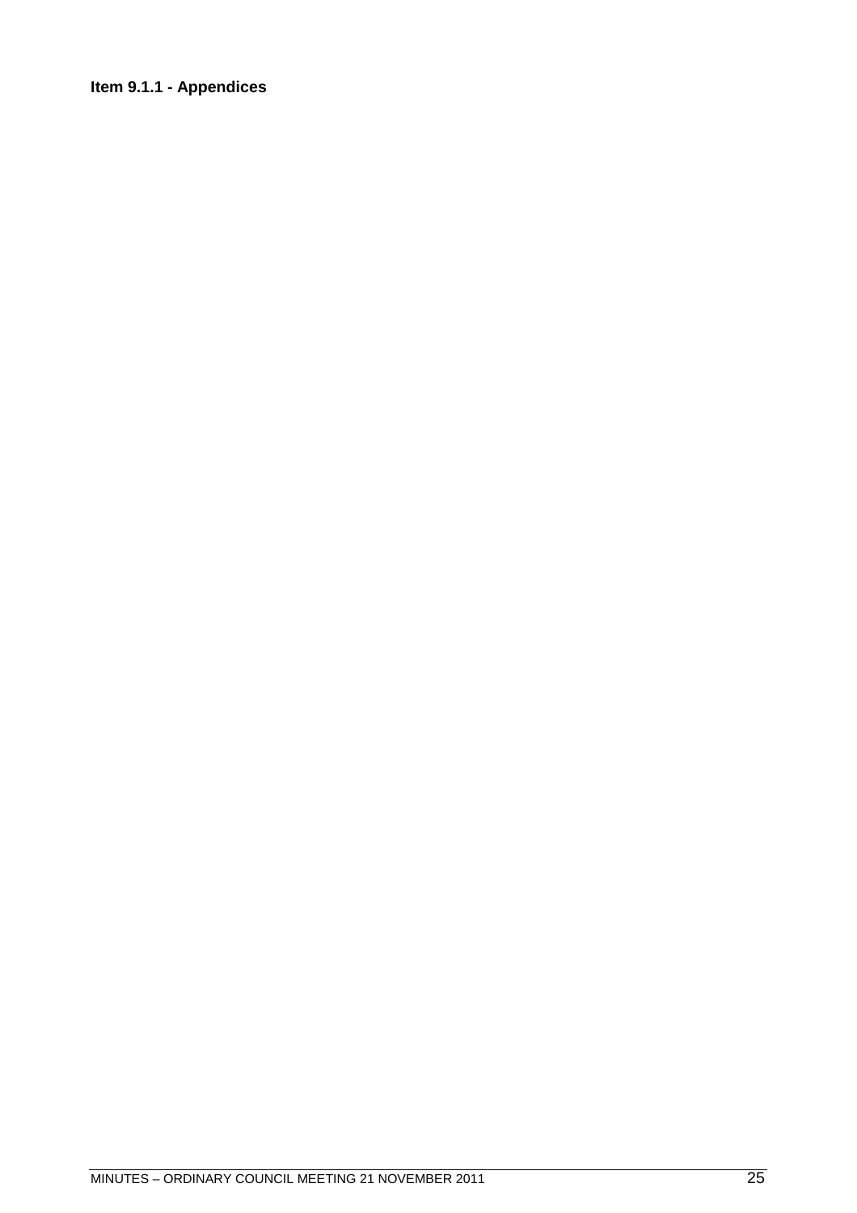**Item 9.1.1 - Appendices**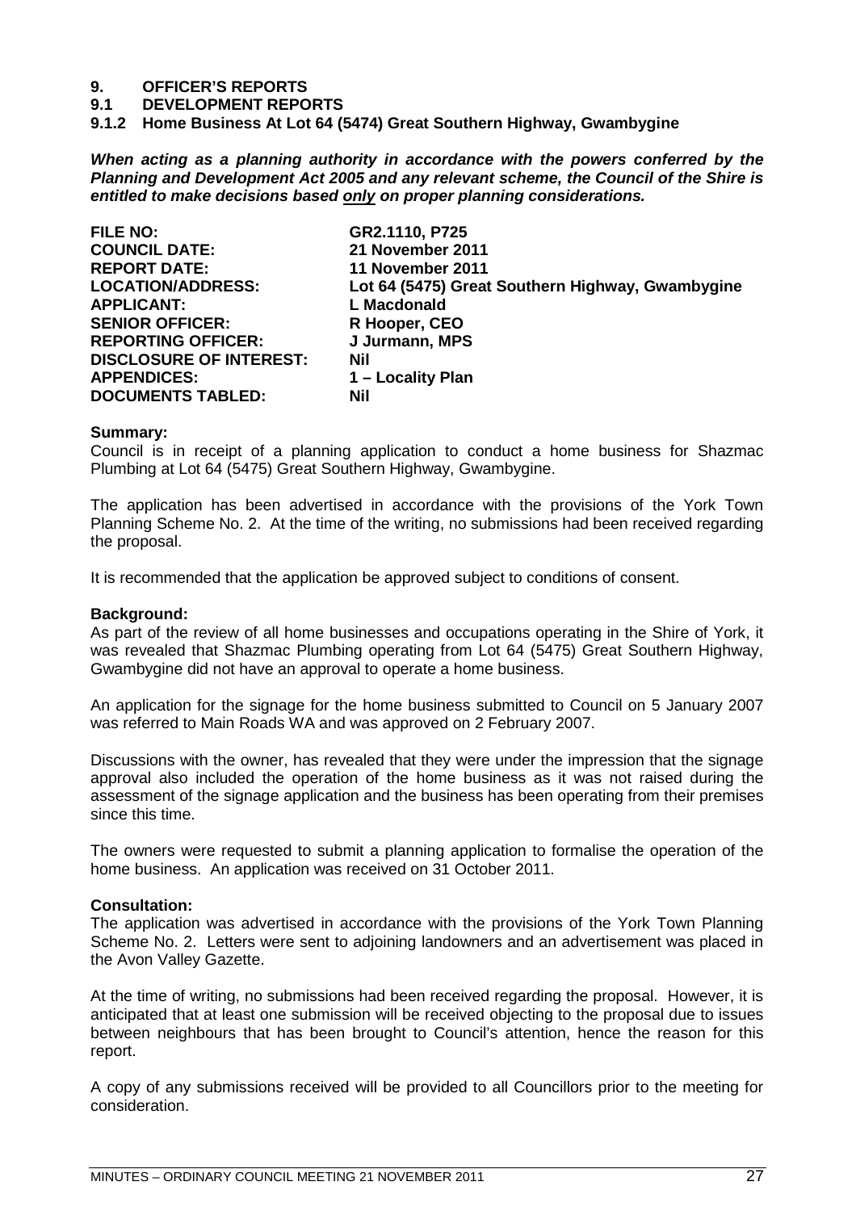# 9. OFFICER'S REPORTS

## 9.1 DEVELOPMENT REPORTS

### 9.1.2 Home Business At Lot 64 (5474) Great Southern Highway, Gwambygine

***When acting as a planning authority in accordance with the powers conferred by the Planning and Development Act 2005 and any relevant scheme, the Council of the Shire is entitled to make decisions based only on proper planning considerations.***

| | |
|---|---|
| **FILE NO:** | **GR2.1110, P725** |
| **COUNCIL DATE:** | **21 November 2011** |
| **REPORT DATE:** | **11 November 2011** |
| **LOCATION/ADDRESS:** | **Lot 64 (5475) Great Southern Highway, Gwambygine** |
| **APPLICANT:** | **L Macdonald** |
| **SENIOR OFFICER:** | **R Hooper, CEO** |
| **REPORTING OFFICER:** | **J Jurmann, MPS** |
| **DISCLOSURE OF INTEREST:** | **Nil** |
| **APPENDICES:** | **1 – Locality Plan** |
| **DOCUMENTS TABLED:** | **Nil** |

**Summary:**
Council is in receipt of a planning application to conduct a home business for Shazmac Plumbing at Lot 64 (5475) Great Southern Highway, Gwambygine.

The application has been advertised in accordance with the provisions of the York Town Planning Scheme No. 2. At the time of the writing, no submissions had been received regarding the proposal.

It is recommended that the application be approved subject to conditions of consent.

**Background:**
As part of the review of all home businesses and occupations operating in the Shire of York, it was revealed that Shazmac Plumbing operating from Lot 64 (5475) Great Southern Highway, Gwambygine did not have an approval to operate a home business.

An application for the signage for the home business submitted to Council on 5 January 2007 was referred to Main Roads WA and was approved on 2 February 2007.

Discussions with the owner, has revealed that they were under the impression that the signage approval also included the operation of the home business as it was not raised during the assessment of the signage application and the business has been operating from their premises since this time.

The owners were requested to submit a planning application to formalise the operation of the home business. An application was received on 31 October 2011.

**Consultation:**
The application was advertised in accordance with the provisions of the York Town Planning Scheme No. 2. Letters were sent to adjoining landowners and an advertisement was placed in the Avon Valley Gazette.

At the time of writing, no submissions had been received regarding the proposal. However, it is anticipated that at least one submission will be received objecting to the proposal due to issues between neighbours that has been brought to Council's attention, hence the reason for this report.

A copy of any submissions received will be provided to all Councillors prior to the meeting for consideration.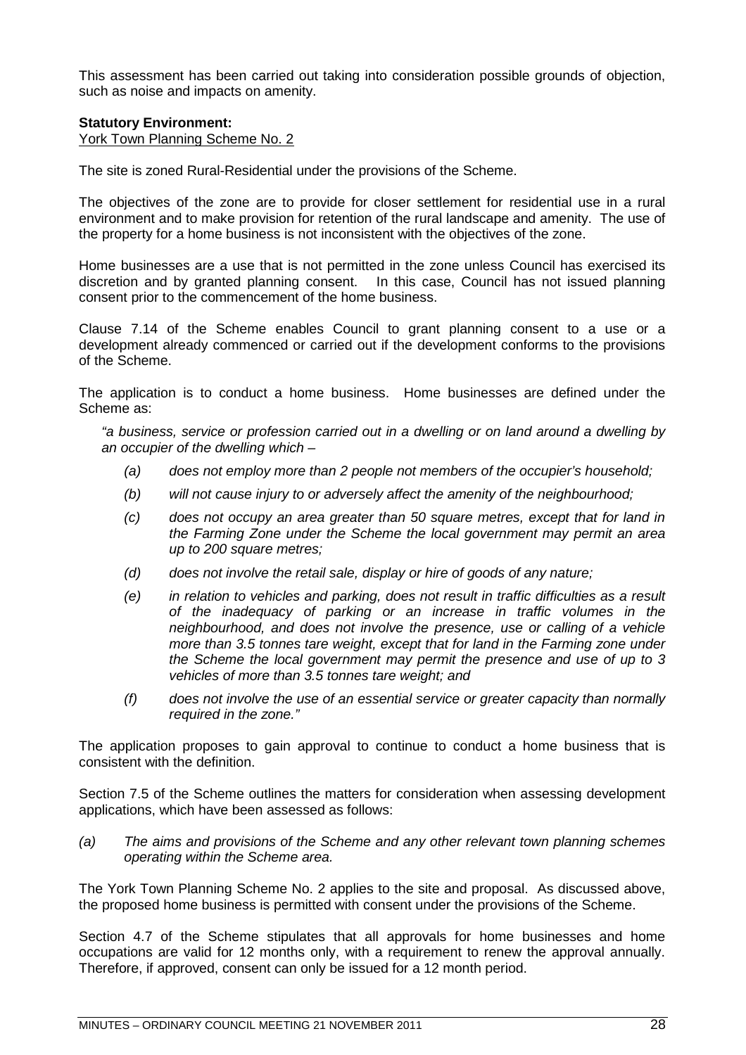This assessment has been carried out taking into consideration possible grounds of objection, such as noise and impacts on amenity.

**Statutory Environment:**

York Town Planning Scheme No. 2

The site is zoned Rural-Residential under the provisions of the Scheme.

The objectives of the zone are to provide for closer settlement for residential use in a rural environment and to make provision for retention of the rural landscape and amenity. The use of the property for a home business is not inconsistent with the objectives of the zone.

Home businesses are a use that is not permitted in the zone unless Council has exercised its discretion and by granted planning consent. In this case, Council has not issued planning consent prior to the commencement of the home business.

Clause 7.14 of the Scheme enables Council to grant planning consent to a use or a development already commenced or carried out if the development conforms to the provisions of the Scheme.

The application is to conduct a home business. Home businesses are defined under the Scheme as:

*"a business, service or profession carried out in a dwelling or on land around a dwelling by an occupier of the dwelling which –*

- *(a) does not employ more than 2 people not members of the occupier's household;*
- *(b) will not cause injury to or adversely affect the amenity of the neighbourhood;*
- *(c) does not occupy an area greater than 50 square metres, except that for land in the Farming Zone under the Scheme the local government may permit an area up to 200 square metres;*
- *(d) does not involve the retail sale, display or hire of goods of any nature;*
- *(e) in relation to vehicles and parking, does not result in traffic difficulties as a result of the inadequacy of parking or an increase in traffic volumes in the neighbourhood, and does not involve the presence, use or calling of a vehicle more than 3.5 tonnes tare weight, except that for land in the Farming zone under the Scheme the local government may permit the presence and use of up to 3 vehicles of more than 3.5 tonnes tare weight; and*
- *(f) does not involve the use of an essential service or greater capacity than normally required in the zone."*

The application proposes to gain approval to continue to conduct a home business that is consistent with the definition.

Section 7.5 of the Scheme outlines the matters for consideration when assessing development applications, which have been assessed as follows:

*(a) The aims and provisions of the Scheme and any other relevant town planning schemes operating within the Scheme area.*

The York Town Planning Scheme No. 2 applies to the site and proposal. As discussed above, the proposed home business is permitted with consent under the provisions of the Scheme.

Section 4.7 of the Scheme stipulates that all approvals for home businesses and home occupations are valid for 12 months only, with a requirement to renew the approval annually. Therefore, if approved, consent can only be issued for a 12 month period.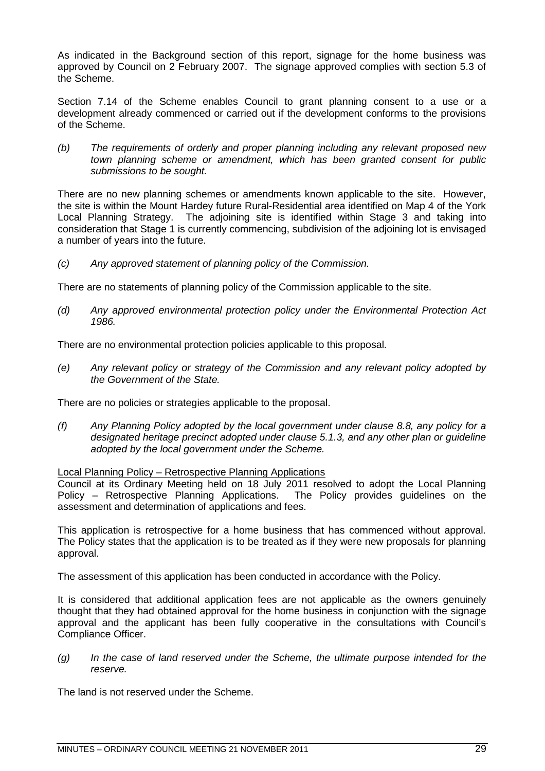As indicated in the Background section of this report, signage for the home business was approved by Council on 2 February 2007. The signage approved complies with section 5.3 of the Scheme.

Section 7.14 of the Scheme enables Council to grant planning consent to a use or a development already commenced or carried out if the development conforms to the provisions of the Scheme.

*(b) The requirements of orderly and proper planning including any relevant proposed new town planning scheme or amendment, which has been granted consent for public submissions to be sought.*

There are no new planning schemes or amendments known applicable to the site. However, the site is within the Mount Hardey future Rural-Residential area identified on Map 4 of the York Local Planning Strategy. The adjoining site is identified within Stage 3 and taking into consideration that Stage 1 is currently commencing, subdivision of the adjoining lot is envisaged a number of years into the future.

*(c) Any approved statement of planning policy of the Commission.*

There are no statements of planning policy of the Commission applicable to the site.

*(d) Any approved environmental protection policy under the Environmental Protection Act 1986.*

There are no environmental protection policies applicable to this proposal.

*(e) Any relevant policy or strategy of the Commission and any relevant policy adopted by the Government of the State.*

There are no policies or strategies applicable to the proposal.

*(f) Any Planning Policy adopted by the local government under clause 8.8, any policy for a designated heritage precinct adopted under clause 5.1.3, and any other plan or guideline adopted by the local government under the Scheme.*

<u>Local Planning Policy – Retrospective Planning Applications</u>
Council at its Ordinary Meeting held on 18 July 2011 resolved to adopt the Local Planning Policy – Retrospective Planning Applications. The Policy provides guidelines on the assessment and determination of applications and fees.

This application is retrospective for a home business that has commenced without approval. The Policy states that the application is to be treated as if they were new proposals for planning approval.

The assessment of this application has been conducted in accordance with the Policy.

It is considered that additional application fees are not applicable as the owners genuinely thought that they had obtained approval for the home business in conjunction with the signage approval and the applicant has been fully cooperative in the consultations with Council's Compliance Officer.

*(g) In the case of land reserved under the Scheme, the ultimate purpose intended for the reserve.*

The land is not reserved under the Scheme.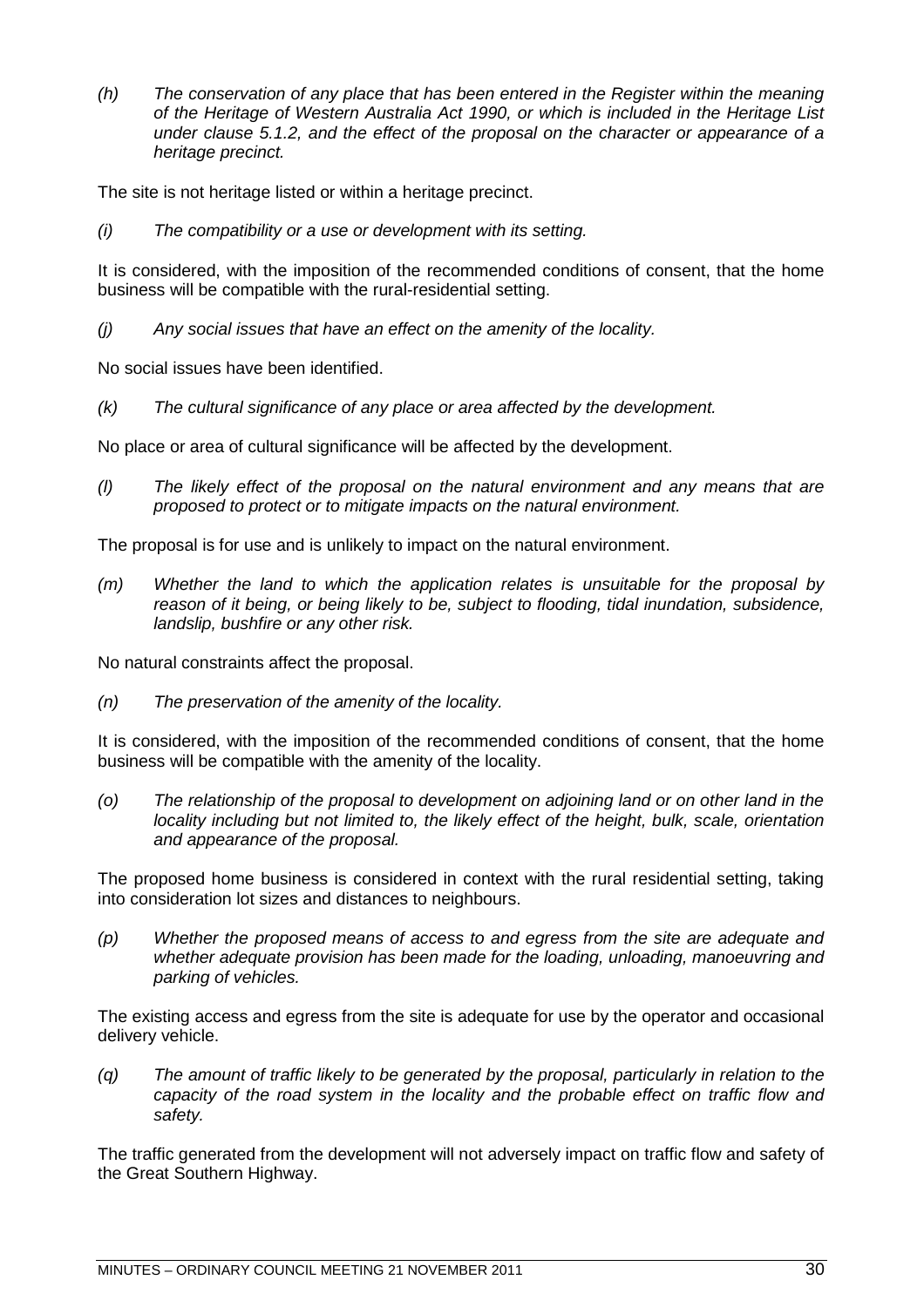*(h) The conservation of any place that has been entered in the Register within the meaning of the Heritage of Western Australia Act 1990, or which is included in the Heritage List under clause 5.1.2, and the effect of the proposal on the character or appearance of a heritage precinct.*

The site is not heritage listed or within a heritage precinct.

*(i) The compatibility or a use or development with its setting.*

It is considered, with the imposition of the recommended conditions of consent, that the home business will be compatible with the rural-residential setting.

*(j) Any social issues that have an effect on the amenity of the locality.*

No social issues have been identified.

*(k) The cultural significance of any place or area affected by the development.*

No place or area of cultural significance will be affected by the development.

*(l) The likely effect of the proposal on the natural environment and any means that are proposed to protect or to mitigate impacts on the natural environment.*

The proposal is for use and is unlikely to impact on the natural environment.

*(m) Whether the land to which the application relates is unsuitable for the proposal by reason of it being, or being likely to be, subject to flooding, tidal inundation, subsidence, landslip, bushfire or any other risk.*

No natural constraints affect the proposal.

*(n) The preservation of the amenity of the locality.*

It is considered, with the imposition of the recommended conditions of consent, that the home business will be compatible with the amenity of the locality.

*(o) The relationship of the proposal to development on adjoining land or on other land in the locality including but not limited to, the likely effect of the height, bulk, scale, orientation and appearance of the proposal.*

The proposed home business is considered in context with the rural residential setting, taking into consideration lot sizes and distances to neighbours.

*(p) Whether the proposed means of access to and egress from the site are adequate and whether adequate provision has been made for the loading, unloading, manoeuvring and parking of vehicles.*

The existing access and egress from the site is adequate for use by the operator and occasional delivery vehicle.

*(q) The amount of traffic likely to be generated by the proposal, particularly in relation to the capacity of the road system in the locality and the probable effect on traffic flow and safety.*

The traffic generated from the development will not adversely impact on traffic flow and safety of the Great Southern Highway.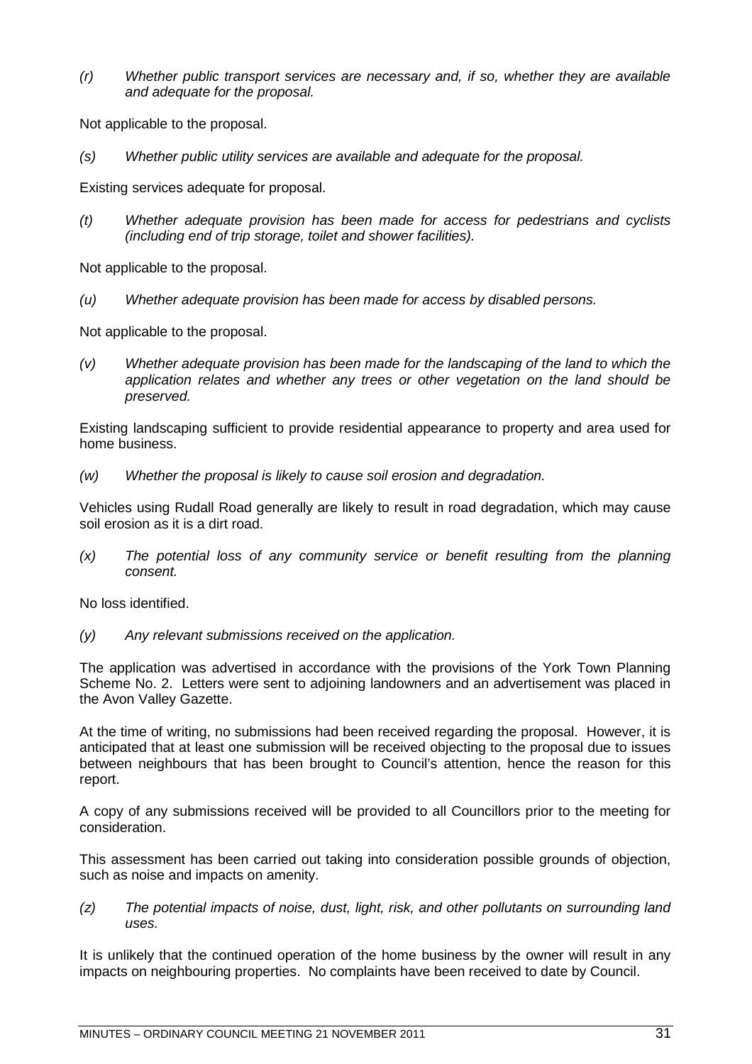*(r) Whether public transport services are necessary and, if so, whether they are available and adequate for the proposal.*

Not applicable to the proposal.

*(s) Whether public utility services are available and adequate for the proposal.*

Existing services adequate for proposal.

*(t) Whether adequate provision has been made for access for pedestrians and cyclists (including end of trip storage, toilet and shower facilities).*

Not applicable to the proposal.

*(u) Whether adequate provision has been made for access by disabled persons.*

Not applicable to the proposal.

*(v) Whether adequate provision has been made for the landscaping of the land to which the application relates and whether any trees or other vegetation on the land should be preserved.*

Existing landscaping sufficient to provide residential appearance to property and area used for home business.

*(w) Whether the proposal is likely to cause soil erosion and degradation.*

Vehicles using Rudall Road generally are likely to result in road degradation, which may cause soil erosion as it is a dirt road.

*(x) The potential loss of any community service or benefit resulting from the planning consent.*

No loss identified.

*(y) Any relevant submissions received on the application.*

The application was advertised in accordance with the provisions of the York Town Planning Scheme No. 2. Letters were sent to adjoining landowners and an advertisement was placed in the Avon Valley Gazette.

At the time of writing, no submissions had been received regarding the proposal. However, it is anticipated that at least one submission will be received objecting to the proposal due to issues between neighbours that has been brought to Council's attention, hence the reason for this report.

A copy of any submissions received will be provided to all Councillors prior to the meeting for consideration.

This assessment has been carried out taking into consideration possible grounds of objection, such as noise and impacts on amenity.

*(z) The potential impacts of noise, dust, light, risk, and other pollutants on surrounding land uses.*

It is unlikely that the continued operation of the home business by the owner will result in any impacts on neighbouring properties. No complaints have been received to date by Council.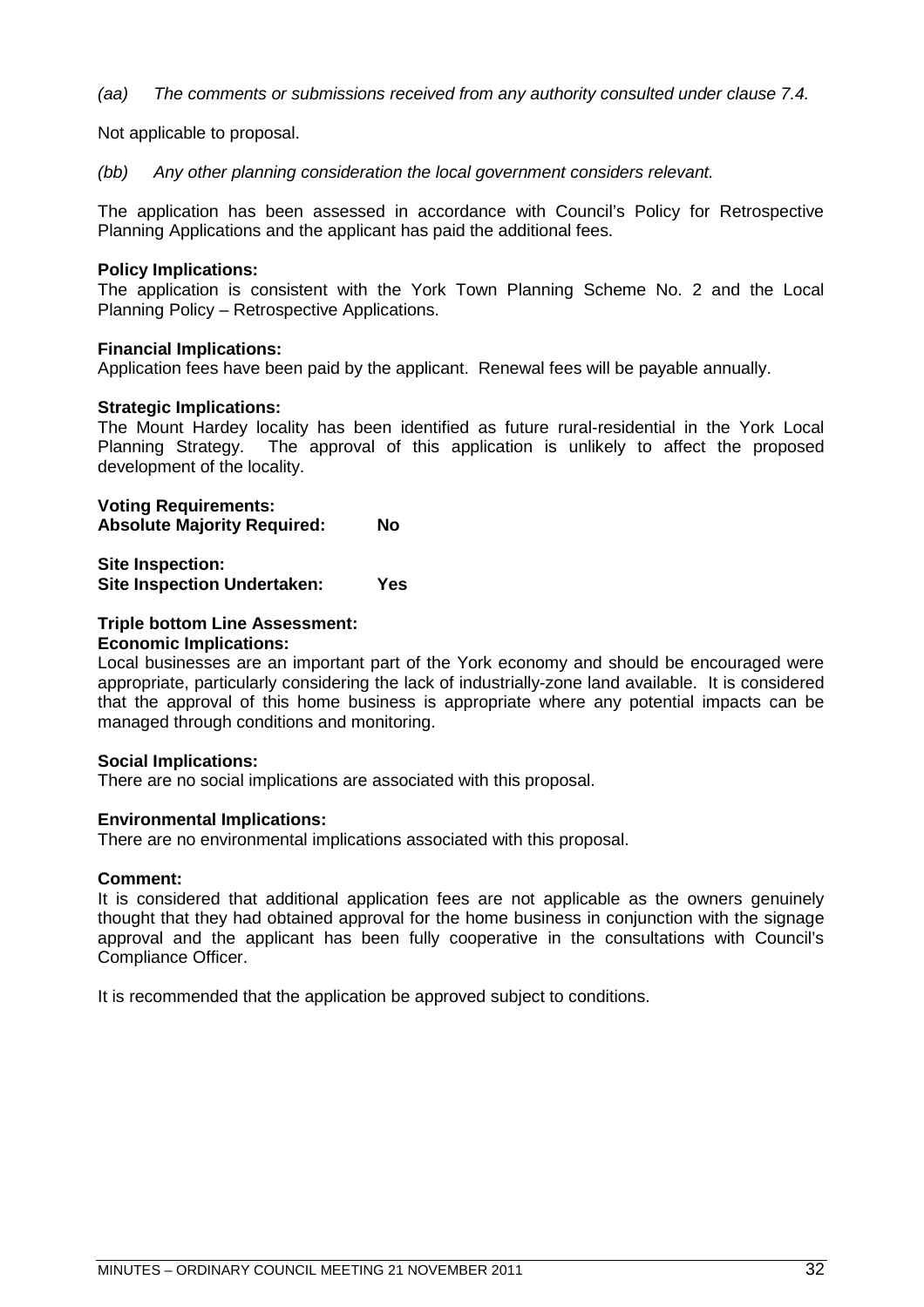*(aa) The comments or submissions received from any authority consulted under clause 7.4.*

Not applicable to proposal.

*(bb) Any other planning consideration the local government considers relevant.*

The application has been assessed in accordance with Council's Policy for Retrospective Planning Applications and the applicant has paid the additional fees.

**Policy Implications:**
The application is consistent with the York Town Planning Scheme No. 2 and the Local Planning Policy – Retrospective Applications.

**Financial Implications:**
Application fees have been paid by the applicant. Renewal fees will be payable annually.

**Strategic Implications:**
The Mount Hardey locality has been identified as future rural-residential in the York Local Planning Strategy. The approval of this application is unlikely to affect the proposed development of the locality.

**Voting Requirements:**
**Absolute Majority Required: No**

**Site Inspection:**
**Site Inspection Undertaken: Yes**

**Triple bottom Line Assessment:**
**Economic Implications:**
Local businesses are an important part of the York economy and should be encouraged were appropriate, particularly considering the lack of industrially-zone land available. It is considered that the approval of this home business is appropriate where any potential impacts can be managed through conditions and monitoring.

**Social Implications:**
There are no social implications are associated with this proposal.

**Environmental Implications:**
There are no environmental implications associated with this proposal.

**Comment:**
It is considered that additional application fees are not applicable as the owners genuinely thought that they had obtained approval for the home business in conjunction with the signage approval and the applicant has been fully cooperative in the consultations with Council's Compliance Officer.

It is recommended that the application be approved subject to conditions.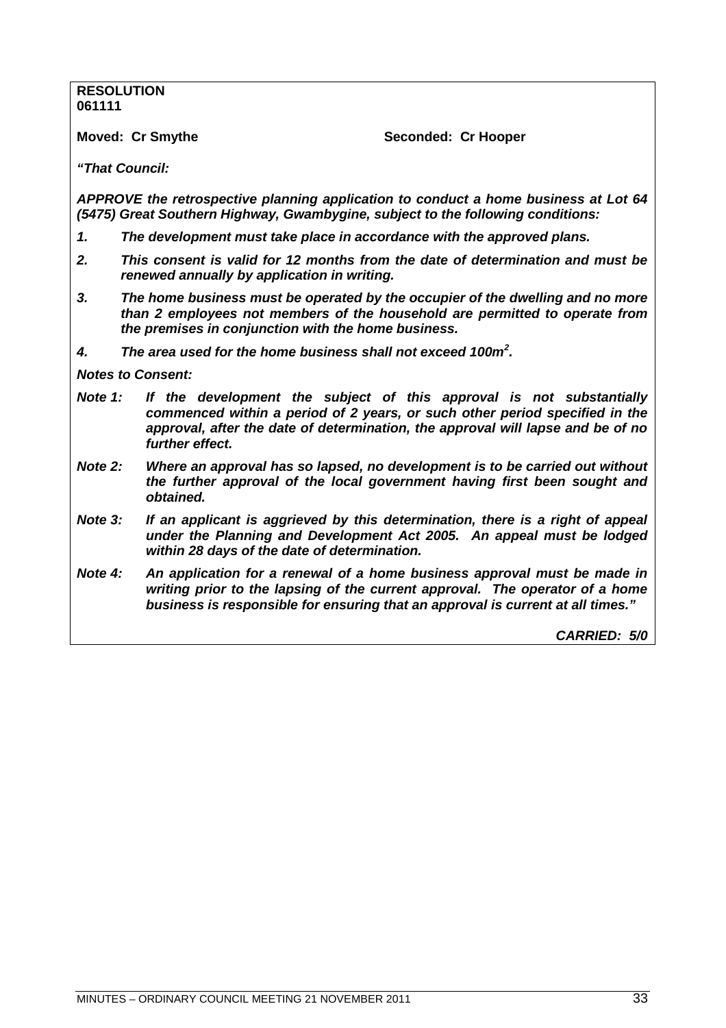**RESOLUTION**
**061111**

**Moved: Cr Smythe** **Seconded: Cr Hooper**

***"That Council:***

***APPROVE the retrospective planning application to conduct a home business at Lot 64 (5475) Great Southern Highway, Gwambygine, subject to the following conditions:***

1. ***The development must take place in accordance with the approved plans.***
2. ***This consent is valid for 12 months from the date of determination and must be renewed annually by application in writing.***
3. ***The home business must be operated by the occupier of the dwelling and no more than 2 employees not members of the household are permitted to operate from the premises in conjunction with the home business.***
4. ***The area used for the home business shall not exceed 100m$^2$.***

***Notes to Consent:***

***Note 1:*** ***If the development the subject of this approval is not substantially commenced within a period of 2 years, or such other period specified in the approval, after the date of determination, the approval will lapse and be of no further effect.***

***Note 2:*** ***Where an approval has so lapsed, no development is to be carried out without the further approval of the local government having first been sought and obtained.***

***Note 3:*** ***If an applicant is aggrieved by this determination, there is a right of appeal under the Planning and Development Act 2005. An appeal must be lodged within 28 days of the date of determination.***

***Note 4:*** ***An application for a renewal of a home business approval must be made in writing prior to the lapsing of the current approval. The operator of a home business is responsible for ensuring that an approval is current at all times."***

***CARRIED: 5/0***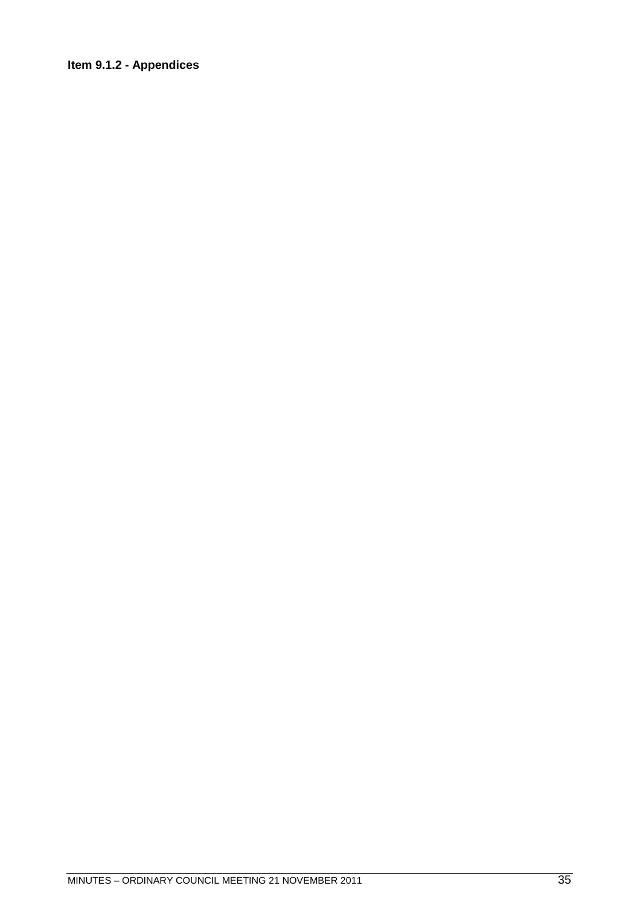**Item 9.1.2 - Appendices**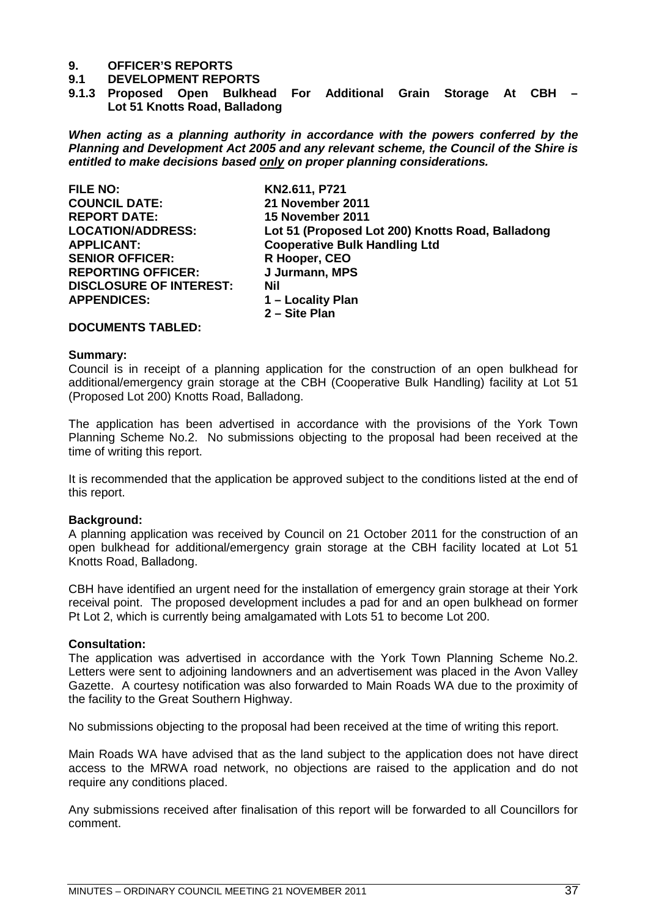# 9. OFFICER'S REPORTS

## 9.1 DEVELOPMENT REPORTS

### 9.1.3 Proposed Open Bulkhead For Additional Grain Storage At CBH – Lot 51 Knotts Road, Balladong

***When acting as a planning authority in accordance with the powers conferred by the Planning and Development Act 2005 and any relevant scheme, the Council of the Shire is entitled to make decisions based only on proper planning considerations.***

| | |
|---|---|
| **FILE NO:** | **KN2.611, P721** |
| **COUNCIL DATE:** | **21 November 2011** |
| **REPORT DATE:** | **15 November 2011** |
| **LOCATION/ADDRESS:** | **Lot 51 (Proposed Lot 200) Knotts Road, Balladong** |
| **APPLICANT:** | **Cooperative Bulk Handling Ltd** |
| **SENIOR OFFICER:** | **R Hooper, CEO** |
| **REPORTING OFFICER:** | **J Jurmann, MPS** |
| **DISCLOSURE OF INTEREST:** | **Nil** |
| **APPENDICES:** | **1 – Locality Plan**<br>**2 – Site Plan** |
| **DOCUMENTS TABLED:** | |

**Summary:**

Council is in receipt of a planning application for the construction of an open bulkhead for additional/emergency grain storage at the CBH (Cooperative Bulk Handling) facility at Lot 51 (Proposed Lot 200) Knotts Road, Balladong.

The application has been advertised in accordance with the provisions of the York Town Planning Scheme No.2. No submissions objecting to the proposal had been received at the time of writing this report.

It is recommended that the application be approved subject to the conditions listed at the end of this report.

**Background:**

A planning application was received by Council on 21 October 2011 for the construction of an open bulkhead for additional/emergency grain storage at the CBH facility located at Lot 51 Knotts Road, Balladong.

CBH have identified an urgent need for the installation of emergency grain storage at their York receival point. The proposed development includes a pad for and an open bulkhead on former Pt Lot 2, which is currently being amalgamated with Lots 51 to become Lot 200.

**Consultation:**

The application was advertised in accordance with the York Town Planning Scheme No.2. Letters were sent to adjoining landowners and an advertisement was placed in the Avon Valley Gazette. A courtesy notification was also forwarded to Main Roads WA due to the proximity of the facility to the Great Southern Highway.

No submissions objecting to the proposal had been received at the time of writing this report.

Main Roads WA have advised that as the land subject to the application does not have direct access to the MRWA road network, no objections are raised to the application and do not require any conditions placed.

Any submissions received after finalisation of this report will be forwarded to all Councillors for comment.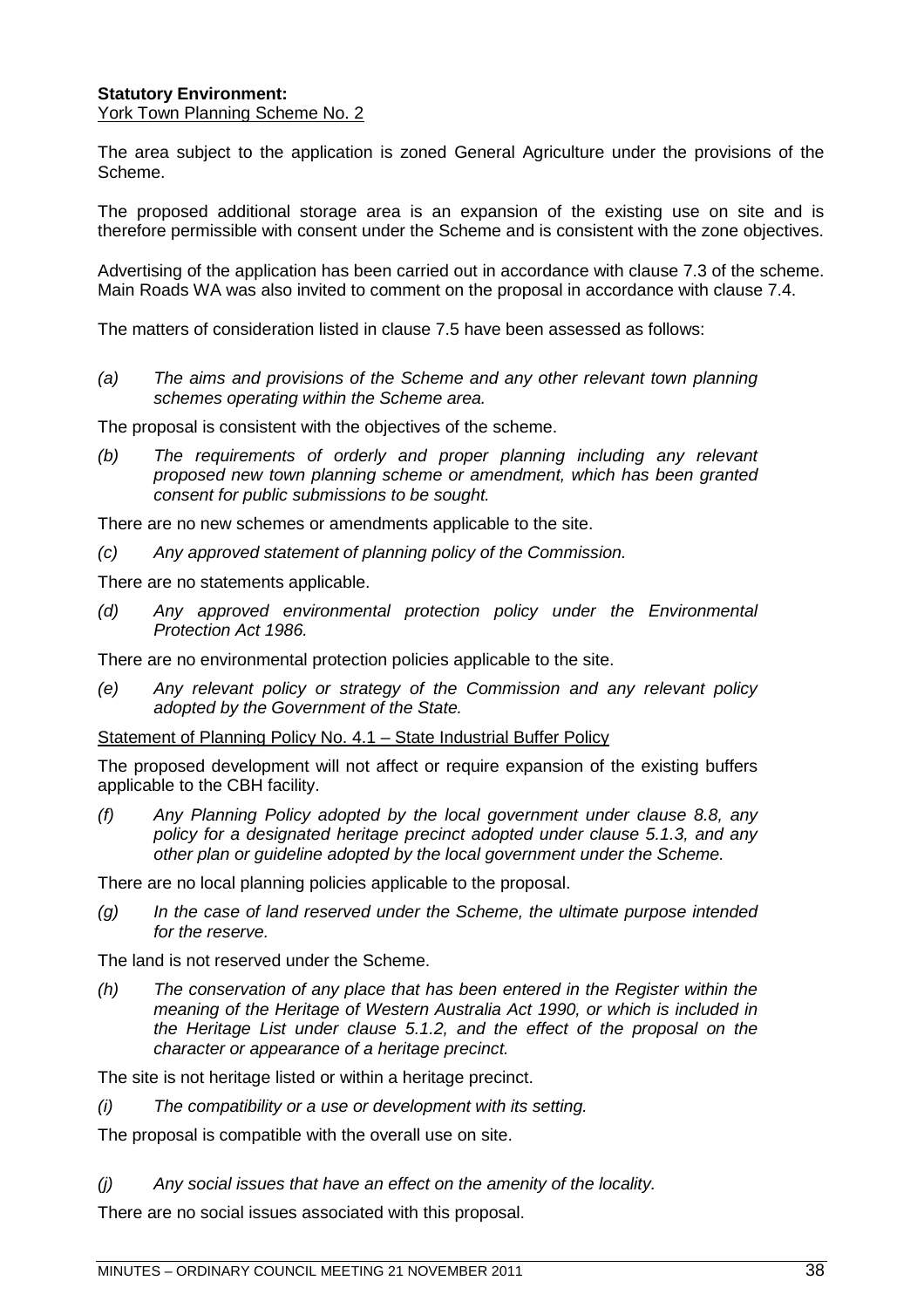**Statutory Environment:**
York Town Planning Scheme No. 2

The area subject to the application is zoned General Agriculture under the provisions of the Scheme.

The proposed additional storage area is an expansion of the existing use on site and is therefore permissible with consent under the Scheme and is consistent with the zone objectives.

Advertising of the application has been carried out in accordance with clause 7.3 of the scheme. Main Roads WA was also invited to comment on the proposal in accordance with clause 7.4.

The matters of consideration listed in clause 7.5 have been assessed as follows:

*(a) The aims and provisions of the Scheme and any other relevant town planning schemes operating within the Scheme area.*

The proposal is consistent with the objectives of the scheme.

*(b) The requirements of orderly and proper planning including any relevant proposed new town planning scheme or amendment, which has been granted consent for public submissions to be sought.*

There are no new schemes or amendments applicable to the site.

*(c) Any approved statement of planning policy of the Commission.*

There are no statements applicable.

*(d) Any approved environmental protection policy under the Environmental Protection Act 1986.*

There are no environmental protection policies applicable to the site.

*(e) Any relevant policy or strategy of the Commission and any relevant policy adopted by the Government of the State.*

Statement of Planning Policy No. 4.1 – State Industrial Buffer Policy

The proposed development will not affect or require expansion of the existing buffers applicable to the CBH facility.

*(f) Any Planning Policy adopted by the local government under clause 8.8, any policy for a designated heritage precinct adopted under clause 5.1.3, and any other plan or guideline adopted by the local government under the Scheme.*

There are no local planning policies applicable to the proposal.

*(g) In the case of land reserved under the Scheme, the ultimate purpose intended for the reserve.*

The land is not reserved under the Scheme.

*(h) The conservation of any place that has been entered in the Register within the meaning of the Heritage of Western Australia Act 1990, or which is included in the Heritage List under clause 5.1.2, and the effect of the proposal on the character or appearance of a heritage precinct.*

The site is not heritage listed or within a heritage precinct.

*(i) The compatibility or a use or development with its setting.*

The proposal is compatible with the overall use on site.

*(j) Any social issues that have an effect on the amenity of the locality.*

There are no social issues associated with this proposal.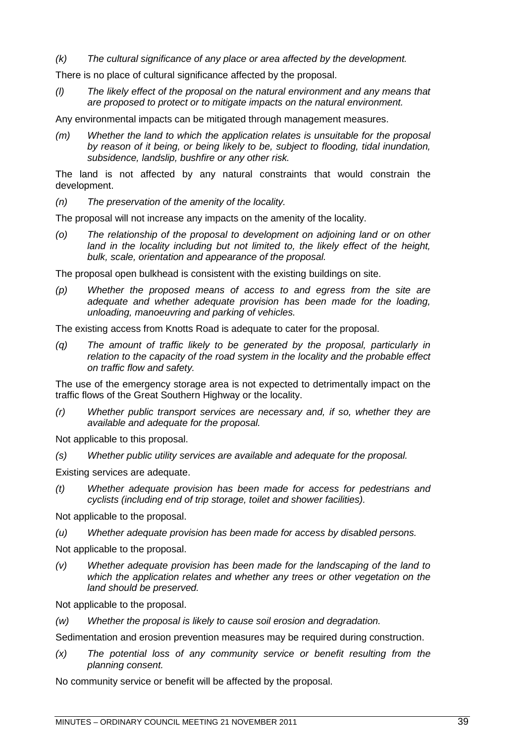*(k) The cultural significance of any place or area affected by the development.*

There is no place of cultural significance affected by the proposal.

*(l) The likely effect of the proposal on the natural environment and any means that are proposed to protect or to mitigate impacts on the natural environment.*

Any environmental impacts can be mitigated through management measures.

*(m) Whether the land to which the application relates is unsuitable for the proposal by reason of it being, or being likely to be, subject to flooding, tidal inundation, subsidence, landslip, bushfire or any other risk.*

The land is not affected by any natural constraints that would constrain the development.

*(n) The preservation of the amenity of the locality.*

The proposal will not increase any impacts on the amenity of the locality.

*(o) The relationship of the proposal to development on adjoining land or on other land in the locality including but not limited to, the likely effect of the height, bulk, scale, orientation and appearance of the proposal.*

The proposal open bulkhead is consistent with the existing buildings on site.

*(p) Whether the proposed means of access to and egress from the site are adequate and whether adequate provision has been made for the loading, unloading, manoeuvring and parking of vehicles.*

The existing access from Knotts Road is adequate to cater for the proposal.

*(q) The amount of traffic likely to be generated by the proposal, particularly in relation to the capacity of the road system in the locality and the probable effect on traffic flow and safety.*

The use of the emergency storage area is not expected to detrimentally impact on the traffic flows of the Great Southern Highway or the locality.

*(r) Whether public transport services are necessary and, if so, whether they are available and adequate for the proposal.*

Not applicable to this proposal.

*(s) Whether public utility services are available and adequate for the proposal.*

Existing services are adequate.

*(t) Whether adequate provision has been made for access for pedestrians and cyclists (including end of trip storage, toilet and shower facilities).*

Not applicable to the proposal.

*(u) Whether adequate provision has been made for access by disabled persons.*

Not applicable to the proposal.

*(v) Whether adequate provision has been made for the landscaping of the land to which the application relates and whether any trees or other vegetation on the land should be preserved.*

Not applicable to the proposal.

*(w) Whether the proposal is likely to cause soil erosion and degradation.*

Sedimentation and erosion prevention measures may be required during construction.

*(x) The potential loss of any community service or benefit resulting from the planning consent.*

No community service or benefit will be affected by the proposal.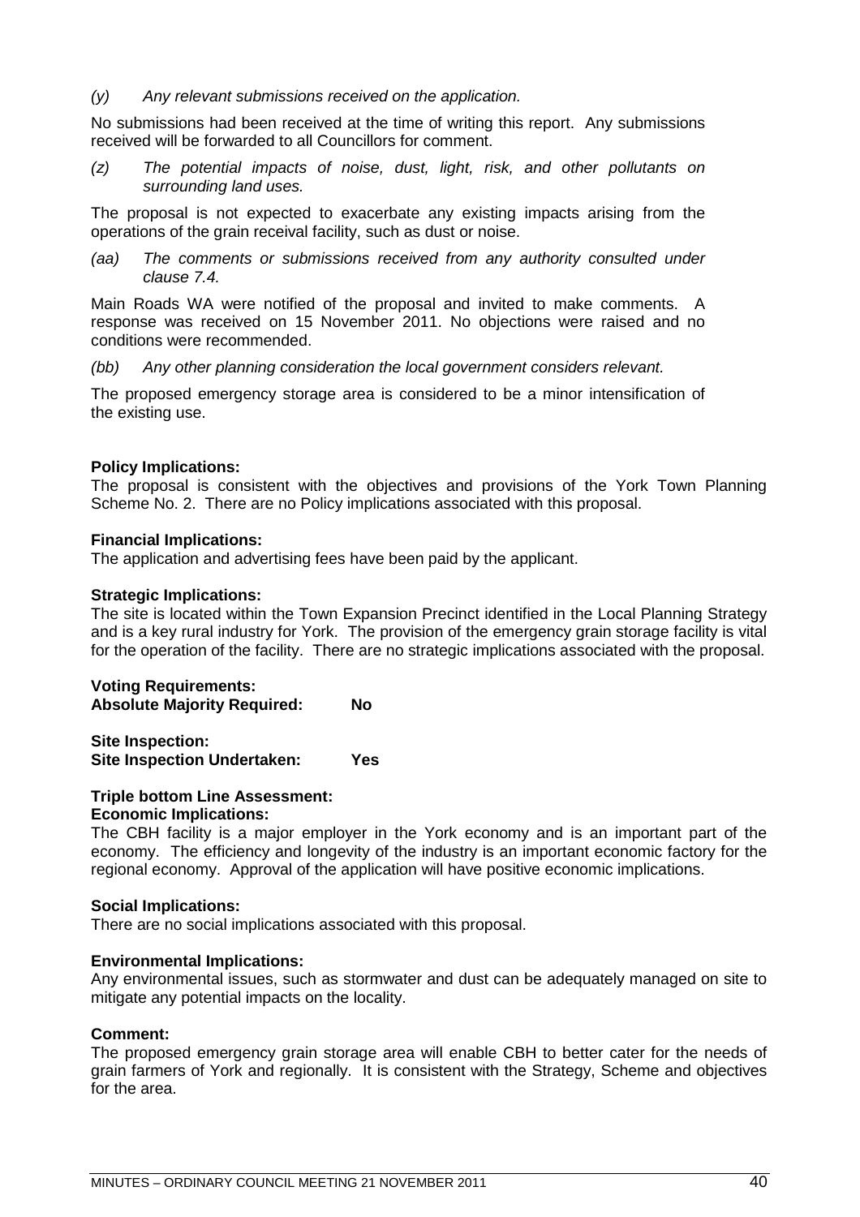*(y) Any relevant submissions received on the application.*

No submissions had been received at the time of writing this report. Any submissions received will be forwarded to all Councillors for comment.

*(z) The potential impacts of noise, dust, light, risk, and other pollutants on surrounding land uses.*

The proposal is not expected to exacerbate any existing impacts arising from the operations of the grain receival facility, such as dust or noise.

*(aa) The comments or submissions received from any authority consulted under clause 7.4.*

Main Roads WA were notified of the proposal and invited to make comments. A response was received on 15 November 2011. No objections were raised and no conditions were recommended.

*(bb) Any other planning consideration the local government considers relevant.*

The proposed emergency storage area is considered to be a minor intensification of the existing use.

**Policy Implications:**
The proposal is consistent with the objectives and provisions of the York Town Planning Scheme No. 2. There are no Policy implications associated with this proposal.

**Financial Implications:**
The application and advertising fees have been paid by the applicant.

**Strategic Implications:**
The site is located within the Town Expansion Precinct identified in the Local Planning Strategy and is a key rural industry for York. The provision of the emergency grain storage facility is vital for the operation of the facility. There are no strategic implications associated with the proposal.

**Voting Requirements:**
**Absolute Majority Required: No**

**Site Inspection:**
**Site Inspection Undertaken: Yes**

**Triple bottom Line Assessment:**
**Economic Implications:**
The CBH facility is a major employer in the York economy and is an important part of the economy. The efficiency and longevity of the industry is an important economic factory for the regional economy. Approval of the application will have positive economic implications.

**Social Implications:**
There are no social implications associated with this proposal.

**Environmental Implications:**
Any environmental issues, such as stormwater and dust can be adequately managed on site to mitigate any potential impacts on the locality.

**Comment:**
The proposed emergency grain storage area will enable CBH to better cater for the needs of grain farmers of York and regionally. It is consistent with the Strategy, Scheme and objectives for the area.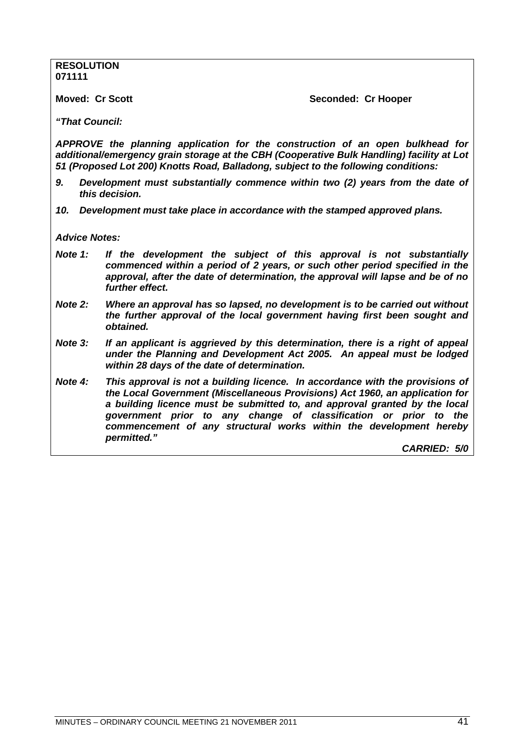**RESOLUTION**
**071111**

**Moved: Cr Scott** **Seconded: Cr Hooper**

***"That Council:***

***APPROVE the planning application for the construction of an open bulkhead for additional/emergency grain storage at the CBH (Cooperative Bulk Handling) facility at Lot 51 (Proposed Lot 200) Knotts Road, Balladong, subject to the following conditions:***

***9. Development must substantially commence within two (2) years from the date of this decision.***

***10. Development must take place in accordance with the stamped approved plans.***

***Advice Notes:***

***Note 1: If the development the subject of this approval is not substantially commenced within a period of 2 years, or such other period specified in the approval, after the date of determination, the approval will lapse and be of no further effect.***

***Note 2: Where an approval has so lapsed, no development is to be carried out without the further approval of the local government having first been sought and obtained.***

***Note 3: If an applicant is aggrieved by this determination, there is a right of appeal under the Planning and Development Act 2005. An appeal must be lodged within 28 days of the date of determination.***

***Note 4: This approval is not a building licence. In accordance with the provisions of the Local Government (Miscellaneous Provisions) Act 1960, an application for a building licence must be submitted to, and approval granted by the local government prior to any change of classification or prior to the commencement of any structural works within the development hereby permitted."***

***CARRIED: 5/0***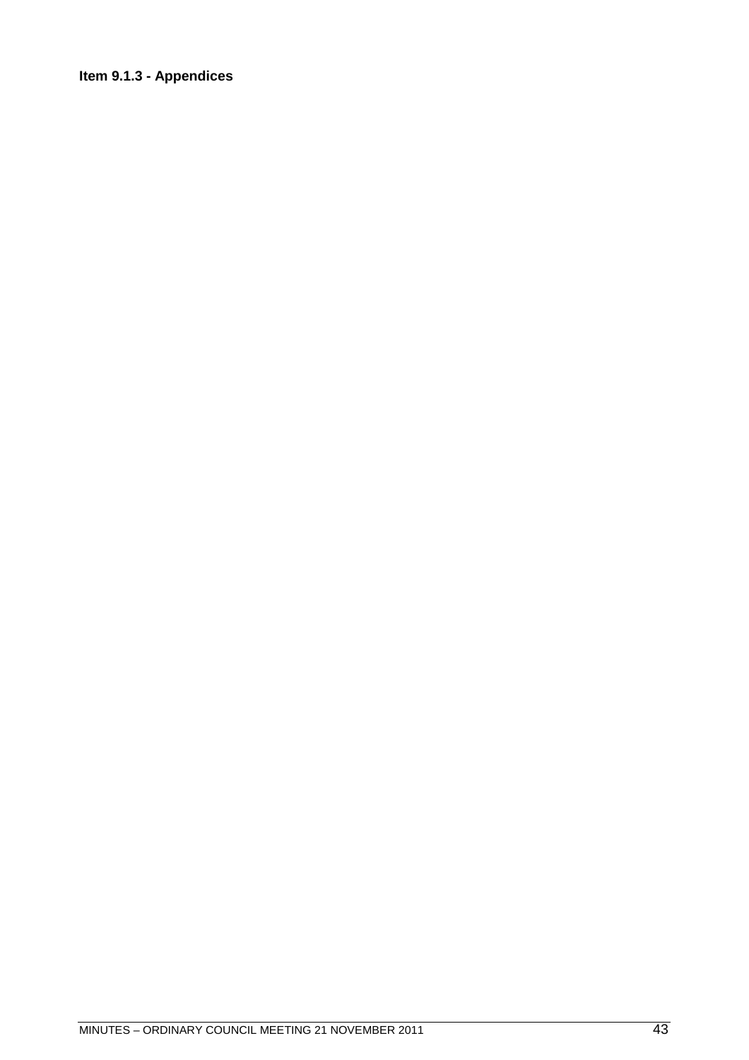**Item 9.1.3 - Appendices**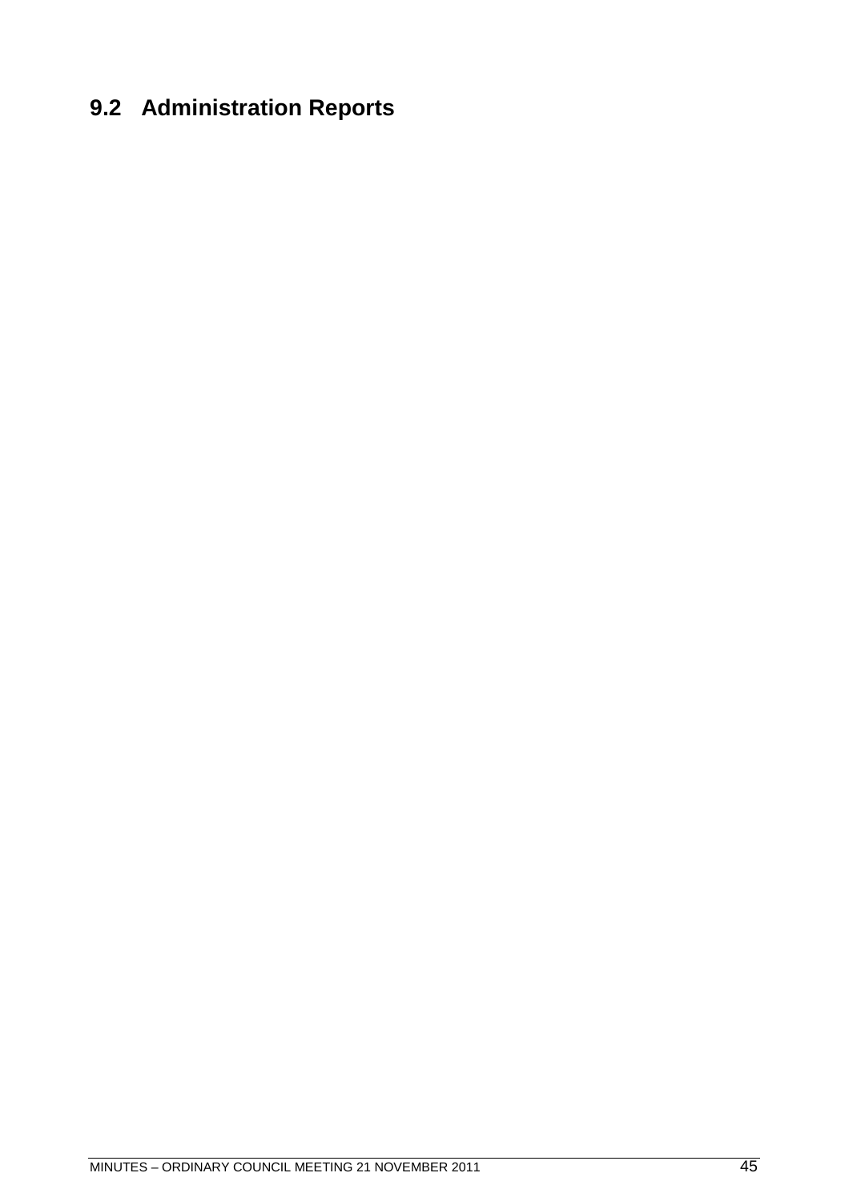## 9.2 Administration Reports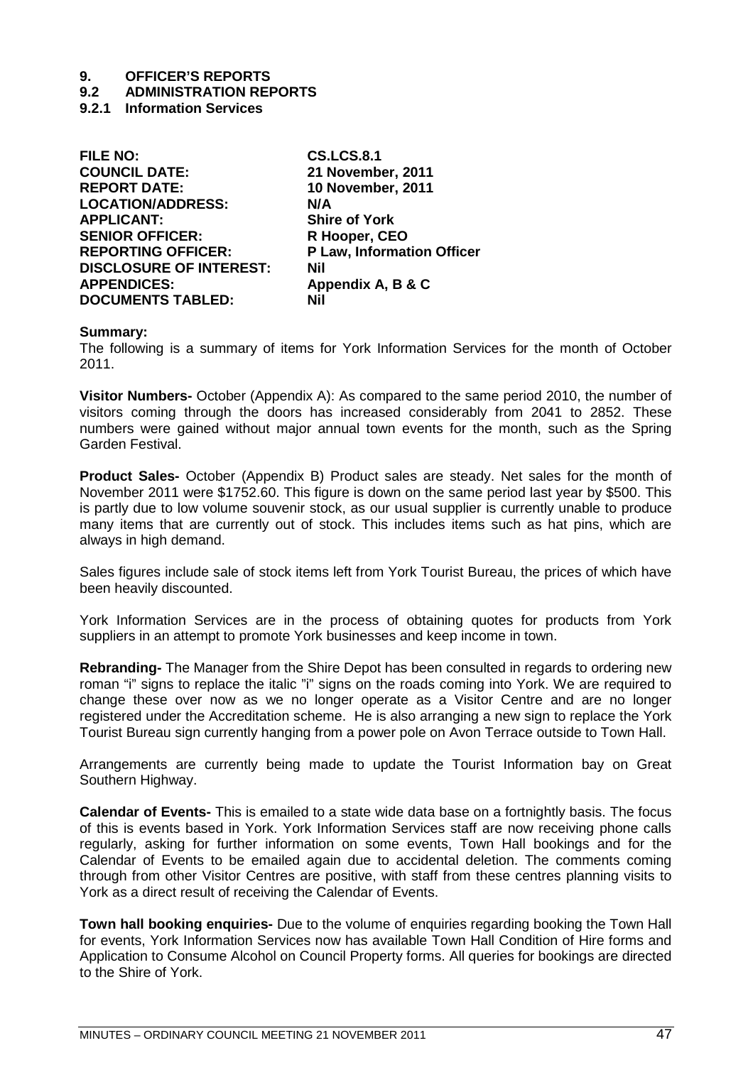# 9. OFFICER'S REPORTS

## 9.2 ADMINISTRATION REPORTS

### 9.2.1 Information Services

| | |
|---|---|
| **FILE NO:** | **CS.LCS.8.1** |
| **COUNCIL DATE:** | **21 November, 2011** |
| **REPORT DATE:** | **10 November, 2011** |
| **LOCATION/ADDRESS:** | **N/A** |
| **APPLICANT:** | **Shire of York** |
| **SENIOR OFFICER:** | **R Hooper, CEO** |
| **REPORTING OFFICER:** | **P Law, Information Officer** |
| **DISCLOSURE OF INTEREST:** | **Nil** |
| **APPENDICES:** | **Appendix A, B & C** |
| **DOCUMENTS TABLED:** | **Nil** |

**Summary:**

The following is a summary of items for York Information Services for the month of October 2011.

**Visitor Numbers-** October (Appendix A): As compared to the same period 2010, the number of visitors coming through the doors has increased considerably from 2041 to 2852. These numbers were gained without major annual town events for the month, such as the Spring Garden Festival.

**Product Sales-** October (Appendix B) Product sales are steady. Net sales for the month of November 2011 were $1752.60. This figure is down on the same period last year by $500. This is partly due to low volume souvenir stock, as our usual supplier is currently unable to produce many items that are currently out of stock. This includes items such as hat pins, which are always in high demand.

Sales figures include sale of stock items left from York Tourist Bureau, the prices of which have been heavily discounted.

York Information Services are in the process of obtaining quotes for products from York suppliers in an attempt to promote York businesses and keep income in town.

**Rebranding-** The Manager from the Shire Depot has been consulted in regards to ordering new roman "i" signs to replace the italic "i" signs on the roads coming into York. We are required to change these over now as we no longer operate as a Visitor Centre and are no longer registered under the Accreditation scheme. He is also arranging a new sign to replace the York Tourist Bureau sign currently hanging from a power pole on Avon Terrace outside to Town Hall.

Arrangements are currently being made to update the Tourist Information bay on Great Southern Highway.

**Calendar of Events-** This is emailed to a state wide data base on a fortnightly basis. The focus of this is events based in York. York Information Services staff are now receiving phone calls regularly, asking for further information on some events, Town Hall bookings and for the Calendar of Events to be emailed again due to accidental deletion. The comments coming through from other Visitor Centres are positive, with staff from these centres planning visits to York as a direct result of receiving the Calendar of Events.

**Town hall booking enquiries-** Due to the volume of enquiries regarding booking the Town Hall for events, York Information Services now has available Town Hall Condition of Hire forms and Application to Consume Alcohol on Council Property forms. All queries for bookings are directed to the Shire of York.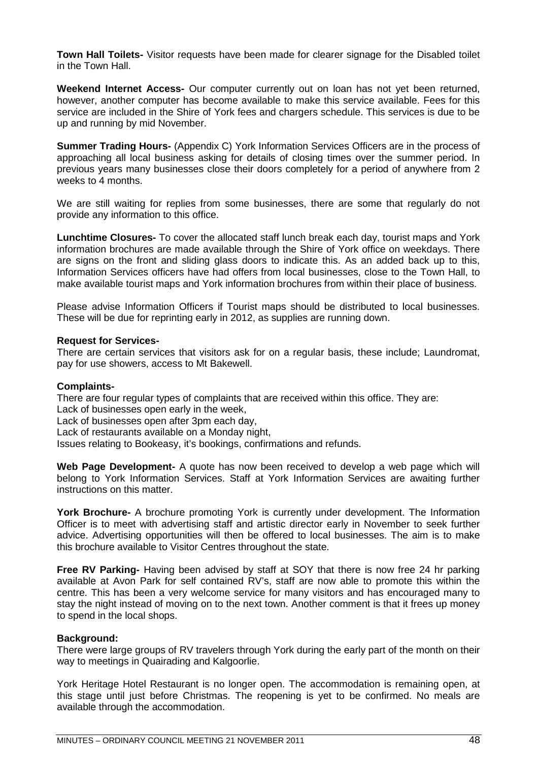**Town Hall Toilets-** Visitor requests have been made for clearer signage for the Disabled toilet in the Town Hall.

**Weekend Internet Access-** Our computer currently out on loan has not yet been returned, however, another computer has become available to make this service available. Fees for this service are included in the Shire of York fees and chargers schedule. This services is due to be up and running by mid November.

**Summer Trading Hours-** (Appendix C) York Information Services Officers are in the process of approaching all local business asking for details of closing times over the summer period. In previous years many businesses close their doors completely for a period of anywhere from 2 weeks to 4 months.

We are still waiting for replies from some businesses, there are some that regularly do not provide any information to this office.

**Lunchtime Closures-** To cover the allocated staff lunch break each day, tourist maps and York information brochures are made available through the Shire of York office on weekdays. There are signs on the front and sliding glass doors to indicate this. As an added back up to this, Information Services officers have had offers from local businesses, close to the Town Hall, to make available tourist maps and York information brochures from within their place of business.

Please advise Information Officers if Tourist maps should be distributed to local businesses. These will be due for reprinting early in 2012, as supplies are running down.

**Request for Services-**
There are certain services that visitors ask for on a regular basis, these include; Laundromat, pay for use showers, access to Mt Bakewell.

**Complaints-**
There are four regular types of complaints that are received within this office. They are:
Lack of businesses open early in the week,
Lack of businesses open after 3pm each day,
Lack of restaurants available on a Monday night,
Issues relating to Bookeasy, it's bookings, confirmations and refunds.

**Web Page Development-** A quote has now been received to develop a web page which will belong to York Information Services. Staff at York Information Services are awaiting further instructions on this matter.

**York Brochure-** A brochure promoting York is currently under development. The Information Officer is to meet with advertising staff and artistic director early in November to seek further advice. Advertising opportunities will then be offered to local businesses. The aim is to make this brochure available to Visitor Centres throughout the state.

**Free RV Parking-** Having been advised by staff at SOY that there is now free 24 hr parking available at Avon Park for self contained RV's, staff are now able to promote this within the centre. This has been a very welcome service for many visitors and has encouraged many to stay the night instead of moving on to the next town. Another comment is that it frees up money to spend in the local shops.

**Background:**
There were large groups of RV travelers through York during the early part of the month on their way to meetings in Quairading and Kalgoorlie.

York Heritage Hotel Restaurant is no longer open. The accommodation is remaining open, at this stage until just before Christmas. The reopening is yet to be confirmed. No meals are available through the accommodation.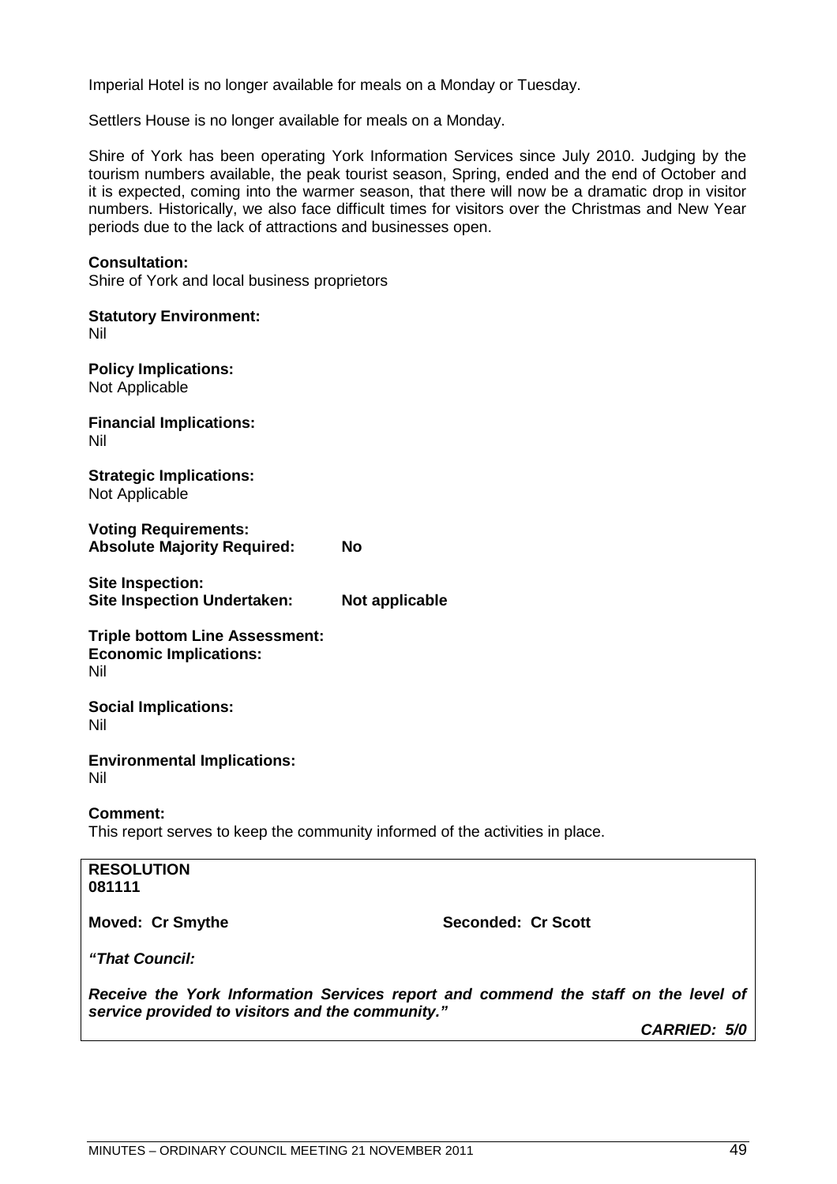Imperial Hotel is no longer available for meals on a Monday or Tuesday.

Settlers House is no longer available for meals on a Monday.

Shire of York has been operating York Information Services since July 2010. Judging by the tourism numbers available, the peak tourist season, Spring, ended and the end of October and it is expected, coming into the warmer season, that there will now be a dramatic drop in visitor numbers. Historically, we also face difficult times for visitors over the Christmas and New Year periods due to the lack of attractions and businesses open.

**Consultation:**
Shire of York and local business proprietors

**Statutory Environment:**
Nil

**Policy Implications:**
Not Applicable

**Financial Implications:**
Nil

**Strategic Implications:**
Not Applicable

**Voting Requirements:**
**Absolute Majority Required: No**

**Site Inspection:**
**Site Inspection Undertaken: Not applicable**

**Triple bottom Line Assessment:**
**Economic Implications:**
Nil

**Social Implications:**
Nil

**Environmental Implications:**
Nil

**Comment:**
This report serves to keep the community informed of the activities in place.

**RESOLUTION**
**081111**

**Moved: Cr Smythe** **Seconded: Cr Scott**

***"That Council:***

***Receive the York Information Services report and commend the staff on the level of service provided to visitors and the community."***

***CARRIED: 5/0***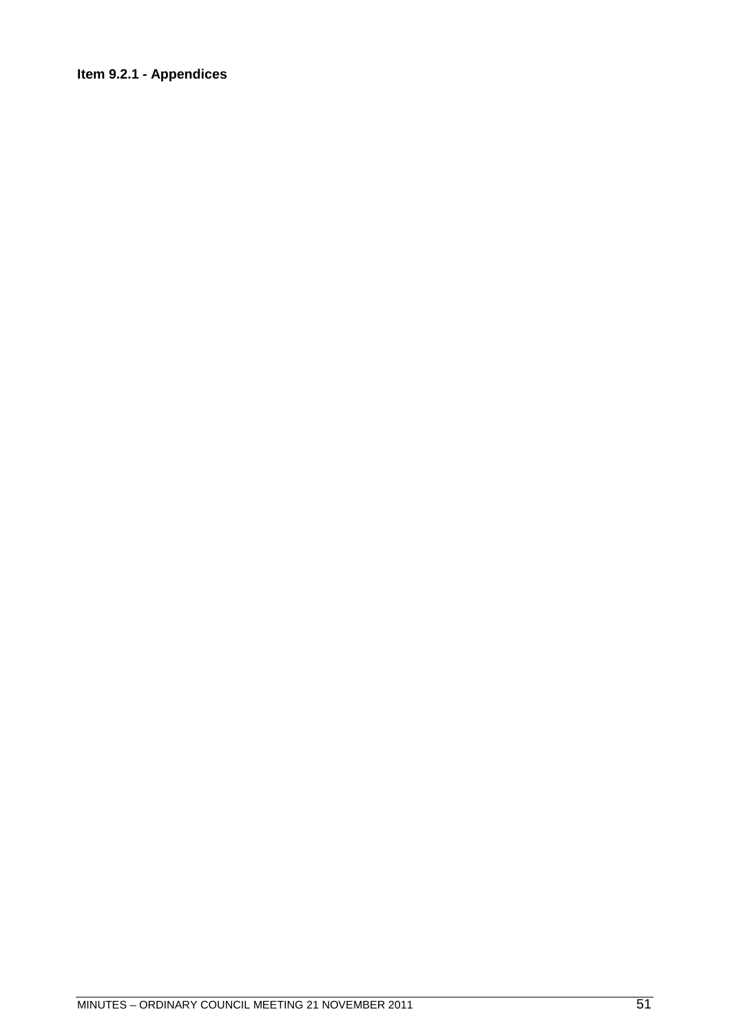**Item 9.2.1 - Appendices**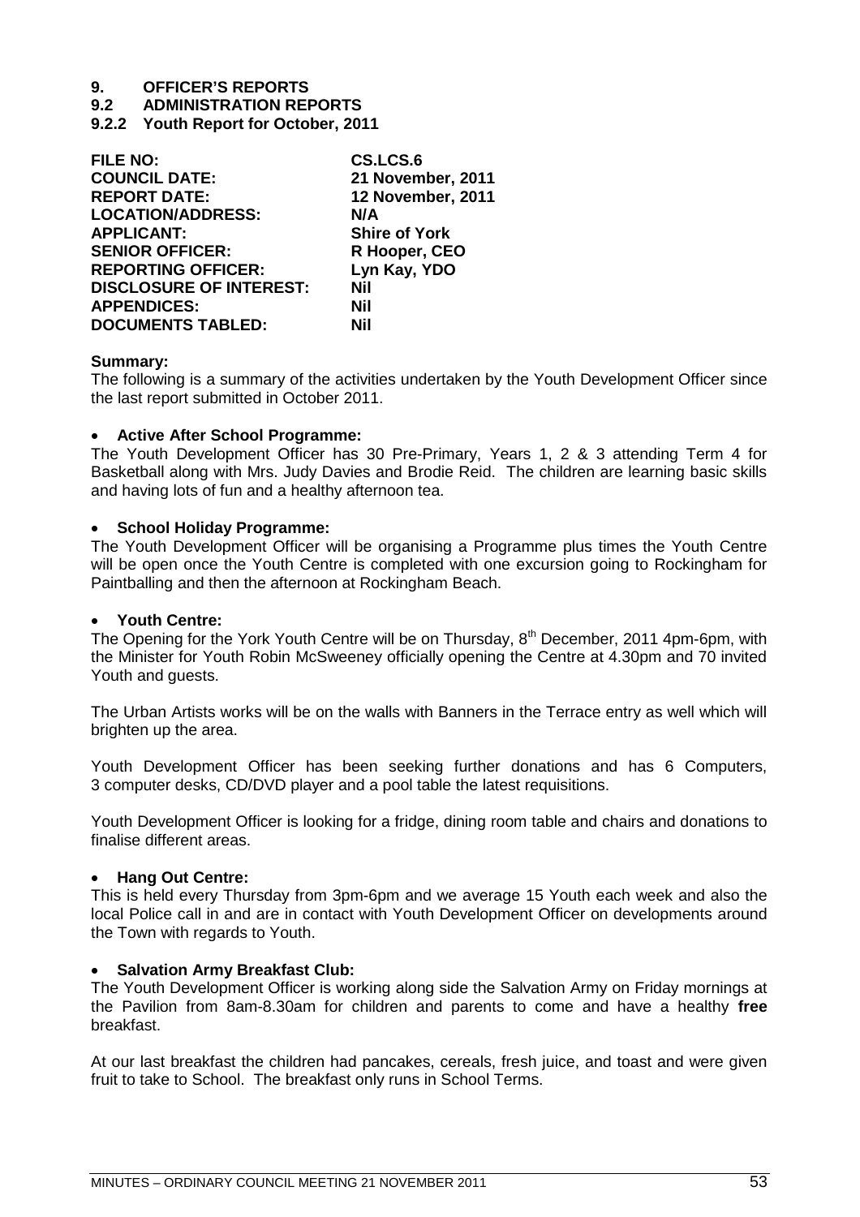# 9. OFFICER'S REPORTS

## 9.2 ADMINISTRATION REPORTS

### 9.2.2 Youth Report for October, 2011

| | |
|---|---|
| **FILE NO:** | **CS.LCS.6** |
| **COUNCIL DATE:** | **21 November, 2011** |
| **REPORT DATE:** | **12 November, 2011** |
| **LOCATION/ADDRESS:** | **N/A** |
| **APPLICANT:** | **Shire of York** |
| **SENIOR OFFICER:** | **R Hooper, CEO** |
| **REPORTING OFFICER:** | **Lyn Kay, YDO** |
| **DISCLOSURE OF INTEREST:** | **Nil** |
| **APPENDICES:** | **Nil** |
| **DOCUMENTS TABLED:** | **Nil** |

**Summary:**
The following is a summary of the activities undertaken by the Youth Development Officer since the last report submitted in October 2011.

- **Active After School Programme:**

The Youth Development Officer has 30 Pre-Primary, Years 1, 2 & 3 attending Term 4 for Basketball along with Mrs. Judy Davies and Brodie Reid. The children are learning basic skills and having lots of fun and a healthy afternoon tea.

- **School Holiday Programme:**

The Youth Development Officer will be organising a Programme plus times the Youth Centre will be open once the Youth Centre is completed with one excursion going to Rockingham for Paintballing and then the afternoon at Rockingham Beach.

- **Youth Centre:**

The Opening for the York Youth Centre will be on Thursday, 8th December, 2011 4pm-6pm, with the Minister for Youth Robin McSweeney officially opening the Centre at 4.30pm and 70 invited Youth and guests.

The Urban Artists works will be on the walls with Banners in the Terrace entry as well which will brighten up the area.

Youth Development Officer has been seeking further donations and has 6 Computers, 3 computer desks, CD/DVD player and a pool table the latest requisitions.

Youth Development Officer is looking for a fridge, dining room table and chairs and donations to finalise different areas.

- **Hang Out Centre:**

This is held every Thursday from 3pm-6pm and we average 15 Youth each week and also the local Police call in and are in contact with Youth Development Officer on developments around the Town with regards to Youth.

- **Salvation Army Breakfast Club:**

The Youth Development Officer is working along side the Salvation Army on Friday mornings at the Pavilion from 8am-8.30am for children and parents to come and have a healthy **free** breakfast.

At our last breakfast the children had pancakes, cereals, fresh juice, and toast and were given fruit to take to School. The breakfast only runs in School Terms.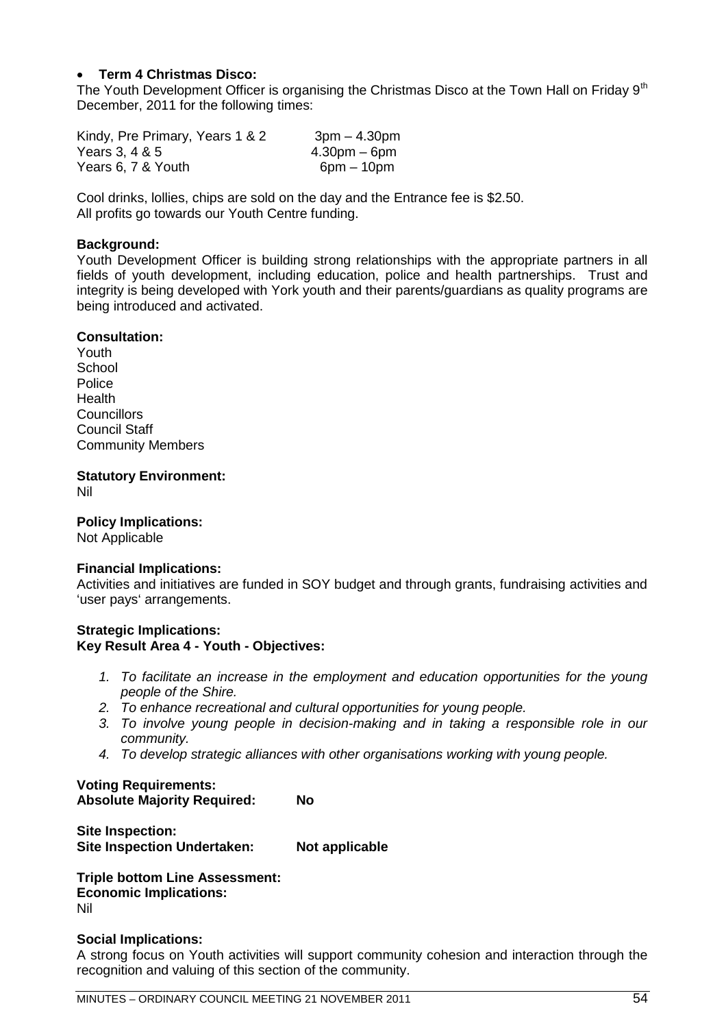- **Term 4 Christmas Disco:**

The Youth Development Officer is organising the Christmas Disco at the Town Hall on Friday 9th December, 2011 for the following times:

| | |
|---|---|
| Kindy, Pre Primary, Years 1 & 2 | 3pm – 4.30pm |
| Years 3, 4 & 5 | 4.30pm – 6pm |
| Years 6, 7 & Youth | 6pm – 10pm |

Cool drinks, lollies, chips are sold on the day and the Entrance fee is $2.50.
All profits go towards our Youth Centre funding.

**Background:**
Youth Development Officer is building strong relationships with the appropriate partners in all fields of youth development, including education, police and health partnerships. Trust and integrity is being developed with York youth and their parents/guardians as quality programs are being introduced and activated.

**Consultation:**
Youth
School
Police
Health
Councillors
Council Staff
Community Members

**Statutory Environment:**
Nil

**Policy Implications:**
Not Applicable

**Financial Implications:**
Activities and initiatives are funded in SOY budget and through grants, fundraising activities and 'user pays' arrangements.

**Strategic Implications:**
**Key Result Area 4 - Youth - Objectives:**

1. *To facilitate an increase in the employment and education opportunities for the young people of the Shire.*
2. *To enhance recreational and cultural opportunities for young people.*
3. *To involve young people in decision-making and in taking a responsible role in our community.*
4. *To develop strategic alliances with other organisations working with young people.*

**Voting Requirements:**
**Absolute Majority Required: No**

**Site Inspection:**
**Site Inspection Undertaken: Not applicable**

**Triple bottom Line Assessment:**
**Economic Implications:**
Nil

**Social Implications:**
A strong focus on Youth activities will support community cohesion and interaction through the recognition and valuing of this section of the community.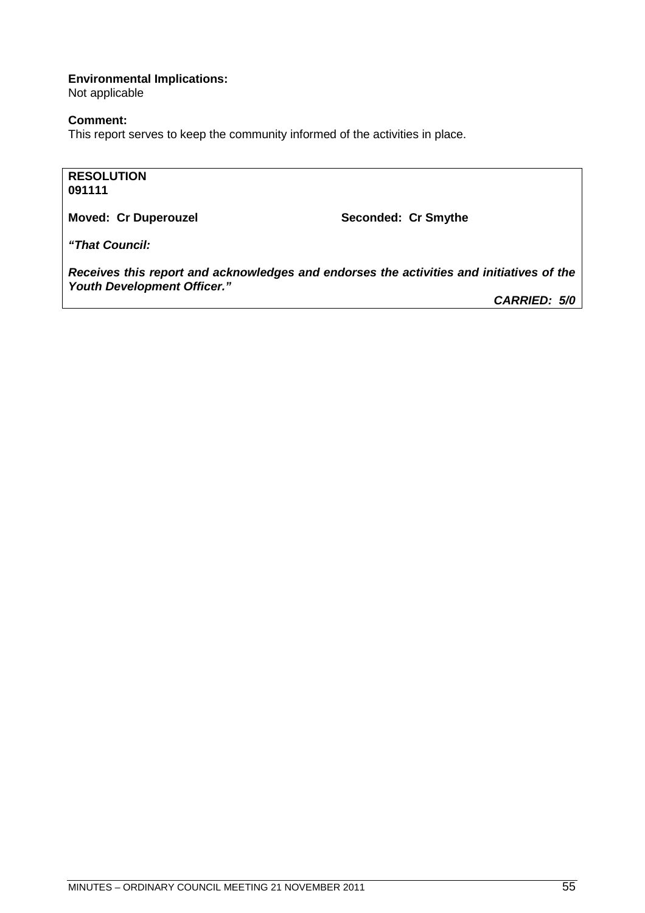**Environmental Implications:**
Not applicable

**Comment:**
This report serves to keep the community informed of the activities in place.

**RESOLUTION**
**091111**

**Moved: Cr Duperouzel** **Seconded: Cr Smythe**

***"That Council:***

***Receives this report and acknowledges and endorses the activities and initiatives of the Youth Development Officer."***

***CARRIED: 5/0***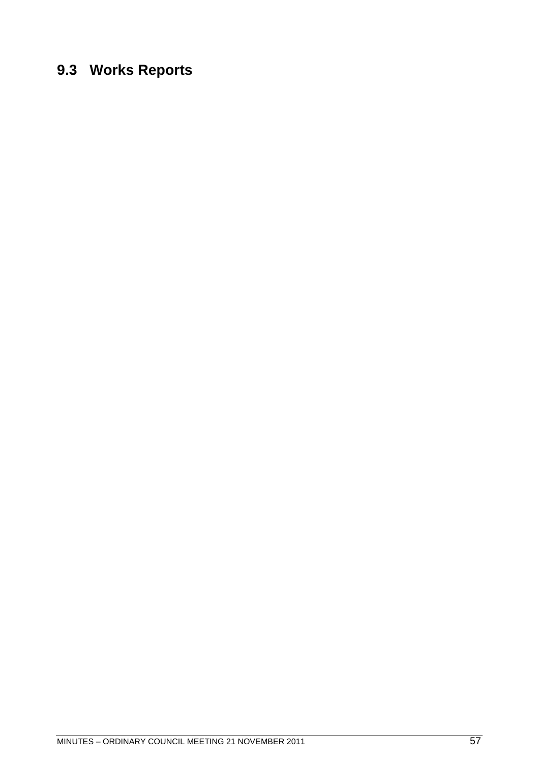# 9.3 Works Reports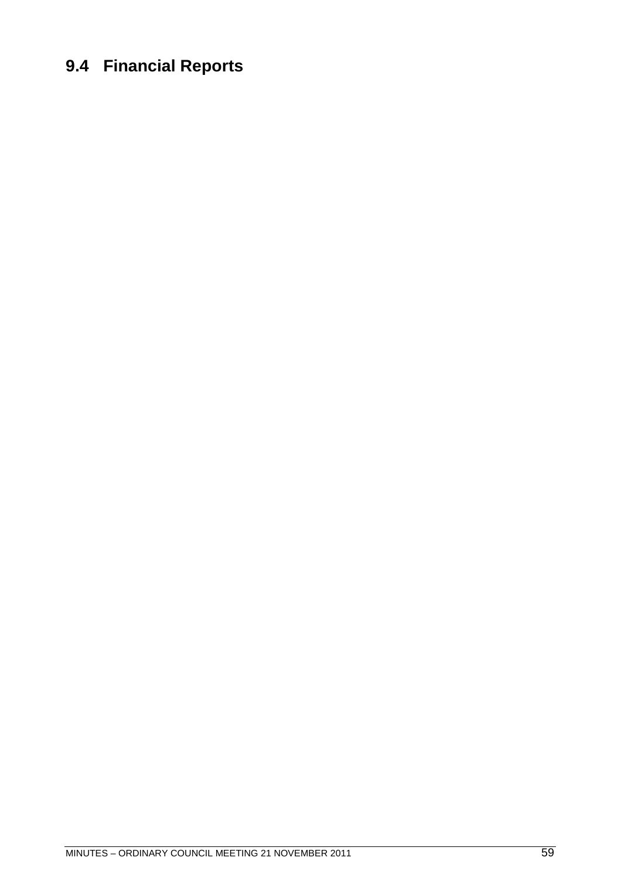## 9.4 Financial Reports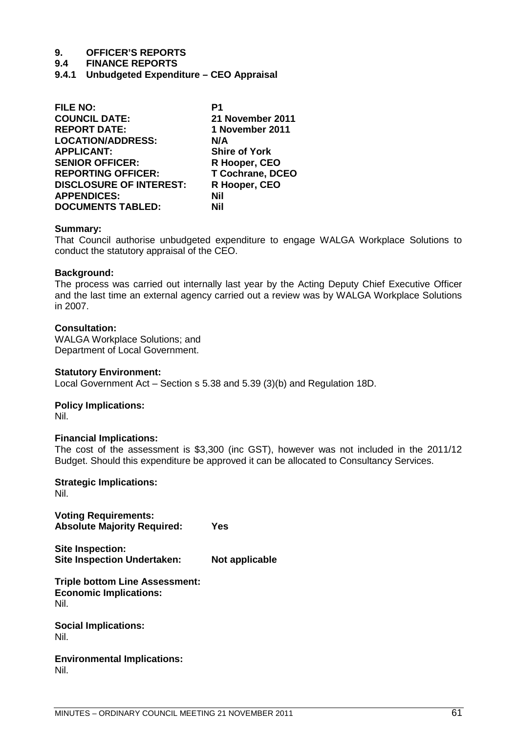# 9. OFFICER'S REPORTS

## 9.4 FINANCE REPORTS

### 9.4.1 Unbudgeted Expenditure – CEO Appraisal

| | |
|---|---|
| **FILE NO:** | **P1** |
| **COUNCIL DATE:** | **21 November 2011** |
| **REPORT DATE:** | **1 November 2011** |
| **LOCATION/ADDRESS:** | **N/A** |
| **APPLICANT:** | **Shire of York** |
| **SENIOR OFFICER:** | **R Hooper, CEO** |
| **REPORTING OFFICER:** | **T Cochrane, DCEO** |
| **DISCLOSURE OF INTEREST:** | **R Hooper, CEO** |
| **APPENDICES:** | **Nil** |
| **DOCUMENTS TABLED:** | **Nil** |

**Summary:**
That Council authorise unbudgeted expenditure to engage WALGA Workplace Solutions to conduct the statutory appraisal of the CEO.

**Background:**
The process was carried out internally last year by the Acting Deputy Chief Executive Officer and the last time an external agency carried out a review was by WALGA Workplace Solutions in 2007.

**Consultation:**
WALGA Workplace Solutions; and
Department of Local Government.

**Statutory Environment:**
Local Government Act – Section s 5.38 and 5.39 (3)(b) and Regulation 18D.

**Policy Implications:**
Nil.

**Financial Implications:**
The cost of the assessment is $3,300 (inc GST), however was not included in the 2011/12 Budget. Should this expenditure be approved it can be allocated to Consultancy Services.

**Strategic Implications:**
Nil.

**Voting Requirements:**
**Absolute Majority Required: Yes**

**Site Inspection:**
**Site Inspection Undertaken: Not applicable**

**Triple bottom Line Assessment:**
**Economic Implications:**
Nil.

**Social Implications:**
Nil.

**Environmental Implications:**
Nil.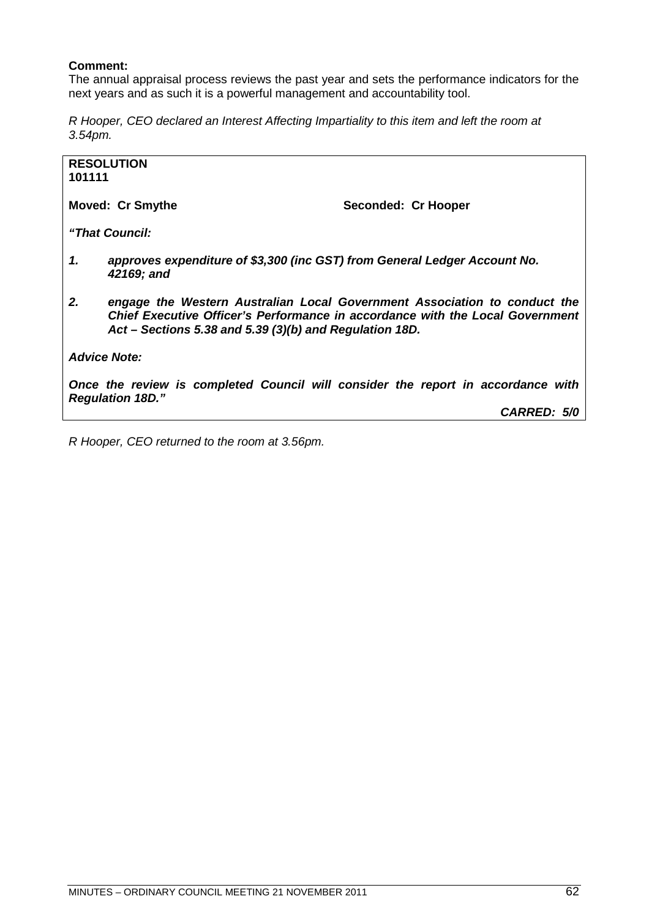**Comment:**
The annual appraisal process reviews the past year and sets the performance indicators for the next years and as such it is a powerful management and accountability tool.

*R Hooper, CEO declared an Interest Affecting Impartiality to this item and left the room at 3.54pm.*

**RESOLUTION**
**101111**

**Moved: Cr Smythe** **Seconded: Cr Hooper**

***"That Council:***

1. ***approves expenditure of $3,300 (inc GST) from General Ledger Account No. 42169; and***

2. ***engage the Western Australian Local Government Association to conduct the Chief Executive Officer's Performance in accordance with the Local Government Act – Sections 5.38 and 5.39 (3)(b) and Regulation 18D.***

***Advice Note:***

***Once the review is completed Council will consider the report in accordance with Regulation 18D."***

***CARRED: 5/0***

*R Hooper, CEO returned to the room at 3.56pm.*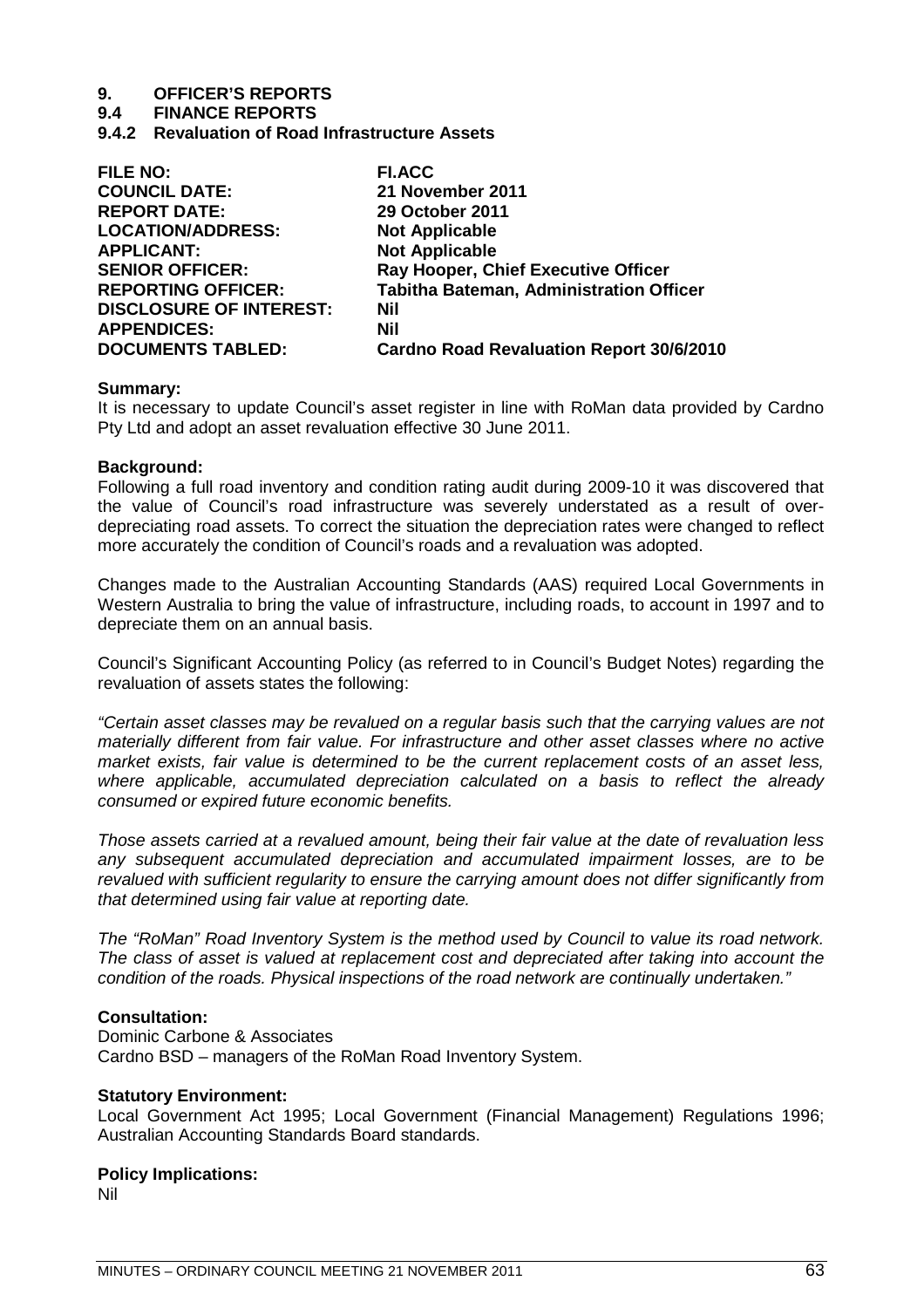# 9. OFFICER'S REPORTS

## 9.4 FINANCE REPORTS

### 9.4.2 Revaluation of Road Infrastructure Assets

| | |
|---|---|
| **FILE NO:** | **FI.ACC** |
| **COUNCIL DATE:** | **21 November 2011** |
| **REPORT DATE:** | **29 October 2011** |
| **LOCATION/ADDRESS:** | **Not Applicable** |
| **APPLICANT:** | **Not Applicable** |
| **SENIOR OFFICER:** | **Ray Hooper, Chief Executive Officer** |
| **REPORTING OFFICER:** | **Tabitha Bateman, Administration Officer** |
| **DISCLOSURE OF INTEREST:** | **Nil** |
| **APPENDICES:** | **Nil** |
| **DOCUMENTS TABLED:** | **Cardno Road Revaluation Report 30/6/2010** |

**Summary:**
It is necessary to update Council's asset register in line with RoMan data provided by Cardno Pty Ltd and adopt an asset revaluation effective 30 June 2011.

**Background:**
Following a full road inventory and condition rating audit during 2009-10 it was discovered that the value of Council's road infrastructure was severely understated as a result of over-depreciating road assets. To correct the situation the depreciation rates were changed to reflect more accurately the condition of Council's roads and a revaluation was adopted.

Changes made to the Australian Accounting Standards (AAS) required Local Governments in Western Australia to bring the value of infrastructure, including roads, to account in 1997 and to depreciate them on an annual basis.

Council's Significant Accounting Policy (as referred to in Council's Budget Notes) regarding the revaluation of assets states the following:

*"Certain asset classes may be revalued on a regular basis such that the carrying values are not materially different from fair value. For infrastructure and other asset classes where no active market exists, fair value is determined to be the current replacement costs of an asset less, where applicable, accumulated depreciation calculated on a basis to reflect the already consumed or expired future economic benefits.*

*Those assets carried at a revalued amount, being their fair value at the date of revaluation less any subsequent accumulated depreciation and accumulated impairment losses, are to be revalued with sufficient regularity to ensure the carrying amount does not differ significantly from that determined using fair value at reporting date.*

*The "RoMan" Road Inventory System is the method used by Council to value its road network. The class of asset is valued at replacement cost and depreciated after taking into account the condition of the roads. Physical inspections of the road network are continually undertaken."*

**Consultation:**
Dominic Carbone & Associates
Cardno BSD – managers of the RoMan Road Inventory System.

**Statutory Environment:**
Local Government Act 1995; Local Government (Financial Management) Regulations 1996; Australian Accounting Standards Board standards.

**Policy Implications:**
Nil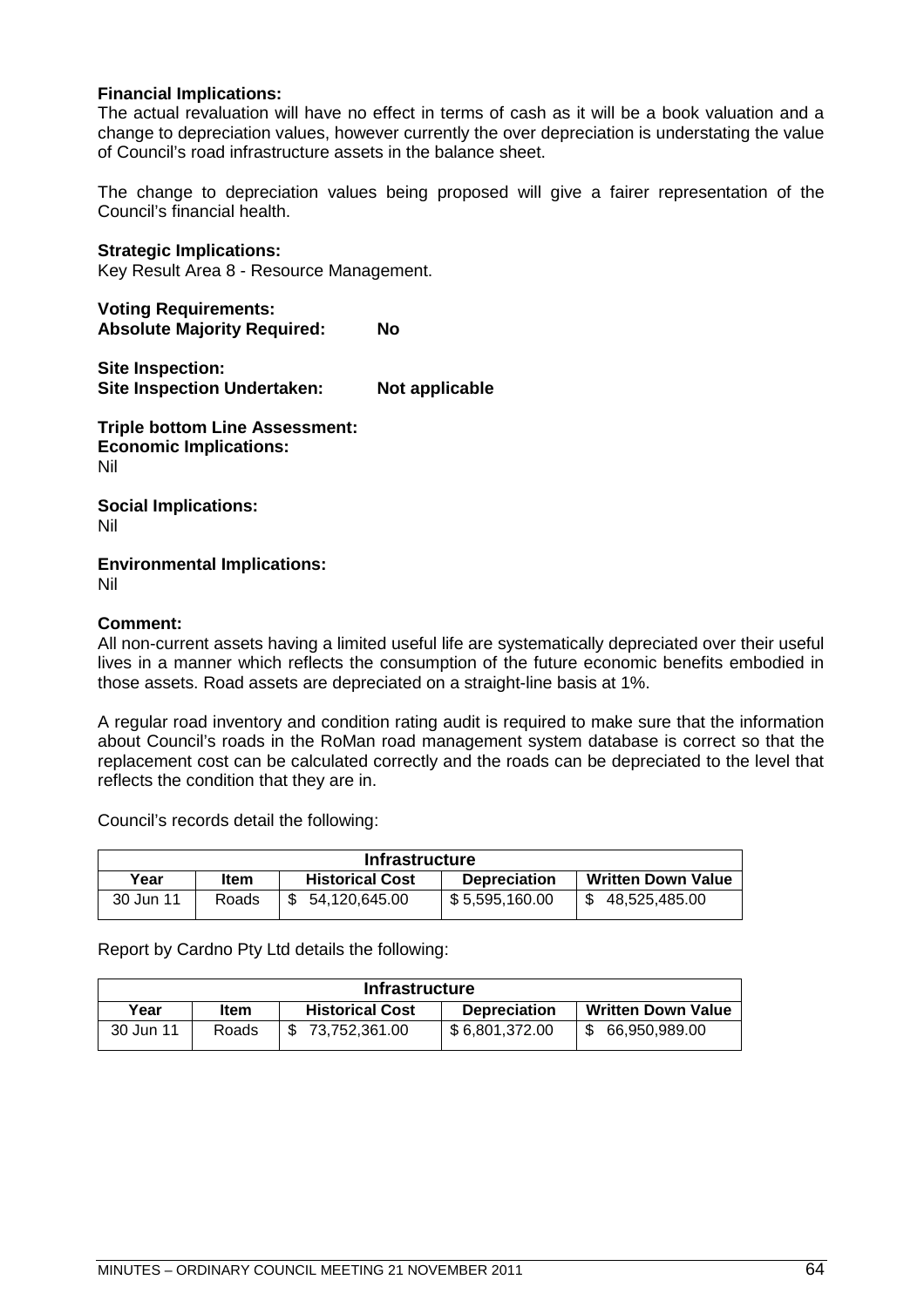**Financial Implications:**
The actual revaluation will have no effect in terms of cash as it will be a book valuation and a change to depreciation values, however currently the over depreciation is understating the value of Council's road infrastructure assets in the balance sheet.

The change to depreciation values being proposed will give a fairer representation of the Council's financial health.

**Strategic Implications:**
Key Result Area 8 - Resource Management.

**Voting Requirements:**
**Absolute Majority Required: No**

**Site Inspection:**
**Site Inspection Undertaken: Not applicable**

**Triple bottom Line Assessment:**
**Economic Implications:**
Nil

**Social Implications:**
Nil

**Environmental Implications:**
Nil

**Comment:**
All non-current assets having a limited useful life are systematically depreciated over their useful lives in a manner which reflects the consumption of the future economic benefits embodied in those assets. Road assets are depreciated on a straight-line basis at 1%.

A regular road inventory and condition rating audit is required to make sure that the information about Council's roads in the RoMan road management system database is correct so that the replacement cost can be calculated correctly and the roads can be depreciated to the level that reflects the condition that they are in.

Council's records detail the following:

| Infrastructure | | | | |
|---|---|---|---|---|
| **Year** | **Item** | **Historical Cost** | **Depreciation** | **Written Down Value** |
| 30 Jun 11 | Roads | $ 54,120,645.00 | $ 5,595,160.00 | $ 48,525,485.00 |

Report by Cardno Pty Ltd details the following:

| Infrastructure | | | | |
|---|---|---|---|---|
| **Year** | **Item** | **Historical Cost** | **Depreciation** | **Written Down Value** |
| 30 Jun 11 | Roads | $ 73,752,361.00 | $ 6,801,372.00 | $ 66,950,989.00 |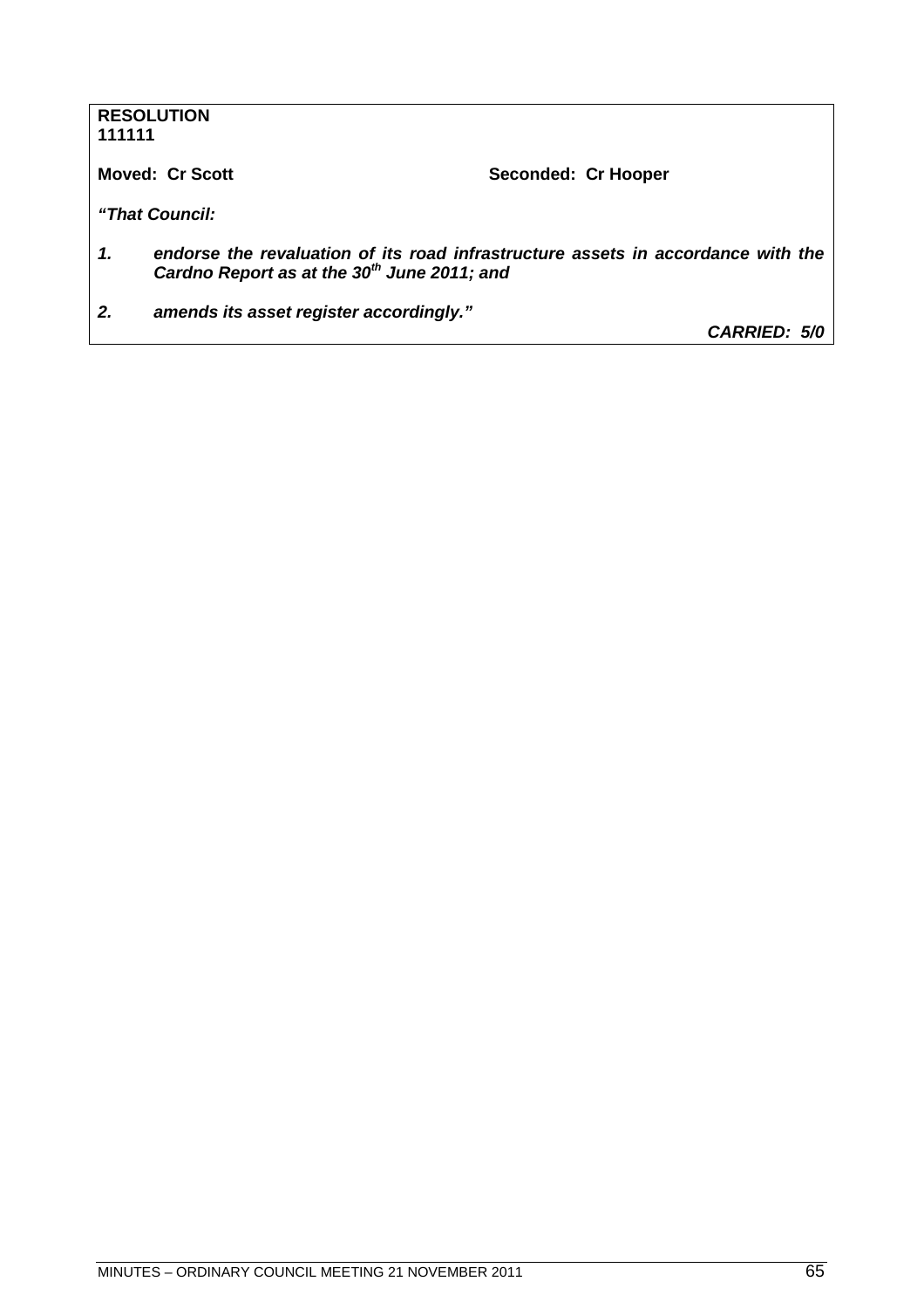**RESOLUTION**
**111111**

**Moved: Cr Scott** **Seconded: Cr Hooper**

***"That Council:***

1. ***endorse the revaluation of its road infrastructure assets in accordance with the Cardno Report as at the 30th June 2011; and***

2. ***amends its asset register accordingly."***

***CARRIED: 5/0***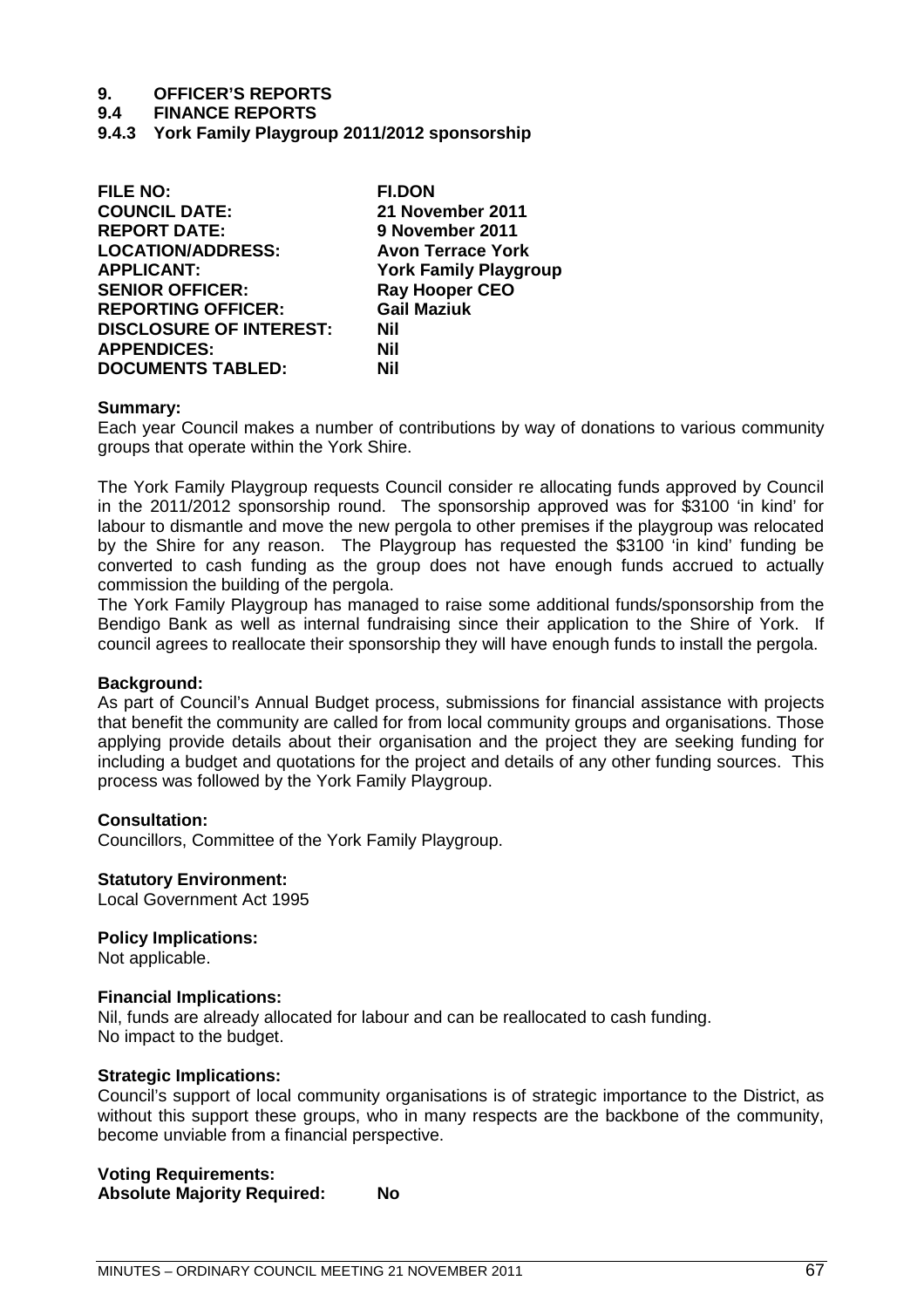# 9. OFFICER'S REPORTS

## 9.4 FINANCE REPORTS

### 9.4.3 York Family Playgroup 2011/2012 sponsorship

| | |
|---|---|
| **FILE NO:** | **FI.DON** |
| **COUNCIL DATE:** | **21 November 2011** |
| **REPORT DATE:** | **9 November 2011** |
| **LOCATION/ADDRESS:** | **Avon Terrace York** |
| **APPLICANT:** | **York Family Playgroup** |
| **SENIOR OFFICER:** | **Ray Hooper CEO** |
| **REPORTING OFFICER:** | **Gail Maziuk** |
| **DISCLOSURE OF INTEREST:** | **Nil** |
| **APPENDICES:** | **Nil** |
| **DOCUMENTS TABLED:** | **Nil** |

**Summary:**

Each year Council makes a number of contributions by way of donations to various community groups that operate within the York Shire.

The York Family Playgroup requests Council consider re allocating funds approved by Council in the 2011/2012 sponsorship round. The sponsorship approved was for $3100 'in kind' for labour to dismantle and move the new pergola to other premises if the playgroup was relocated by the Shire for any reason. The Playgroup has requested the $3100 'in kind' funding be converted to cash funding as the group does not have enough funds accrued to actually commission the building of the pergola.

The York Family Playgroup has managed to raise some additional funds/sponsorship from the Bendigo Bank as well as internal fundraising since their application to the Shire of York. If council agrees to reallocate their sponsorship they will have enough funds to install the pergola.

**Background:**

As part of Council's Annual Budget process, submissions for financial assistance with projects that benefit the community are called for from local community groups and organisations. Those applying provide details about their organisation and the project they are seeking funding for including a budget and quotations for the project and details of any other funding sources. This process was followed by the York Family Playgroup.

**Consultation:**

Councillors, Committee of the York Family Playgroup.

**Statutory Environment:**

Local Government Act 1995

**Policy Implications:**

Not applicable.

**Financial Implications:**

Nil, funds are already allocated for labour and can be reallocated to cash funding.
No impact to the budget.

**Strategic Implications:**

Council's support of local community organisations is of strategic importance to the District, as without this support these groups, who in many respects are the backbone of the community, become unviable from a financial perspective.

**Voting Requirements:**
**Absolute Majority Required: No**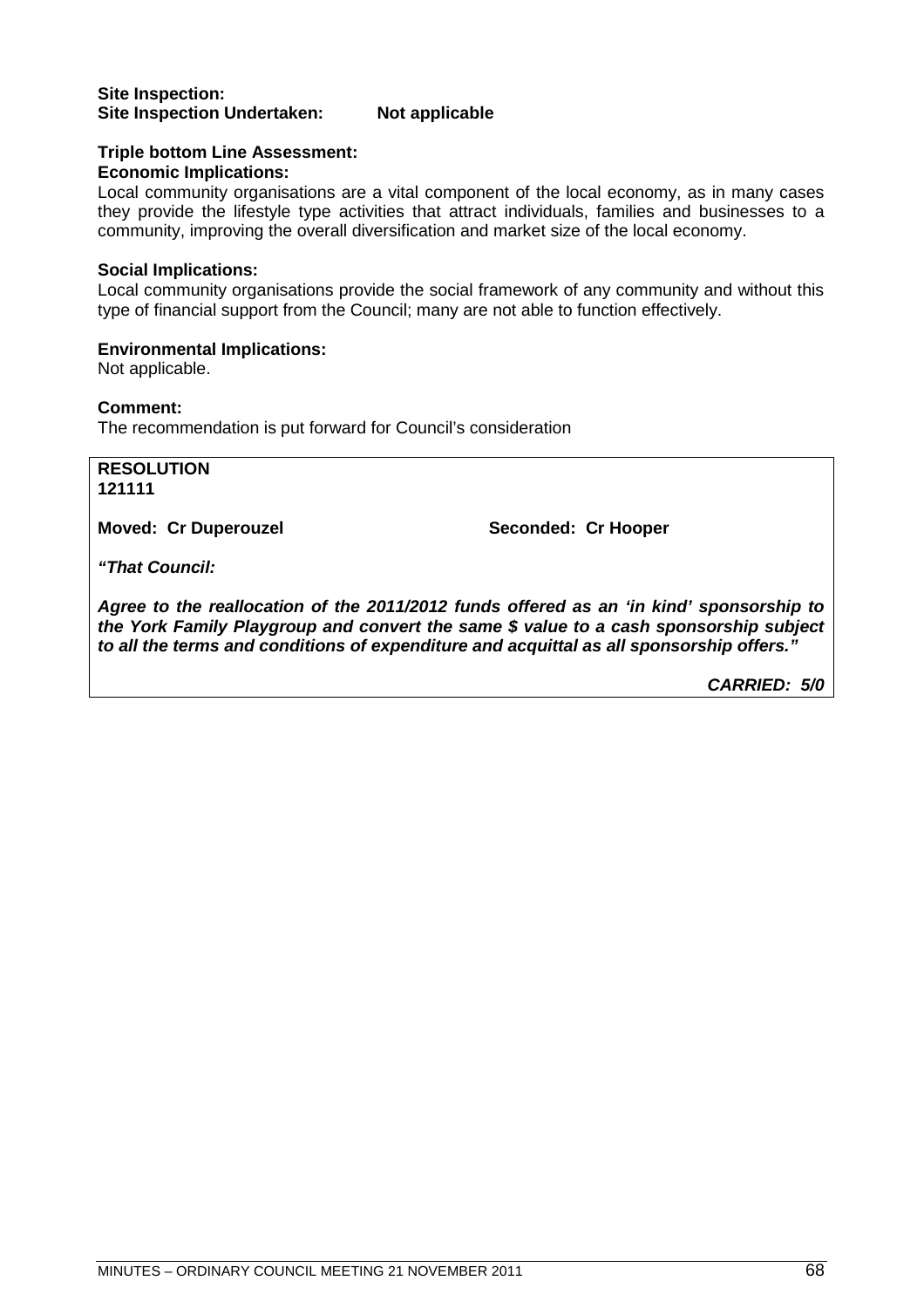**Site Inspection:**
**Site Inspection Undertaken: Not applicable**

**Triple bottom Line Assessment:**
**Economic Implications:**
Local community organisations are a vital component of the local economy, as in many cases they provide the lifestyle type activities that attract individuals, families and businesses to a community, improving the overall diversification and market size of the local economy.

**Social Implications:**
Local community organisations provide the social framework of any community and without this type of financial support from the Council; many are not able to function effectively.

**Environmental Implications:**
Not applicable.

**Comment:**
The recommendation is put forward for Council's consideration

**RESOLUTION**
**121111**

**Moved: Cr Duperouzel** **Seconded: Cr Hooper**

***"That Council:***

***Agree to the reallocation of the 2011/2012 funds offered as an 'in kind' sponsorship to the York Family Playgroup and convert the same $ value to a cash sponsorship subject to all the terms and conditions of expenditure and acquittal as all sponsorship offers."***

***CARRIED: 5/0***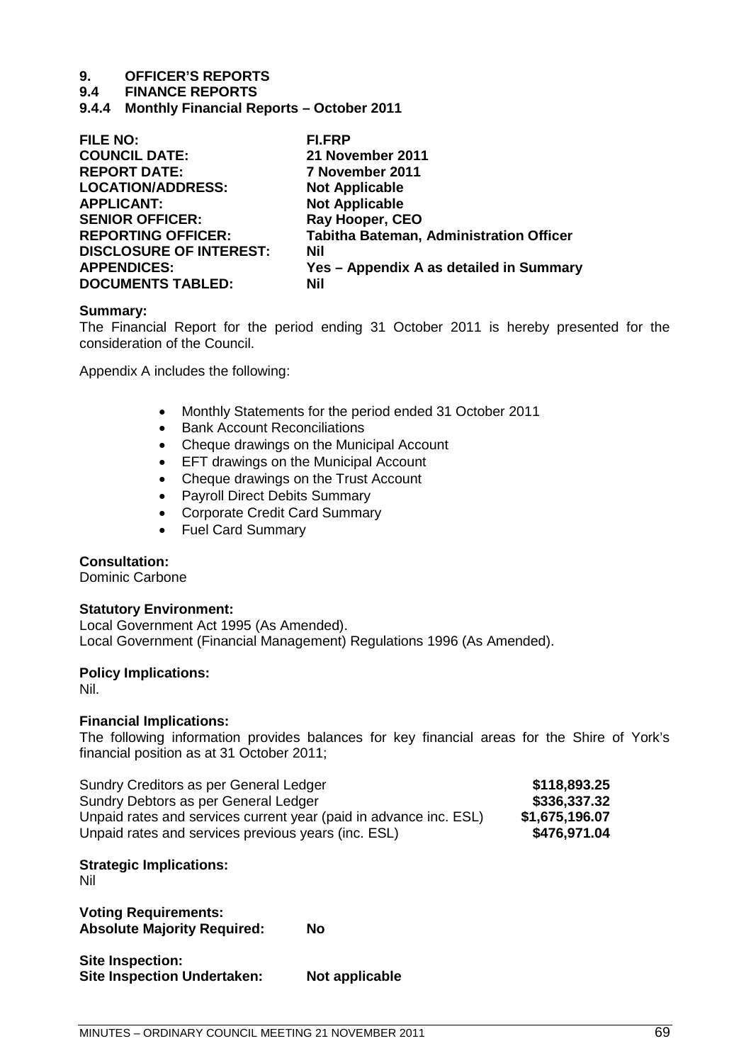# 9. OFFICER'S REPORTS

## 9.4 FINANCE REPORTS

### 9.4.4 Monthly Financial Reports – October 2011

| | |
|---|---|
| **FILE NO:** | **FI.FRP** |
| **COUNCIL DATE:** | **21 November 2011** |
| **REPORT DATE:** | **7 November 2011** |
| **LOCATION/ADDRESS:** | **Not Applicable** |
| **APPLICANT:** | **Not Applicable** |
| **SENIOR OFFICER:** | **Ray Hooper, CEO** |
| **REPORTING OFFICER:** | **Tabitha Bateman, Administration Officer** |
| **DISCLOSURE OF INTEREST:** | **Nil** |
| **APPENDICES:** | **Yes – Appendix A as detailed in Summary** |
| **DOCUMENTS TABLED:** | **Nil** |

**Summary:**
The Financial Report for the period ending 31 October 2011 is hereby presented for the consideration of the Council.

Appendix A includes the following:

- Monthly Statements for the period ended 31 October 2011
- Bank Account Reconciliations
- Cheque drawings on the Municipal Account
- EFT drawings on the Municipal Account
- Cheque drawings on the Trust Account
- Payroll Direct Debits Summary
- Corporate Credit Card Summary
- Fuel Card Summary

**Consultation:**
Dominic Carbone

**Statutory Environment:**
Local Government Act 1995 (As Amended).
Local Government (Financial Management) Regulations 1996 (As Amended).

**Policy Implications:**
Nil.

**Financial Implications:**
The following information provides balances for key financial areas for the Shire of York's financial position as at 31 October 2011;

| | |
|---|---|
| Sundry Creditors as per General Ledger | **\$118,893.25** |
| Sundry Debtors as per General Ledger | **\$336,337.32** |
| Unpaid rates and services current year (paid in advance inc. ESL) | **\$1,675,196.07** |
| Unpaid rates and services previous years (inc. ESL) | **\$476,971.04** |

**Strategic Implications:**
Nil

**Voting Requirements:**
**Absolute Majority Required:** **No**

**Site Inspection:**
**Site Inspection Undertaken:** **Not applicable**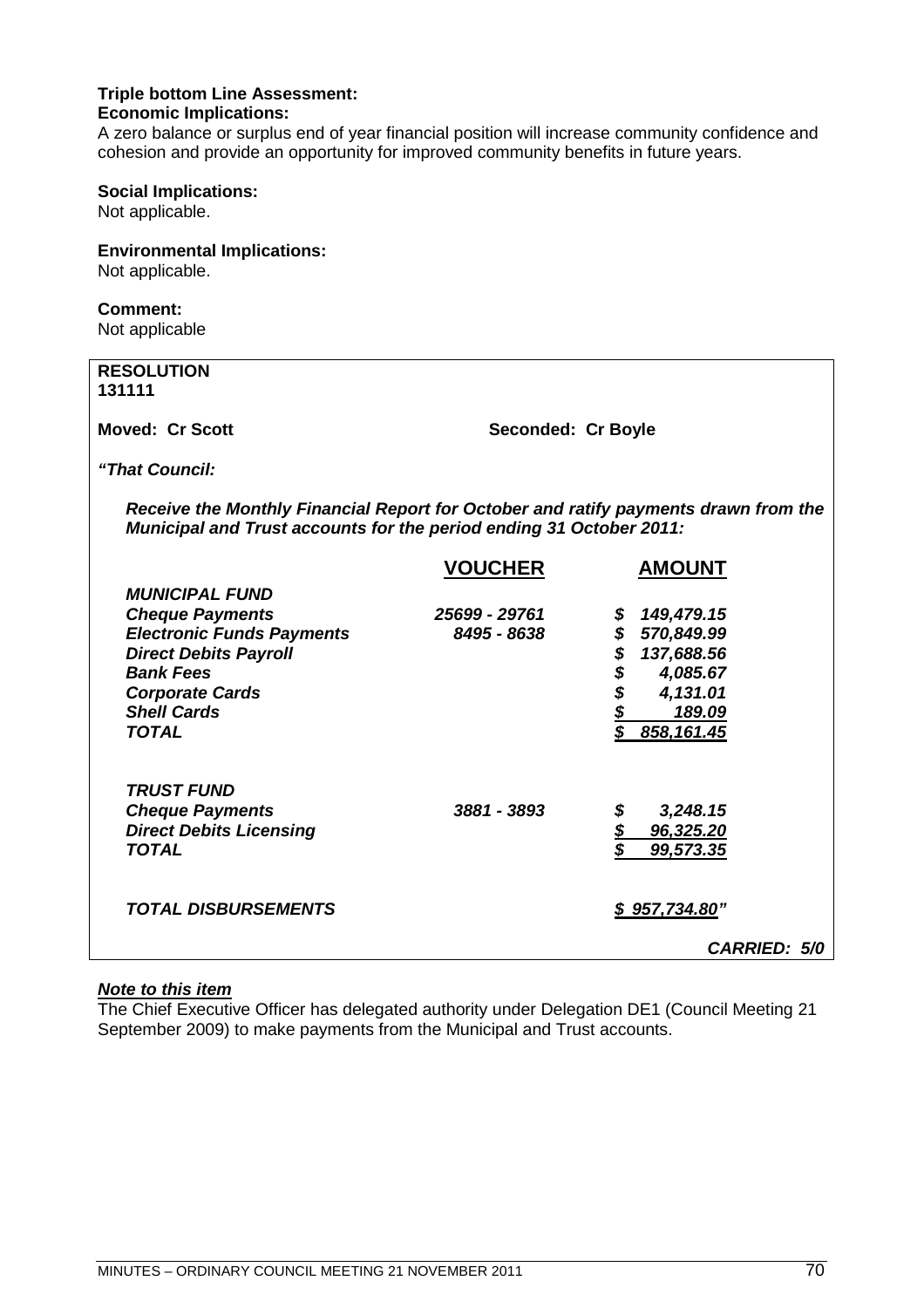**Triple bottom Line Assessment:**

**Economic Implications:**

A zero balance or surplus end of year financial position will increase community confidence and cohesion and provide an opportunity for improved community benefits in future years.

**Social Implications:**

Not applicable.

**Environmental Implications:**

Not applicable.

**Comment:**

Not applicable

**RESOLUTION**
**131111**

**Moved: Cr Scott** **Seconded: Cr Boyle**

***"That Council:***

***Receive the Monthly Financial Report for October and ratify payments drawn from the Municipal and Trust accounts for the period ending 31 October 2011:***

| | **VOUCHER** | **AMOUNT** |
|---|---|---|
| ***MUNICIPAL FUND*** | | |
| ***Cheque Payments*** | ***25699 - 29761*** | ***$ 149,479.15*** |
| ***Electronic Funds Payments*** | ***8495 - 8638*** | ***$ 570,849.99*** |
| ***Direct Debits Payroll*** | | ***$ 137,688.56*** |
| ***Bank Fees*** | | ***$ 4,085.67*** |
| ***Corporate Cards*** | | ***$ 4,131.01*** |
| ***Shell Cards*** | | ***$ 189.09*** |
| ***TOTAL*** | | ***$ 858,161.45*** |
| | | |
| ***TRUST FUND*** | | |
| ***Cheque Payments*** | ***3881 - 3893*** | ***$ 3,248.15*** |
| ***Direct Debits Licensing*** | | ***$ 96,325.20*** |
| ***TOTAL*** | | ***$ 99,573.35*** |
| | | |
| ***TOTAL DISBURSEMENTS*** | | ***$ 957,734.80"*** |

***CARRIED: 5/0***

***Note to this item***

The Chief Executive Officer has delegated authority under Delegation DE1 (Council Meeting 21 September 2009) to make payments from the Municipal and Trust accounts.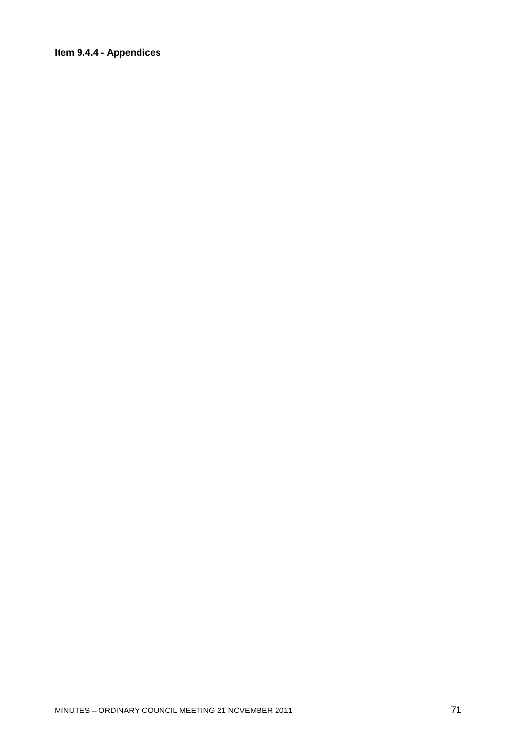**Item 9.4.4 - Appendices**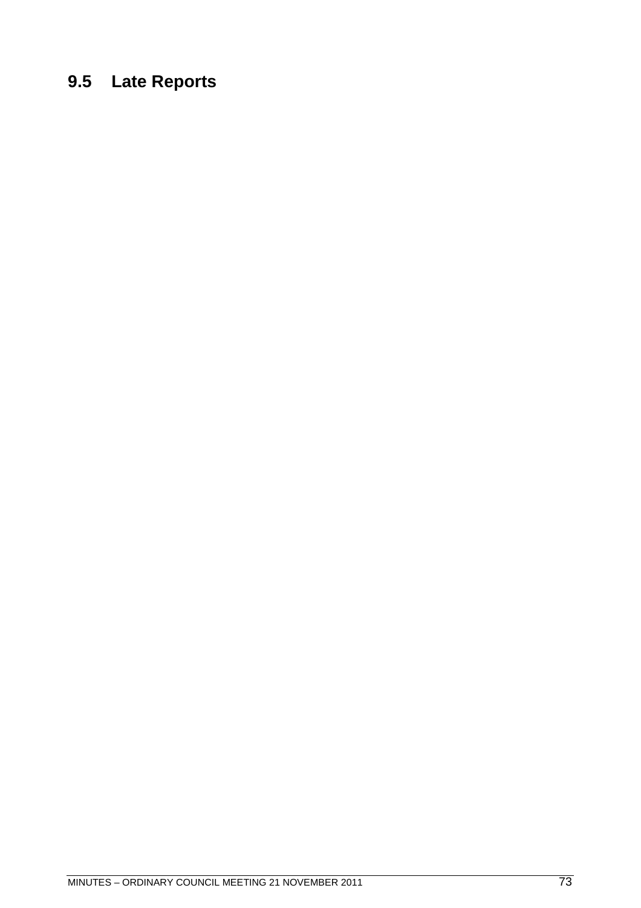## 9.5 Late Reports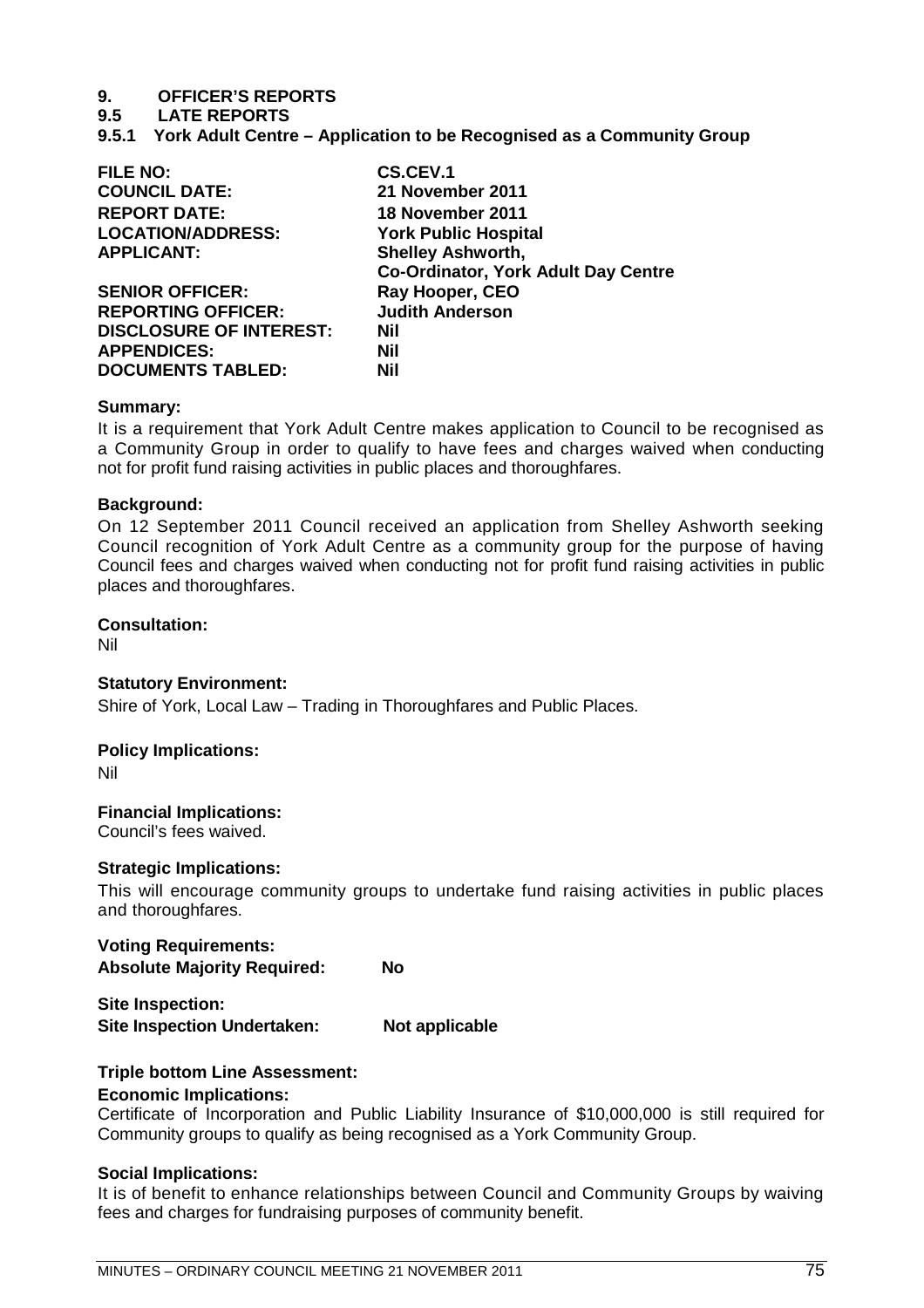# 9. OFFICER'S REPORTS

## 9.5 LATE REPORTS

### 9.5.1 York Adult Centre – Application to be Recognised as a Community Group

| | |
|---|---|
| **FILE NO:** | **CS.CEV.1** |
| **COUNCIL DATE:** | **21 November 2011** |
| **REPORT DATE:** | **18 November 2011** |
| **LOCATION/ADDRESS:** | **York Public Hospital** |
| **APPLICANT:** | **Shelley Ashworth, Co-Ordinator, York Adult Day Centre** |
| **SENIOR OFFICER:** | **Ray Hooper, CEO** |
| **REPORTING OFFICER:** | **Judith Anderson** |
| **DISCLOSURE OF INTEREST:** | **Nil** |
| **APPENDICES:** | **Nil** |
| **DOCUMENTS TABLED:** | **Nil** |

**Summary:**

It is a requirement that York Adult Centre makes application to Council to be recognised as a Community Group in order to qualify to have fees and charges waived when conducting not for profit fund raising activities in public places and thoroughfares.

**Background:**

On 12 September 2011 Council received an application from Shelley Ashworth seeking Council recognition of York Adult Centre as a community group for the purpose of having Council fees and charges waived when conducting not for profit fund raising activities in public places and thoroughfares.

**Consultation:**

Nil

**Statutory Environment:**

Shire of York, Local Law – Trading in Thoroughfares and Public Places.

**Policy Implications:**

Nil

**Financial Implications:**

Council's fees waived.

**Strategic Implications:**

This will encourage community groups to undertake fund raising activities in public places and thoroughfares.

**Voting Requirements:**
**Absolute Majority Required: No**

**Site Inspection:**
**Site Inspection Undertaken: Not applicable**

**Triple bottom Line Assessment:**

**Economic Implications:**

Certificate of Incorporation and Public Liability Insurance of $10,000,000 is still required for Community groups to qualify as being recognised as a York Community Group.

**Social Implications:**

It is of benefit to enhance relationships between Council and Community Groups by waiving fees and charges for fundraising purposes of community benefit.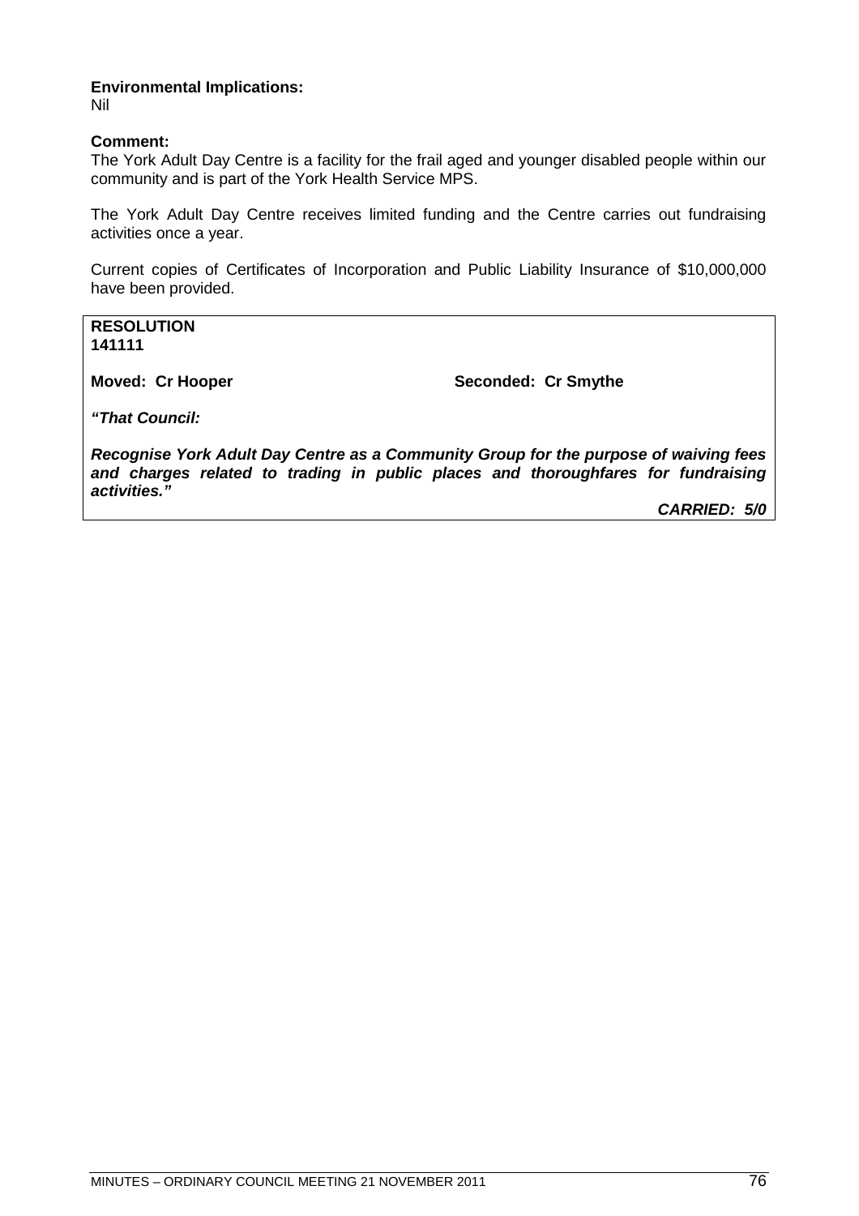**Environmental Implications:**
Nil

**Comment:**
The York Adult Day Centre is a facility for the frail aged and younger disabled people within our community and is part of the York Health Service MPS.

The York Adult Day Centre receives limited funding and the Centre carries out fundraising activities once a year.

Current copies of Certificates of Incorporation and Public Liability Insurance of $10,000,000 have been provided.

**RESOLUTION**
**141111**

**Moved: Cr Hooper** **Seconded: Cr Smythe**

***"That Council:***

***Recognise York Adult Day Centre as a Community Group for the purpose of waiving fees and charges related to trading in public places and thoroughfares for fundraising activities."***

***CARRIED: 5/0***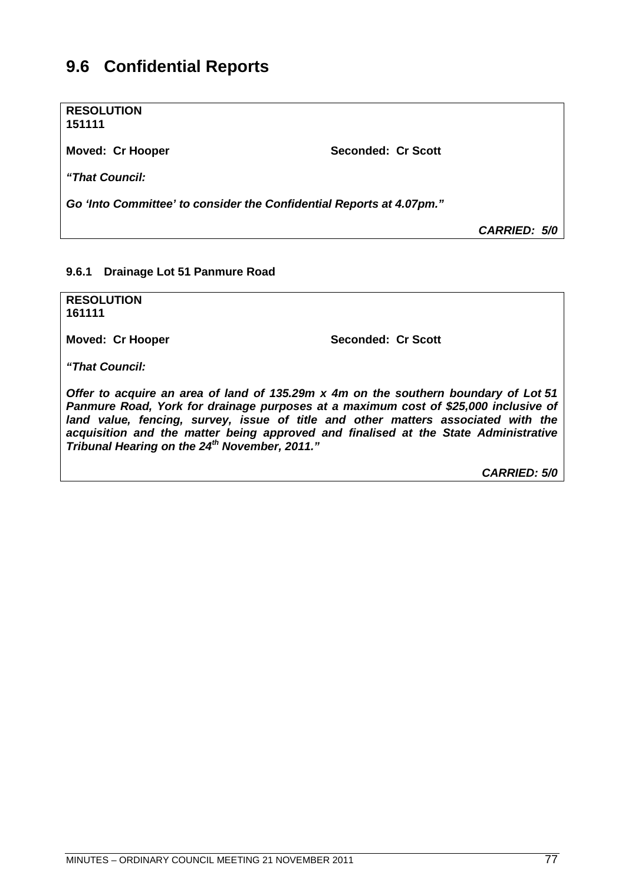# 9.6 Confidential Reports

**RESOLUTION**
**151111**

**Moved: Cr Hooper** **Seconded: Cr Scott**

***"That Council:***

***Go 'Into Committee' to consider the Confidential Reports at 4.07pm."***

***CARRIED: 5/0***

### 9.6.1 Drainage Lot 51 Panmure Road

**RESOLUTION**
**161111**

**Moved: Cr Hooper** **Seconded: Cr Scott**

***"That Council:***

***Offer to acquire an area of land of 135.29m x 4m on the southern boundary of Lot 51 Panmure Road, York for drainage purposes at a maximum cost of $25,000 inclusive of land value, fencing, survey, issue of title and other matters associated with the acquisition and the matter being approved and finalised at the State Administrative Tribunal Hearing on the 24th November, 2011."***

***CARRIED: 5/0***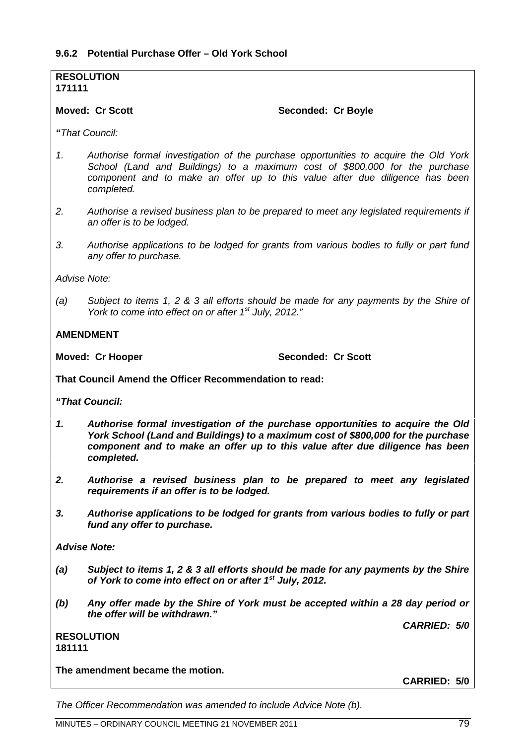### 9.6.2 Potential Purchase Offer – Old York School

**RESOLUTION**
**171111**

**Moved: Cr Scott** **Seconded: Cr Boyle**

*"That Council:*

1. *Authorise formal investigation of the purchase opportunities to acquire the Old York School (Land and Buildings) to a maximum cost of $800,000 for the purchase component and to make an offer up to this value after due diligence has been completed.*

2. *Authorise a revised business plan to be prepared to meet any legislated requirements if an offer is to be lodged.*

3. *Authorise applications to be lodged for grants from various bodies to fully or part fund any offer to purchase.*

*Advise Note:*

*(a) Subject to items 1, 2 & 3 all efforts should be made for any payments by the Shire of York to come into effect on or after 1st July, 2012."*

**AMENDMENT**

**Moved: Cr Hooper** **Seconded: Cr Scott**

**That Council Amend the Officer Recommendation to read:**

***"That Council:***

1. ***Authorise formal investigation of the purchase opportunities to acquire the Old York School (Land and Buildings) to a maximum cost of $800,000 for the purchase component and to make an offer up to this value after due diligence has been completed.***

2. ***Authorise a revised business plan to be prepared to meet any legislated requirements if an offer is to be lodged.***

3. ***Authorise applications to be lodged for grants from various bodies to fully or part fund any offer to purchase.***

***Advise Note:***

***(a) Subject to items 1, 2 & 3 all efforts should be made for any payments by the Shire of York to come into effect on or after 1st July, 2012.***

***(b) Any offer made by the Shire of York must be accepted within a 28 day period or the offer will be withdrawn."***

***CARRIED: 5/0***

**RESOLUTION**
**181111**

**The amendment became the motion.**

**CARRIED: 5/0**

*The Officer Recommendation was amended to include Advice Note (b).*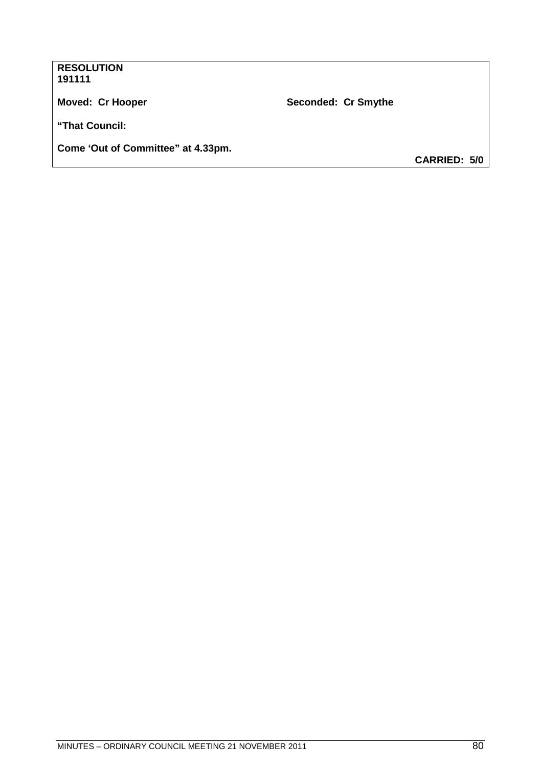**RESOLUTION**
**191111**

**Moved: Cr Hooper** **Seconded: Cr Smythe**

**"That Council:**

**Come 'Out of Committee" at 4.33pm.**

**CARRIED: 5/0**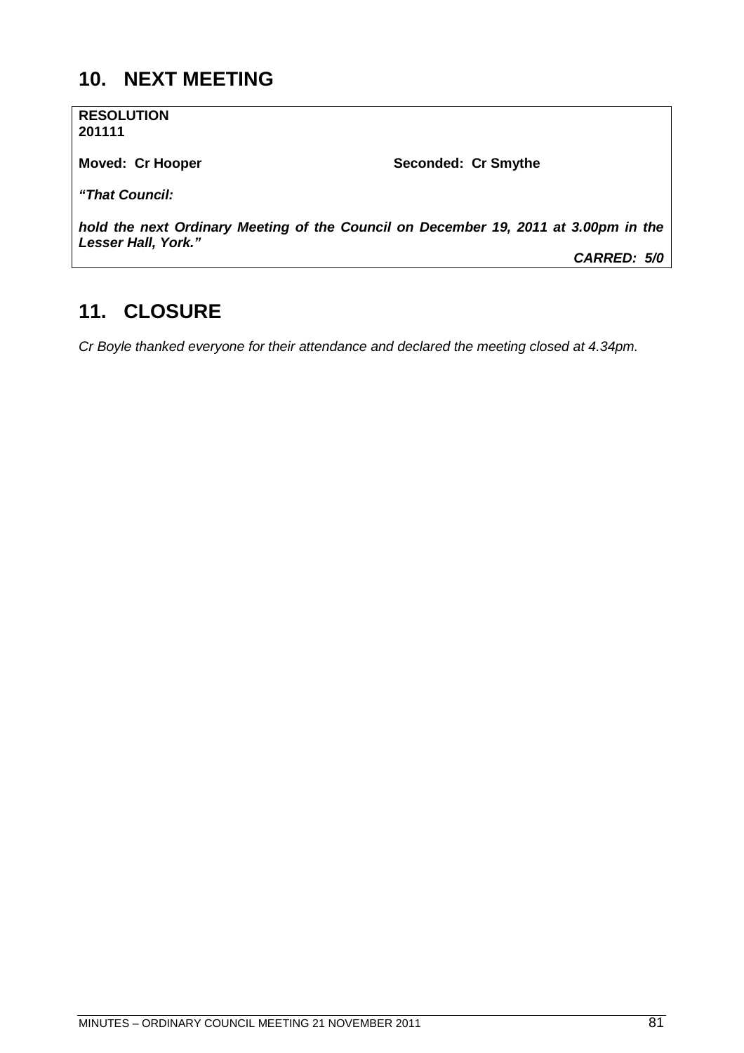## 10. NEXT MEETING

**RESOLUTION**
**201111**

**Moved: Cr Hooper** **Seconded: Cr Smythe**

***"That Council:***

***hold the next Ordinary Meeting of the Council on December 19, 2011 at 3.00pm in the Lesser Hall, York."***

***CARRED: 5/0***

## 11. CLOSURE

*Cr Boyle thanked everyone for their attendance and declared the meeting closed at 4.34pm.*